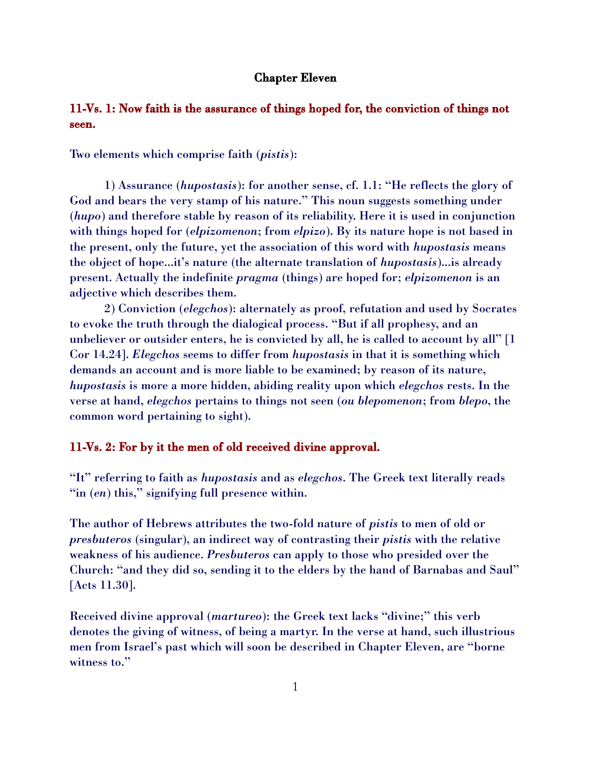## Chapter Eleven

**11-Vs. 1: Now faith is the assurance of things hoped for, the conviction of things not seen.**

Two elements which comprise faith (*pistis*):

1) Assurance (*hupostasis*): for another sense, cf. 1.1: "He reflects the glory of God and bears the very stamp of his nature." This noun suggests something under (*hupo*) and therefore stable by reason of its reliability. Here it is used in conjunction with things hoped for (*elpizomenon*; from *elpizo*). By its nature hope is not based in the present, only the future, yet the association of this word with *hupostasis* means the object of hope...it's nature (the alternate translation of *hupostasis*)...is already present. Actually the indefinite *pragma* (things) are hoped for; *elpizomenon* is an adjective which describes them.

2) Conviction (*elegchos*): alternately as proof, refutation and used by Socrates to evoke the truth through the dialogical process. "But if all prophesy, and an unbeliever or outsider enters, he is convicted by all, he is called to account by all" [1 Cor 14.24]. *Elegchos* seems to differ from *hupostasis* in that it is something which demands an account and is more liable to be examined; by reason of its nature, *hupostasis* is more a more hidden, abiding reality upon which *elegchos* rests. In the verse at hand, *elegchos* pertains to things not seen (*ou blepomenon*; from *blepo*, the common word pertaining to sight).

**11-Vs. 2: For by it the men of old received divine approval.**

"It" referring to faith as *hupostasis* and as *elegchos*. The Greek text literally reads "in (*en*) this," signifying full presence within.

The author of Hebrews attributes the two-fold nature of *pistis* to men of old or *presbuteros* (singular), an indirect way of contrasting their *pistis* with the relative weakness of his audience. *Presbuteros* can apply to those who presided over the Church: "and they did so, sending it to the elders by the hand of Barnabas and Saul" [Acts 11.30].

Received divine approval (*martureo*): the Greek text lacks "divine;" this verb denotes the giving of witness, of being a martyr. In the verse at hand, such illustrious men from Israel's past which will soon be described in Chapter Eleven, are "borne witness to."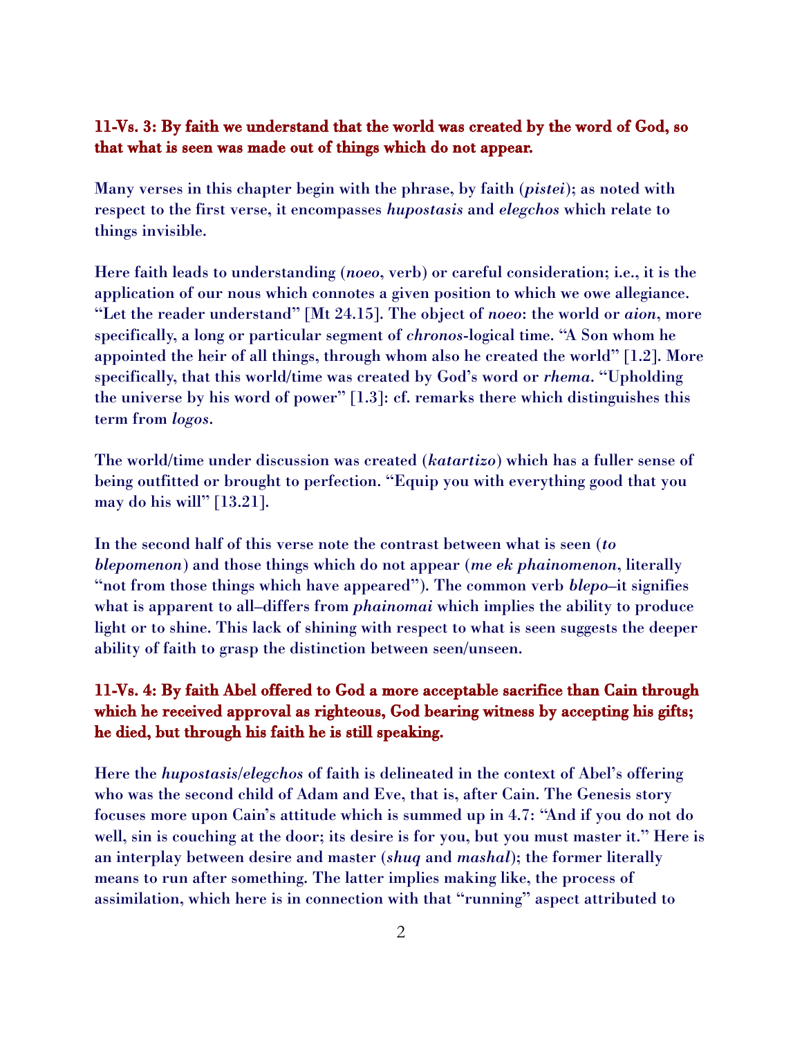**11-Vs. 3: By faith we understand that the world was created by the word of God, so that what is seen was made out of things which do not appear.**

Many verses in this chapter begin with the phrase, by faith (*pistei*); as noted with respect to the first verse, it encompasses *hupostasis* and *elegchos* which relate to things invisible.

Here faith leads to understanding (*noeo*, verb) or careful consideration; i.e., it is the application of our nous which connotes a given position to which we owe allegiance. "Let the reader understand" [Mt 24.15]. The object of *noeo*: the world or *aion*, more specifically, a long or particular segment of *chronos*-logical time. "A Son whom he appointed the heir of all things, through whom also he created the world" [1.2]. More specifically, that this world/time was created by God's word or *rhema*. "Upholding the universe by his word of power" [1.3]: cf. remarks there which distinguishes this term from *logos*.

The world/time under discussion was created (*katartizo*) which has a fuller sense of being outfitted or brought to perfection. "Equip you with everything good that you may do his will" [13.21].

In the second half of this verse note the contrast between what is seen (*to blepomenon*) and those things which do not appear (*me ek phainomenon*, literally "not from those things which have appeared"). The common verb *blepo*–it signifies what is apparent to all–differs from *phainomai* which implies the ability to produce light or to shine. This lack of shining with respect to what is seen suggests the deeper ability of faith to grasp the distinction between seen/unseen.

**11-Vs. 4: By faith Abel offered to God a more acceptable sacrifice than Cain through which he received approval as righteous, God bearing witness by accepting his gifts; he died, but through his faith he is still speaking.**

Here the *hupostasis*/*elegchos* of faith is delineated in the context of Abel's offering who was the second child of Adam and Eve, that is, after Cain. The Genesis story focuses more upon Cain's attitude which is summed up in 4.7: "And if you do not do well, sin is couching at the door; its desire is for you, but you must master it." Here is an interplay between desire and master (*shuq* and *mashal*); the former literally means to run after something. The latter implies making like, the process of assimilation, which here is in connection with that "running" aspect attributed to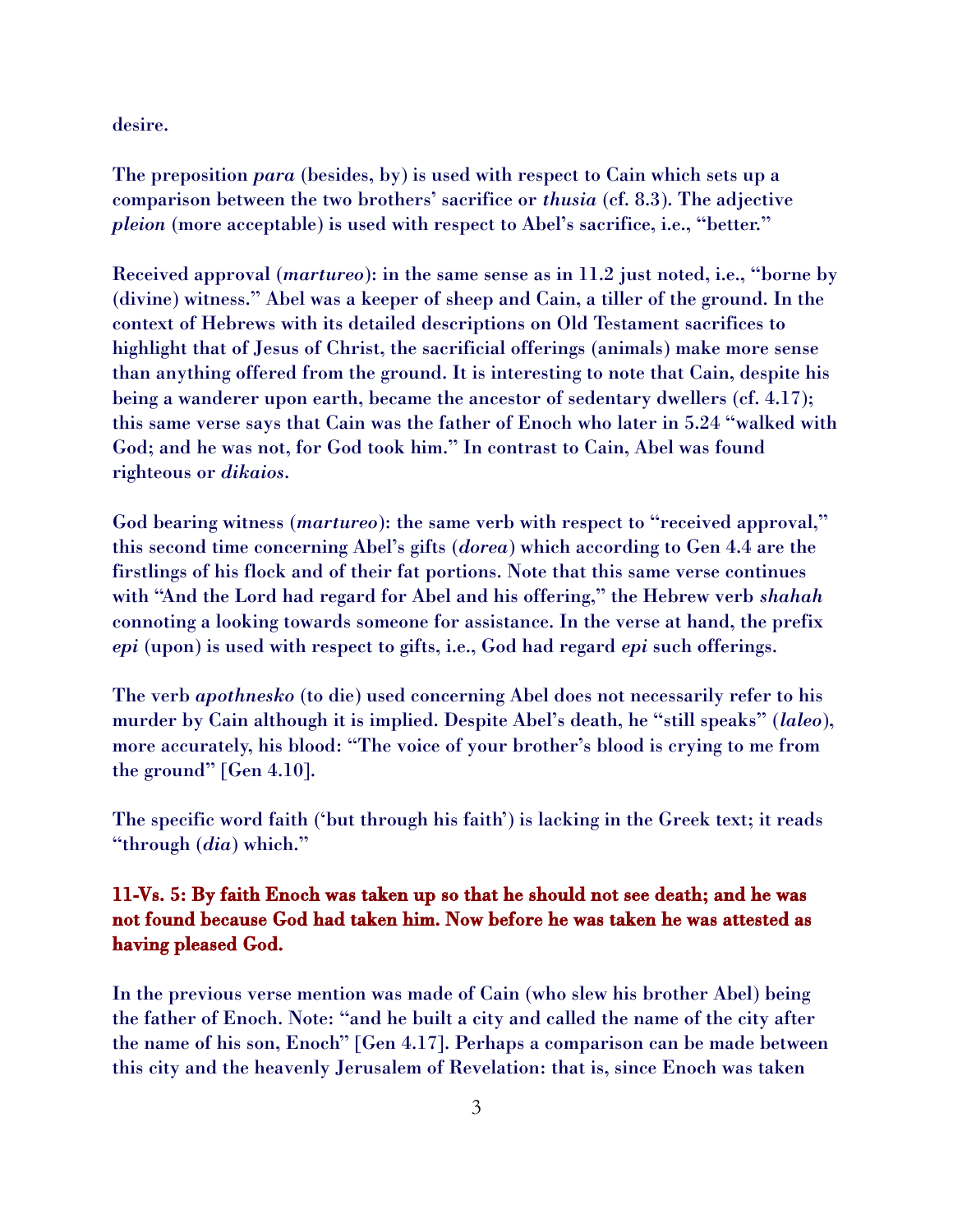desire.

The preposition *para* (besides, by) is used with respect to Cain which sets up a comparison between the two brothers' sacrifice or *thusia* (cf. 8.3). The adjective *pleion* (more acceptable) is used with respect to Abel's sacrifice, i.e., "better."

Received approval (*martureo*): in the same sense as in 11.2 just noted, i.e., "borne by (divine) witness." Abel was a keeper of sheep and Cain, a tiller of the ground. In the context of Hebrews with its detailed descriptions on Old Testament sacrifices to highlight that of Jesus of Christ, the sacrificial offerings (animals) make more sense than anything offered from the ground. It is interesting to note that Cain, despite his being a wanderer upon earth, became the ancestor of sedentary dwellers (cf. 4.17); this same verse says that Cain was the father of Enoch who later in 5.24 "walked with God; and he was not, for God took him." In contrast to Cain, Abel was found righteous or *dikaios*.

God bearing witness (*martureo*): the same verb with respect to "received approval," this second time concerning Abel's gifts (*dorea*) which according to Gen 4.4 are the firstlings of his flock and of their fat portions. Note that this same verse continues with "And the Lord had regard for Abel and his offering," the Hebrew verb *shahah* connoting a looking towards someone for assistance. In the verse at hand, the prefix *epi* (upon) is used with respect to gifts, i.e., God had regard *epi* such offerings.

The verb *apothnesko* (to die) used concerning Abel does not necessarily refer to his murder by Cain although it is implied. Despite Abel's death, he "still speaks" (*laleo*), more accurately, his blood: "The voice of your brother's blood is crying to me from the ground" [Gen 4.10].

The specific word faith ('but through his faith') is lacking in the Greek text; it reads "through (*dia*) which."

**11-Vs. 5: By faith Enoch was taken up so that he should not see death; and he was not found because God had taken him. Now before he was taken he was attested as having pleased God.**

In the previous verse mention was made of Cain (who slew his brother Abel) being the father of Enoch. Note: "and he built a city and called the name of the city after the name of his son, Enoch" [Gen 4.17]. Perhaps a comparison can be made between this city and the heavenly Jerusalem of Revelation: that is, since Enoch was taken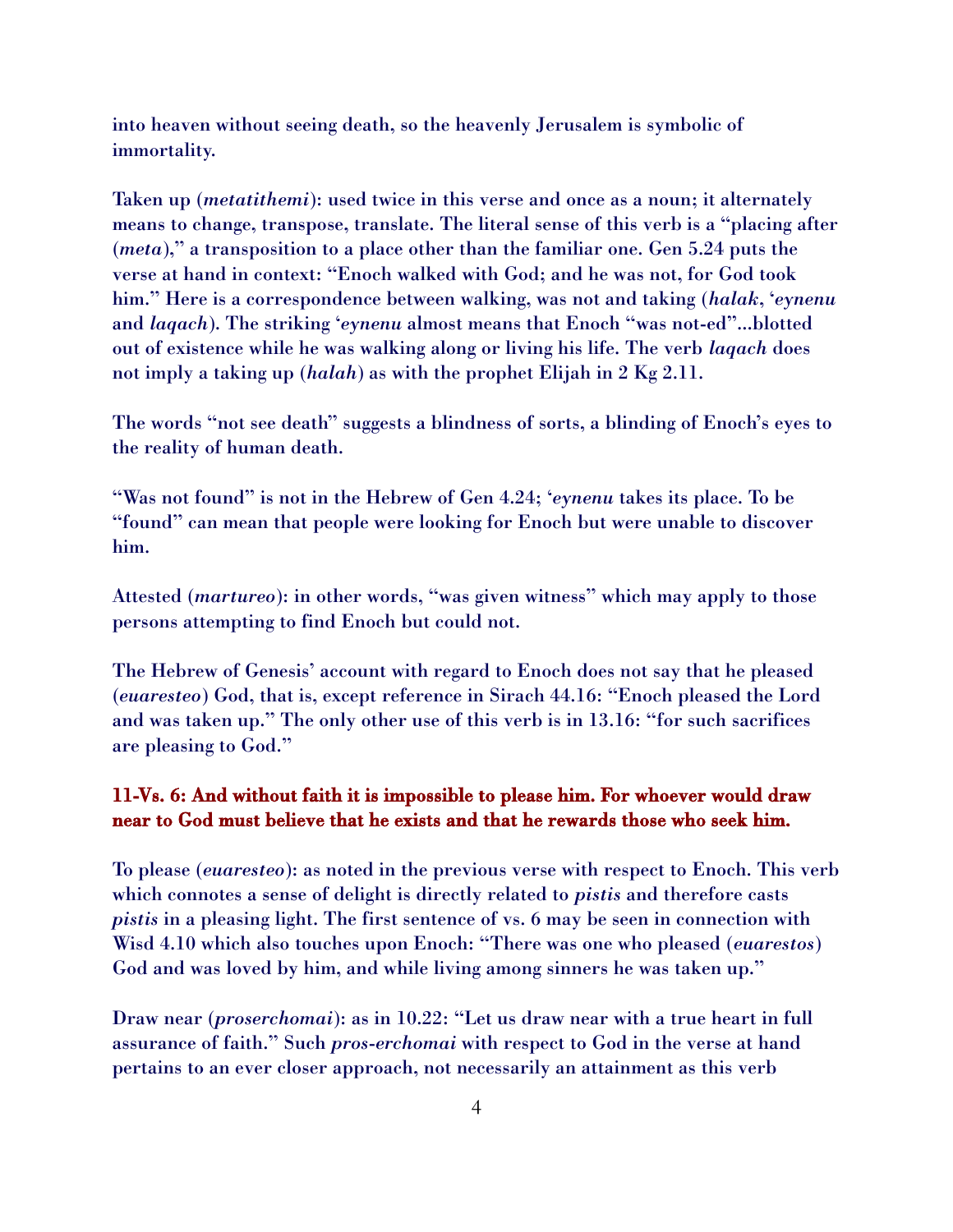into heaven without seeing death, so the heavenly Jerusalem is symbolic of immortality.

Taken up (*metatithemi*): used twice in this verse and once as a noun; it alternately means to change, transpose, translate. The literal sense of this verb is a "placing after (*meta*)," a transposition to a place other than the familiar one. Gen 5.24 puts the verse at hand in context: "Enoch walked with God; and he was not, for God took him." Here is a correspondence between walking, was not and taking (*halak*, '*eynenu* and *laqach*). The striking '*eynenu* almost means that Enoch "was not-ed"...blotted out of existence while he was walking along or living his life. The verb *laqach* does not imply a taking up (*halah*) as with the prophet Elijah in 2 Kg 2.11.

The words "not see death" suggests a blindness of sorts, a blinding of Enoch's eyes to the reality of human death.

"Was not found" is not in the Hebrew of Gen 4.24; '*eynenu* takes its place. To be "found" can mean that people were looking for Enoch but were unable to discover him.

Attested (*martureo*): in other words, "was given witness" which may apply to those persons attempting to find Enoch but could not.

The Hebrew of Genesis' account with regard to Enoch does not say that he pleased (*euaresteo*) God, that is, except reference in Sirach 44.16: "Enoch pleased the Lord and was taken up." The only other use of this verb is in 13.16: "for such sacrifices are pleasing to God."

**11-Vs. 6: And without faith it is impossible to please him. For whoever would draw near to God must believe that he exists and that he rewards those who seek him.**

To please (*euaresteo*): as noted in the previous verse with respect to Enoch. This verb which connotes a sense of delight is directly related to *pistis* and therefore casts *pistis* in a pleasing light. The first sentence of vs. 6 may be seen in connection with Wisd 4.10 which also touches upon Enoch: "There was one who pleased (*euarestos*) God and was loved by him, and while living among sinners he was taken up."

Draw near (*proserchomai*): as in 10.22: "Let us draw near with a true heart in full assurance of faith." Such *pros-erchomai* with respect to God in the verse at hand pertains to an ever closer approach, not necessarily an attainment as this verb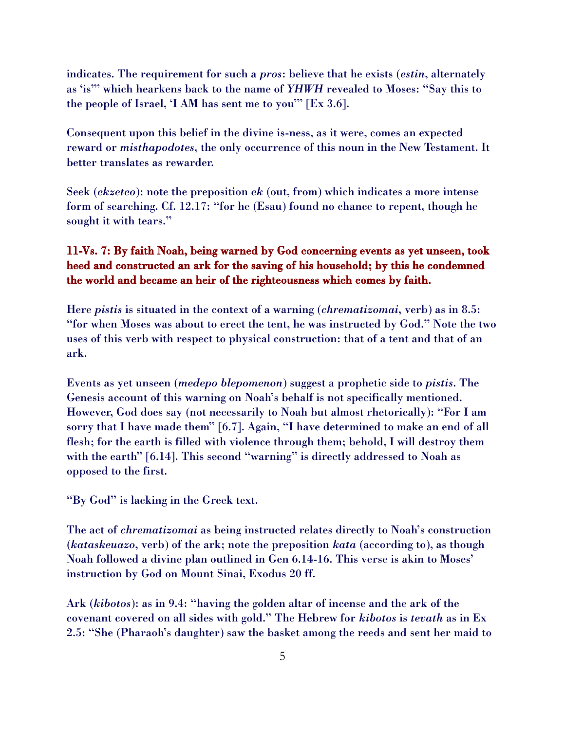indicates. The requirement for such a *pros*: believe that he exists (*estin*, alternately as 'is'" which hearkens back to the name of *YHWH* revealed to Moses: "Say this to the people of Israel, 'I AM has sent me to you'" [Ex 3.6].

Consequent upon this belief in the divine is-ness, as it were, comes an expected reward or *misthapodotes*, the only occurrence of this noun in the New Testament. It better translates as rewarder.

Seek (*ekzeteo*): note the preposition *ek* (out, from) which indicates a more intense form of searching. Cf. 12.17: "for he (Esau) found no chance to repent, though he sought it with tears."

**11-Vs. 7: By faith Noah, being warned by God concerning events as yet unseen, took heed and constructed an ark for the saving of his household; by this he condemned the world and became an heir of the righteousness which comes by faith.**

Here *pistis* is situated in the context of a warning (*chrematizomai*, verb) as in 8.5: "for when Moses was about to erect the tent, he was instructed by God." Note the two uses of this verb with respect to physical construction: that of a tent and that of an ark.

Events as yet unseen (*medepo blepomenon*) suggest a prophetic side to *pistis*. The Genesis account of this warning on Noah's behalf is not specifically mentioned. However, God does say (not necessarily to Noah but almost rhetorically): "For I am sorry that I have made them" [6.7]. Again, "I have determined to make an end of all flesh; for the earth is filled with violence through them; behold, I will destroy them with the earth" [6.14]. This second "warning" is directly addressed to Noah as opposed to the first.

"By God" is lacking in the Greek text.

The act of *chrematizomai* as being instructed relates directly to Noah's construction (*kataskeuazo*, verb) of the ark; note the preposition *kata* (according to), as though Noah followed a divine plan outlined in Gen 6.14-16. This verse is akin to Moses' instruction by God on Mount Sinai, Exodus 20 ff.

Ark (*kibotos*): as in 9.4: "having the golden altar of incense and the ark of the covenant covered on all sides with gold." The Hebrew for *kibotos* is *tevath* as in Ex 2.5: "She (Pharaoh's daughter) saw the basket among the reeds and sent her maid to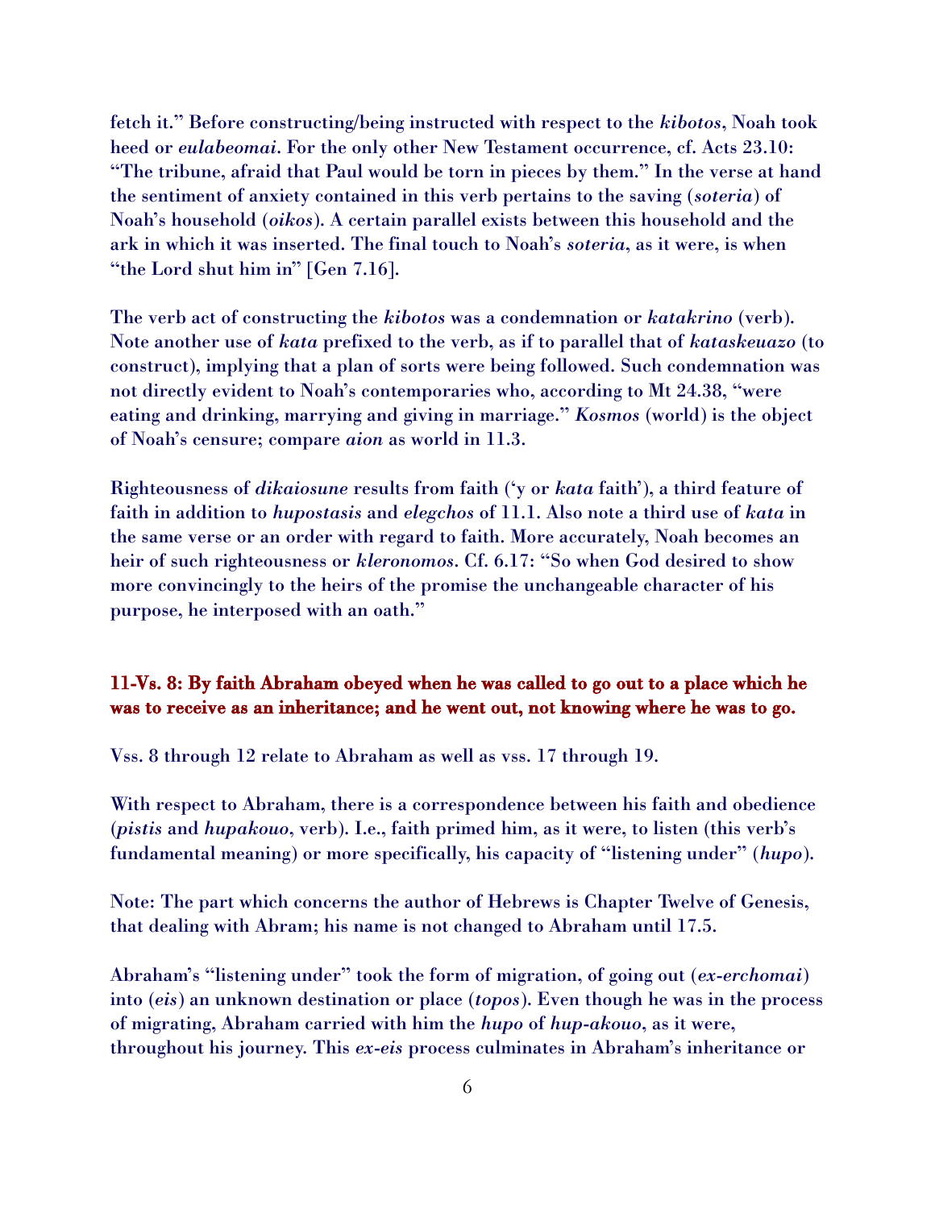fetch it." Before constructing/being instructed with respect to the *kibotos*, Noah took heed or *eulabeomai*. For the only other New Testament occurrence, cf. Acts 23.10: "The tribune, afraid that Paul would be torn in pieces by them." In the verse at hand the sentiment of anxiety contained in this verb pertains to the saving (*soteria*) of Noah's household (*oikos*). A certain parallel exists between this household and the ark in which it was inserted. The final touch to Noah's *soteria*, as it were, is when "the Lord shut him in" [Gen 7.16].

The verb act of constructing the *kibotos* was a condemnation or *katakrino* (verb). Note another use of *kata* prefixed to the verb, as if to parallel that of *kataskeuazo* (to construct), implying that a plan of sorts were being followed. Such condemnation was not directly evident to Noah's contemporaries who, according to Mt 24.38, "were eating and drinking, marrying and giving in marriage." *Kosmos* (world) is the object of Noah's censure; compare *aion* as world in 11.3.

Righteousness of *dikaiosune* results from faith ('y or *kata* faith'), a third feature of faith in addition to *hupostasis* and *elegchos* of 11.1. Also note a third use of *kata* in the same verse or an order with regard to faith. More accurately, Noah becomes an heir of such righteousness or *kleronomos*. Cf. 6.17: "So when God desired to show more convincingly to the heirs of the promise the unchangeable character of his purpose, he interposed with an oath."

**11-Vs. 8: By faith Abraham obeyed when he was called to go out to a place which he was to receive as an inheritance; and he went out, not knowing where he was to go.**

Vss. 8 through 12 relate to Abraham as well as vss. 17 through 19.

With respect to Abraham, there is a correspondence between his faith and obedience (*pistis* and *hupakouo*, verb). I.e., faith primed him, as it were, to listen (this verb's fundamental meaning) or more specifically, his capacity of "listening under" (*hupo*).

Note: The part which concerns the author of Hebrews is Chapter Twelve of Genesis, that dealing with Abram; his name is not changed to Abraham until 17.5.

Abraham's "listening under" took the form of migration, of going out (*ex-erchomai*) into (*eis*) an unknown destination or place (*topos*). Even though he was in the process of migrating, Abraham carried with him the *hupo* of *hup-akouo*, as it were, throughout his journey. This *ex-eis* process culminates in Abraham's inheritance or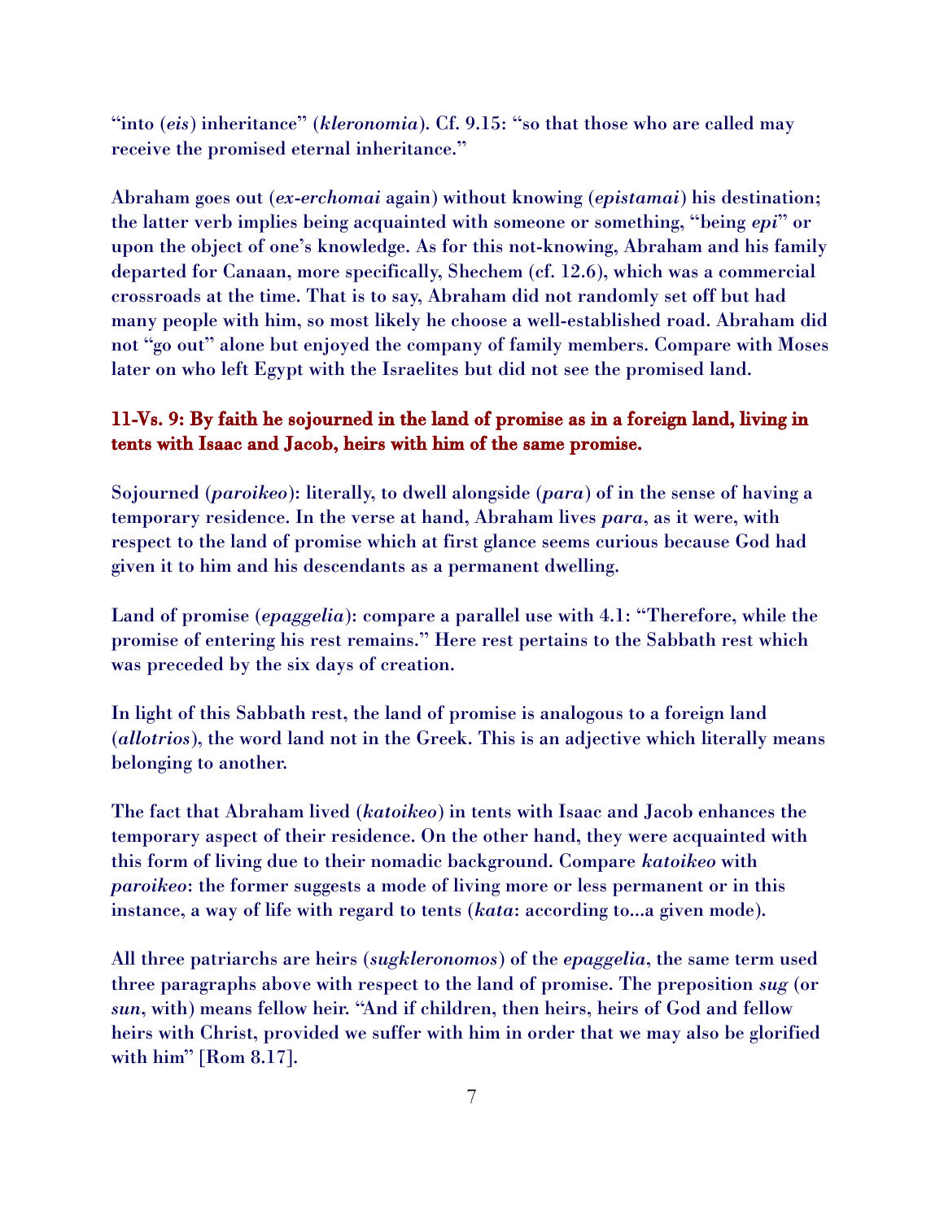"into (*eis*) inheritance" (*kleronomia*). Cf. 9.15: "so that those who are called may receive the promised eternal inheritance."

Abraham goes out (*ex-erchomai* again) without knowing (*epistamai*) his destination; the latter verb implies being acquainted with someone or something, "being *epi*" or upon the object of one's knowledge. As for this not-knowing, Abraham and his family departed for Canaan, more specifically, Shechem (cf. 12.6), which was a commercial crossroads at the time. That is to say, Abraham did not randomly set off but had many people with him, so most likely he choose a well-established road. Abraham did not "go out" alone but enjoyed the company of family members. Compare with Moses later on who left Egypt with the Israelites but did not see the promised land.

**11-Vs. 9: By faith he sojourned in the land of promise as in a foreign land, living in tents with Isaac and Jacob, heirs with him of the same promise.**

Sojourned (*paroikeo*): literally, to dwell alongside (*para*) of in the sense of having a temporary residence. In the verse at hand, Abraham lives *para*, as it were, with respect to the land of promise which at first glance seems curious because God had given it to him and his descendants as a permanent dwelling.

Land of promise (*epaggelia*): compare a parallel use with 4.1: "Therefore, while the promise of entering his rest remains." Here rest pertains to the Sabbath rest which was preceded by the six days of creation.

In light of this Sabbath rest, the land of promise is analogous to a foreign land (*allotrios*), the word land not in the Greek. This is an adjective which literally means belonging to another.

The fact that Abraham lived (*katoikeo*) in tents with Isaac and Jacob enhances the temporary aspect of their residence. On the other hand, they were acquainted with this form of living due to their nomadic background. Compare *katoikeo* with *paroikeo*: the former suggests a mode of living more or less permanent or in this instance, a way of life with regard to tents (*kata*: according to...a given mode).

All three patriarchs are heirs (*sugkleronomos*) of the *epaggelia*, the same term used three paragraphs above with respect to the land of promise. The preposition *sug* (or *sun*, with) means fellow heir. "And if children, then heirs, heirs of God and fellow heirs with Christ, provided we suffer with him in order that we may also be glorified with him" [Rom 8.17].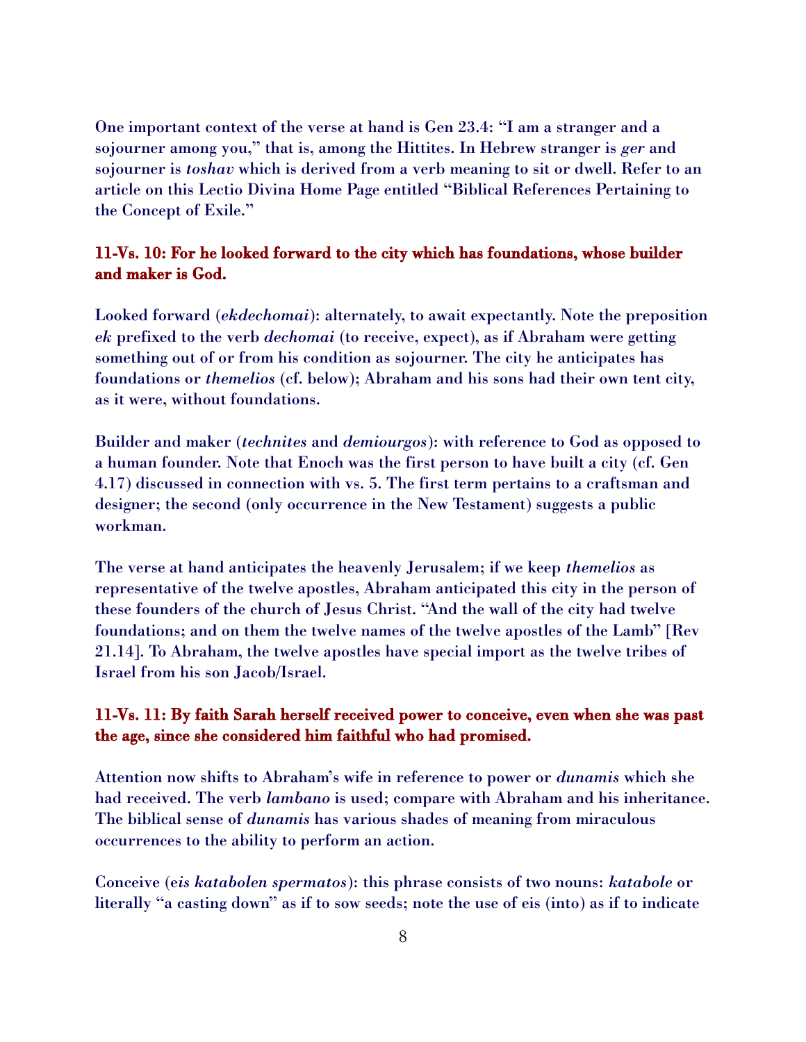One important context of the verse at hand is Gen 23.4: "I am a stranger and a sojourner among you," that is, among the Hittites. In Hebrew stranger is *ger* and sojourner is *toshav* which is derived from a verb meaning to sit or dwell. Refer to an article on this Lectio Divina Home Page entitled "Biblical References Pertaining to the Concept of Exile."

**11-Vs. 10: For he looked forward to the city which has foundations, whose builder and maker is God.**

Looked forward (*ekdechomai*): alternately, to await expectantly. Note the preposition *ek* prefixed to the verb *dechomai* (to receive, expect), as if Abraham were getting something out of or from his condition as sojourner. The city he anticipates has foundations or *themelios* (cf. below); Abraham and his sons had their own tent city, as it were, without foundations.

Builder and maker (*technites* and *demiourgos*): with reference to God as opposed to a human founder. Note that Enoch was the first person to have built a city (cf. Gen 4.17) discussed in connection with vs. 5. The first term pertains to a craftsman and designer; the second (only occurrence in the New Testament) suggests a public workman.

The verse at hand anticipates the heavenly Jerusalem; if we keep *themelios* as representative of the twelve apostles, Abraham anticipated this city in the person of these founders of the church of Jesus Christ. "And the wall of the city had twelve foundations; and on them the twelve names of the twelve apostles of the Lamb" [Rev 21.14]. To Abraham, the twelve apostles have special import as the twelve tribes of Israel from his son Jacob/Israel.

**11-Vs. 11: By faith Sarah herself received power to conceive, even when she was past the age, since she considered him faithful who had promised.**

Attention now shifts to Abraham's wife in reference to power or *dunamis* which she had received. The verb *lambano* is used; compare with Abraham and his inheritance. The biblical sense of *dunamis* has various shades of meaning from miraculous occurrences to the ability to perform an action.

Conceive (*eis katabolen spermatos*): this phrase consists of two nouns: *katabole* or literally "a casting down" as if to sow seeds; note the use of eis (into) as if to indicate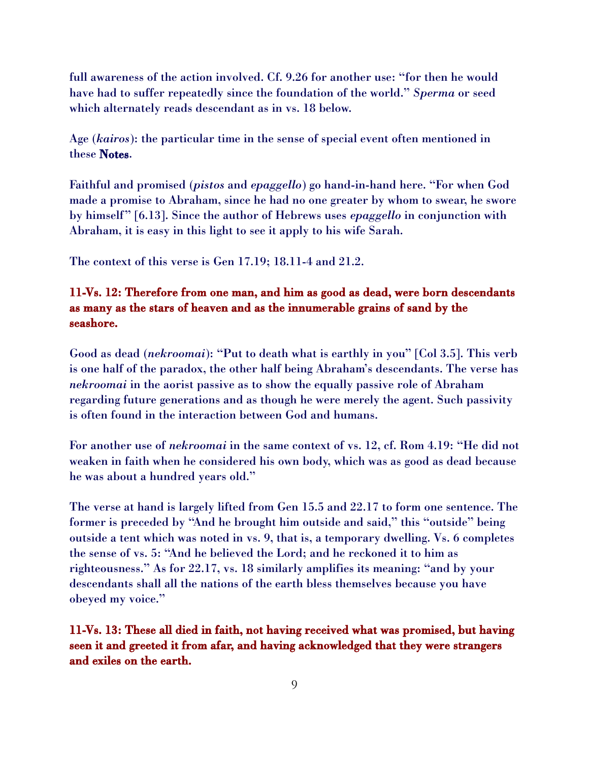full awareness of the action involved. Cf. 9.26 for another use: "for then he would have had to suffer repeatedly since the foundation of the world." *Sperma* or seed which alternately reads descendant as in vs. 18 below.

Age (*kairos*): the particular time in the sense of special event often mentioned in these **Notes**.

Faithful and promised (*pistos* and *epaggello*) go hand-in-hand here. "For when God made a promise to Abraham, since he had no one greater by whom to swear, he swore by himself" [6.13]. Since the author of Hebrews uses *epaggello* in conjunction with Abraham, it is easy in this light to see it apply to his wife Sarah.

The context of this verse is Gen 17.19; 18.11-4 and 21.2.

**11-Vs. 12: Therefore from one man, and him as good as dead, were born descendants as many as the stars of heaven and as the innumerable grains of sand by the seashore.**

Good as dead (*nekroomai*): "Put to death what is earthly in you" [Col 3.5]. This verb is one half of the paradox, the other half being Abraham's descendants. The verse has *nekroomai* in the aorist passive as to show the equally passive role of Abraham regarding future generations and as though he were merely the agent. Such passivity is often found in the interaction between God and humans.

For another use of *nekroomai* in the same context of vs. 12, cf. Rom 4.19: "He did not weaken in faith when he considered his own body, which was as good as dead because he was about a hundred years old."

The verse at hand is largely lifted from Gen 15.5 and 22.17 to form one sentence. The former is preceded by "And he brought him outside and said," this "outside" being outside a tent which was noted in vs. 9, that is, a temporary dwelling. Vs. 6 completes the sense of vs. 5: "And he believed the Lord; and he reckoned it to him as righteousness." As for 22.17, vs. 18 similarly amplifies its meaning: "and by your descendants shall all the nations of the earth bless themselves because you have obeyed my voice."

**11-Vs. 13: These all died in faith, not having received what was promised, but having seen it and greeted it from afar, and having acknowledged that they were strangers and exiles on the earth.**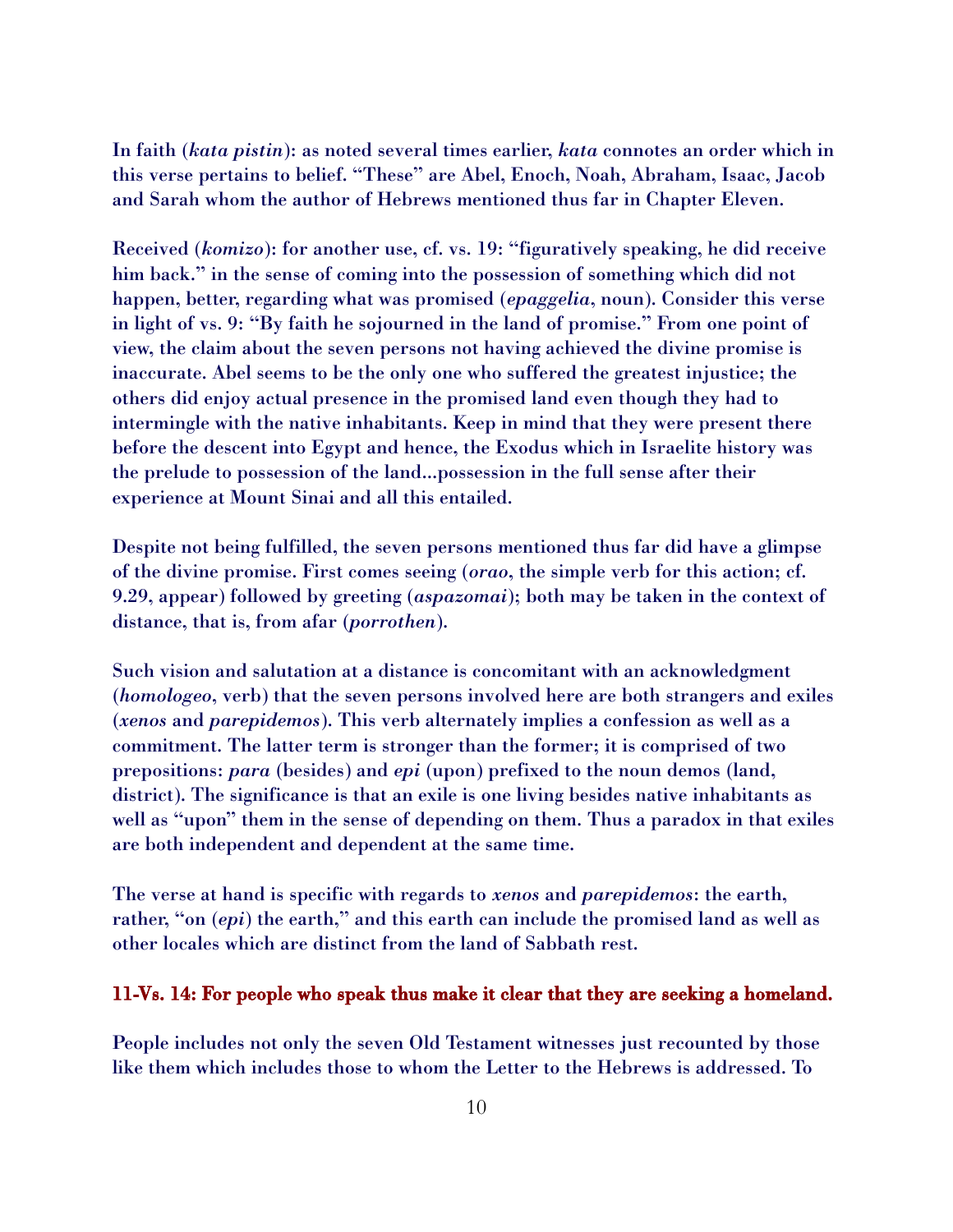In faith (*kata pistin*): as noted several times earlier, *kata* connotes an order which in this verse pertains to belief. "These" are Abel, Enoch, Noah, Abraham, Isaac, Jacob and Sarah whom the author of Hebrews mentioned thus far in Chapter Eleven.

Received (*komizo*): for another use, cf. vs. 19: "figuratively speaking, he did receive him back." in the sense of coming into the possession of something which did not happen, better, regarding what was promised (*epaggelia*, noun). Consider this verse in light of vs. 9: "By faith he sojourned in the land of promise." From one point of view, the claim about the seven persons not having achieved the divine promise is inaccurate. Abel seems to be the only one who suffered the greatest injustice; the others did enjoy actual presence in the promised land even though they had to intermingle with the native inhabitants. Keep in mind that they were present there before the descent into Egypt and hence, the Exodus which in Israelite history was the prelude to possession of the land...possession in the full sense after their experience at Mount Sinai and all this entailed.

Despite not being fulfilled, the seven persons mentioned thus far did have a glimpse of the divine promise. First comes seeing (*orao*, the simple verb for this action; cf. 9.29, appear) followed by greeting (*aspazomai*); both may be taken in the context of distance, that is, from afar (*porrothen*).

Such vision and salutation at a distance is concomitant with an acknowledgment (*homologeo*, verb) that the seven persons involved here are both strangers and exiles (*xenos* and *parepidemos*). This verb alternately implies a confession as well as a commitment. The latter term is stronger than the former; it is comprised of two prepositions: *para* (besides) and *epi* (upon) prefixed to the noun demos (land, district). The significance is that an exile is one living besides native inhabitants as well as "upon" them in the sense of depending on them. Thus a paradox in that exiles are both independent and dependent at the same time.

The verse at hand is specific with regards to *xenos* and *parepidemos*: the earth, rather, "on (*epi*) the earth," and this earth can include the promised land as well as other locales which are distinct from the land of Sabbath rest.

**11-Vs. 14: For people who speak thus make it clear that they are seeking a homeland.**

People includes not only the seven Old Testament witnesses just recounted by those like them which includes those to whom the Letter to the Hebrews is addressed. To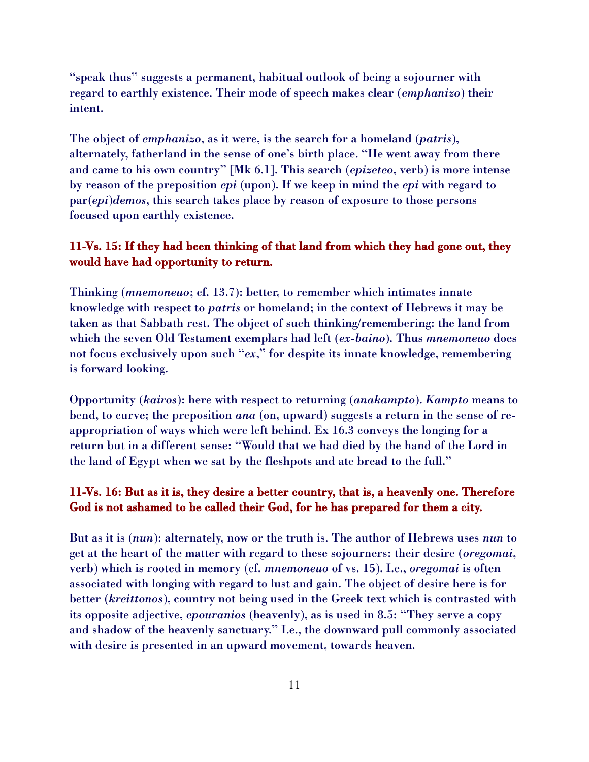"speak thus" suggests a permanent, habitual outlook of being a sojourner with regard to earthly existence. Their mode of speech makes clear (*emphanizo*) their intent.

The object of *emphanizo*, as it were, is the search for a homeland (*patris*), alternately, fatherland in the sense of one's birth place. "He went away from there and came to his own country" [Mk 6.1]. This search (*epizeteo*, verb) is more intense by reason of the preposition *epi* (upon). If we keep in mind the *epi* with regard to par(*epi*)*demos*, this search takes place by reason of exposure to those persons focused upon earthly existence.

**11-Vs. 15: If they had been thinking of that land from which they had gone out, they would have had opportunity to return.**

Thinking (*mnemoneuo*; cf. 13.7): better, to remember which intimates innate knowledge with respect to *patris* or homeland; in the context of Hebrews it may be taken as that Sabbath rest. The object of such thinking/remembering: the land from which the seven Old Testament exemplars had left (*ex-baino*). Thus *mnemoneuo* does not focus exclusively upon such "*ex*," for despite its innate knowledge, remembering is forward looking.

Opportunity (*kairos*): here with respect to returning (*anakampto*). *Kampto* means to bend, to curve; the preposition *ana* (on, upward) suggests a return in the sense of re-appropriation of ways which were left behind. Ex 16.3 conveys the longing for a return but in a different sense: "Would that we had died by the hand of the Lord in the land of Egypt when we sat by the fleshpots and ate bread to the full."

**11-Vs. 16: But as it is, they desire a better country, that is, a heavenly one. Therefore God is not ashamed to be called their God, for he has prepared for them a city.**

But as it is (*nun*): alternately, now or the truth is. The author of Hebrews uses *nun* to get at the heart of the matter with regard to these sojourners: their desire (*oregomai*, verb) which is rooted in memory (cf. *mnemoneuo* of vs. 15). I.e., *oregomai* is often associated with longing with regard to lust and gain. The object of desire here is for better (*kreittonos*), country not being used in the Greek text which is contrasted with its opposite adjective, *epouranios* (heavenly), as is used in 8.5: "They serve a copy and shadow of the heavenly sanctuary." I.e., the downward pull commonly associated with desire is presented in an upward movement, towards heaven.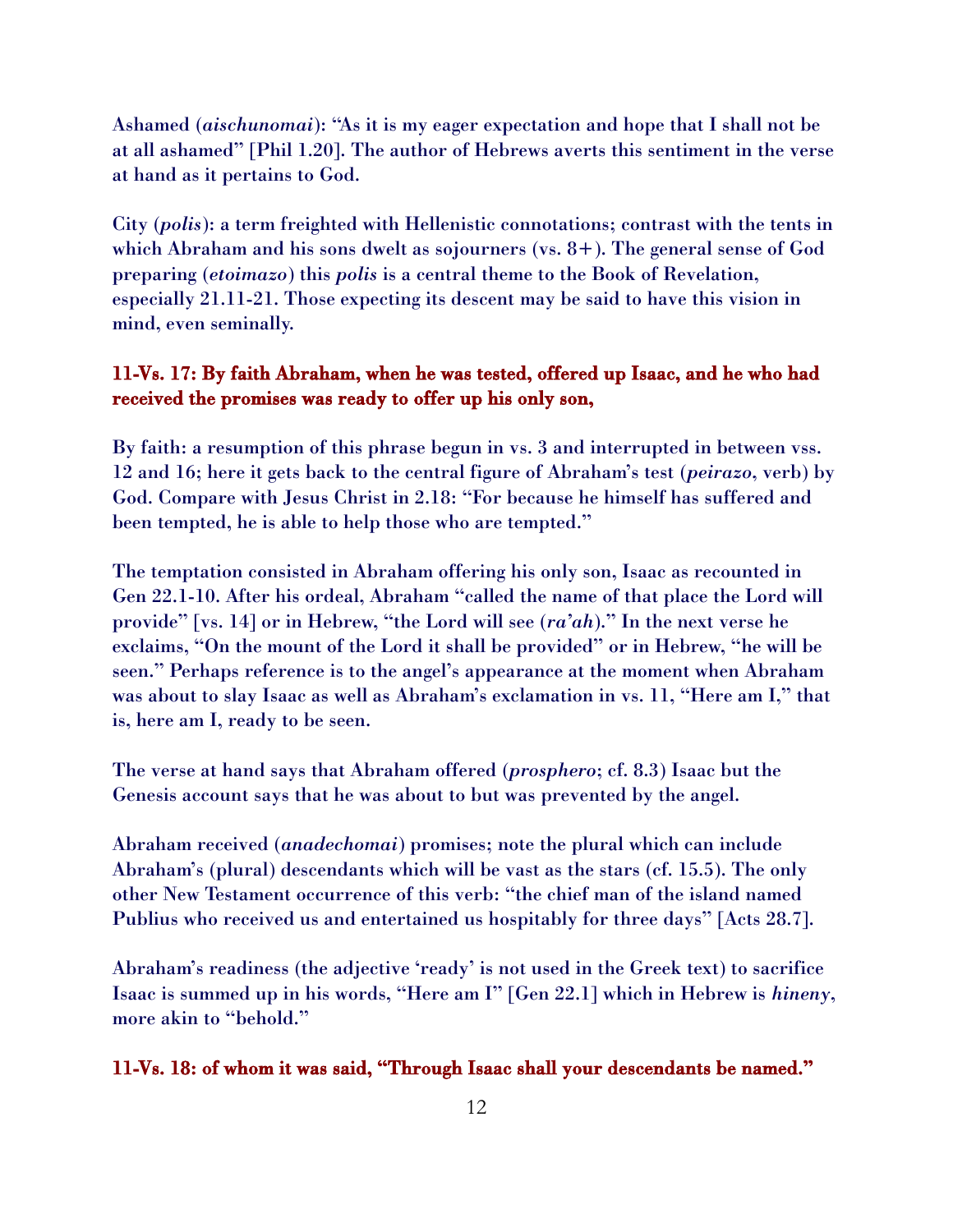Ashamed (*aischunomai*): "As it is my eager expectation and hope that I shall not be at all ashamed" [Phil 1.20]. The author of Hebrews averts this sentiment in the verse at hand as it pertains to God.

City (*polis*): a term freighted with Hellenistic connotations; contrast with the tents in which Abraham and his sons dwelt as sojourners (vs. 8+). The general sense of God preparing (*etoimazo*) this *polis* is a central theme to the Book of Revelation, especially 21.11-21. Those expecting its descent may be said to have this vision in mind, even seminally.

### 11-Vs. 17: By faith Abraham, when he was tested, offered up Isaac, and he who had received the promises was ready to offer up his only son,

By faith: a resumption of this phrase begun in vs. 3 and interrupted in between vss. 12 and 16; here it gets back to the central figure of Abraham's test (*peirazo*, verb) by God. Compare with Jesus Christ in 2.18: "For because he himself has suffered and been tempted, he is able to help those who are tempted."

The temptation consisted in Abraham offering his only son, Isaac as recounted in Gen 22.1-10. After his ordeal, Abraham "called the name of that place the Lord will provide" [vs. 14] or in Hebrew, "the Lord will see (*ra'ah*)." In the next verse he exclaims, "On the mount of the Lord it shall be provided" or in Hebrew, "he will be seen." Perhaps reference is to the angel's appearance at the moment when Abraham was about to slay Isaac as well as Abraham's exclamation in vs. 11, "Here am I," that is, here am I, ready to be seen.

The verse at hand says that Abraham offered (*prosphero*; cf. 8.3) Isaac but the Genesis account says that he was about to but was prevented by the angel.

Abraham received (*anadechomai*) promises; note the plural which can include Abraham's (plural) descendants which will be vast as the stars (cf. 15.5). The only other New Testament occurrence of this verb: "the chief man of the island named Publius who received us and entertained us hospitably for three days" [Acts 28.7].

Abraham's readiness (the adjective 'ready' is not used in the Greek text) to sacrifice Isaac is summed up in his words, "Here am I" [Gen 22.1] which in Hebrew is *hineny*, more akin to "behold."

### 11-Vs. 18: of whom it was said, "Through Isaac shall your descendants be named."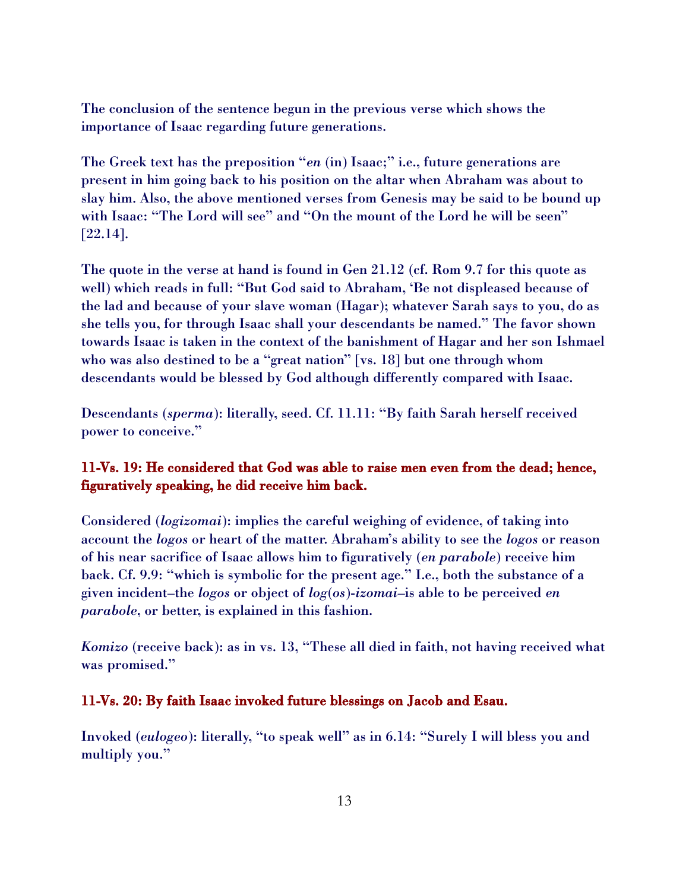The conclusion of the sentence begun in the previous verse which shows the importance of Isaac regarding future generations.

The Greek text has the preposition "*en* (in) Isaac;" i.e., future generations are present in him going back to his position on the altar when Abraham was about to slay him. Also, the above mentioned verses from Genesis may be said to be bound up with Isaac: "The Lord will see" and "On the mount of the Lord he will be seen" [22.14].

The quote in the verse at hand is found in Gen 21.12 (cf. Rom 9.7 for this quote as well) which reads in full: "But God said to Abraham, 'Be not displeased because of the lad and because of your slave woman (Hagar); whatever Sarah says to you, do as she tells you, for through Isaac shall your descendants be named." The favor shown towards Isaac is taken in the context of the banishment of Hagar and her son Ishmael who was also destined to be a "great nation" [vs. 18] but one through whom descendants would be blessed by God although differently compared with Isaac.

Descendants (*sperma*): literally, seed. Cf. 11.11: "By faith Sarah herself received power to conceive."

**11-Vs. 19: He considered that God was able to raise men even from the dead; hence, figuratively speaking, he did receive him back.**

Considered (*logizomai*): implies the careful weighing of evidence, of taking into account the *logos* or heart of the matter. Abraham's ability to see the *logos* or reason of his near sacrifice of Isaac allows him to figuratively (*en parabole*) receive him back. Cf. 9.9: "which is symbolic for the present age." I.e., both the substance of a given incident–the *logos* or object of *log*(*os*)-*izomai*–is able to be perceived *en parabole*, or better, is explained in this fashion.

*Komizo* (receive back): as in vs. 13, "These all died in faith, not having received what was promised."

**11-Vs. 20: By faith Isaac invoked future blessings on Jacob and Esau.**

Invoked (*eulogeo*): literally, "to speak well" as in 6.14: "Surely I will bless you and multiply you."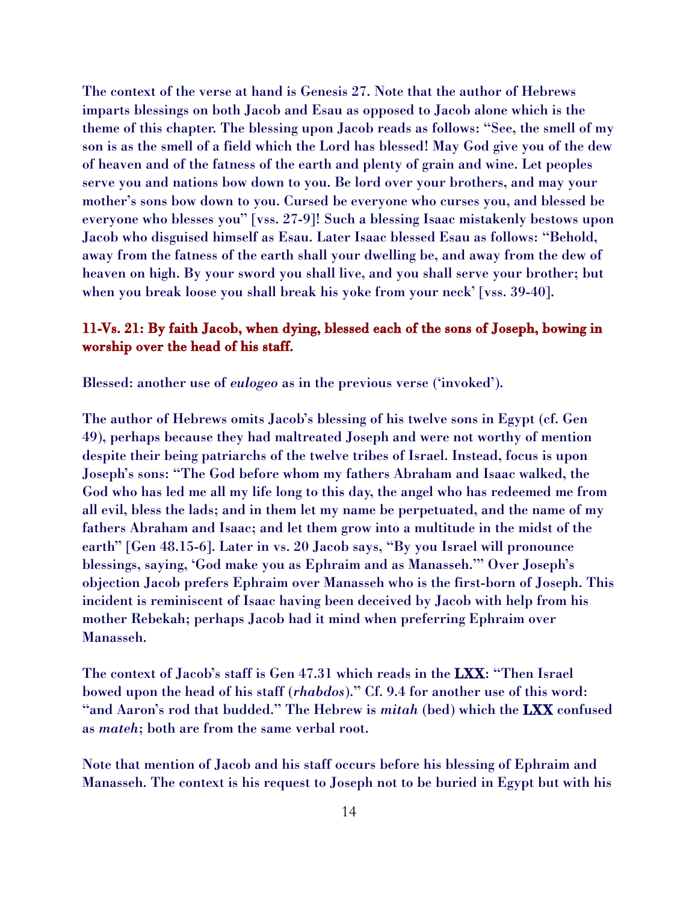The context of the verse at hand is Genesis 27. Note that the author of Hebrews imparts blessings on both Jacob and Esau as opposed to Jacob alone which is the theme of this chapter. The blessing upon Jacob reads as follows: "See, the smell of my son is as the smell of a field which the Lord has blessed! May God give you of the dew of heaven and of the fatness of the earth and plenty of grain and wine. Let peoples serve you and nations bow down to you. Be lord over your brothers, and may your mother's sons bow down to you. Cursed be everyone who curses you, and blessed be everyone who blesses you" [vss. 27-9]! Such a blessing Isaac mistakenly bestows upon Jacob who disguised himself as Esau. Later Isaac blessed Esau as follows: "Behold, away from the fatness of the earth shall your dwelling be, and away from the dew of heaven on high. By your sword you shall live, and you shall serve your brother; but when you break loose you shall break his yoke from your neck' [vss. 39-40].

### 11-Vs. 21: By faith Jacob, when dying, blessed each of the sons of Joseph, bowing in worship over the head of his staff.

Blessed: another use of *eulogeo* as in the previous verse ('invoked').

The author of Hebrews omits Jacob's blessing of his twelve sons in Egypt (cf. Gen 49), perhaps because they had maltreated Joseph and were not worthy of mention despite their being patriarchs of the twelve tribes of Israel. Instead, focus is upon Joseph's sons: "The God before whom my fathers Abraham and Isaac walked, the God who has led me all my life long to this day, the angel who has redeemed me from all evil, bless the lads; and in them let my name be perpetuated, and the name of my fathers Abraham and Isaac; and let them grow into a multitude in the midst of the earth" [Gen 48.15-6]. Later in vs. 20 Jacob says, "By you Israel will pronounce blessings, saying, 'God make you as Ephraim and as Manasseh.'" Over Joseph's objection Jacob prefers Ephraim over Manasseh who is the first-born of Joseph. This incident is reminiscent of Isaac having been deceived by Jacob with help from his mother Rebekah; perhaps Jacob had it mind when preferring Ephraim over Manasseh.

The context of Jacob's staff is Gen 47.31 which reads in the LXX: "Then Israel bowed upon the head of his staff (*rhabdos*)." Cf. 9.4 for another use of this word: "and Aaron's rod that budded." The Hebrew is *mitah* (bed) which the LXX confused as *mateh*; both are from the same verbal root.

Note that mention of Jacob and his staff occurs before his blessing of Ephraim and Manasseh. The context is his request to Joseph not to be buried in Egypt but with his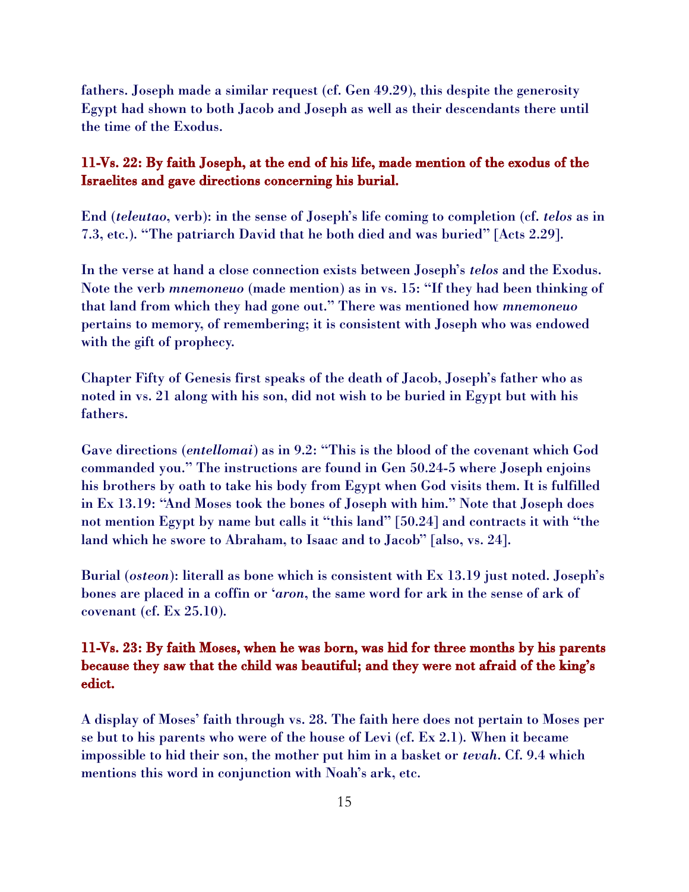fathers. Joseph made a similar request (cf. Gen 49.29), this despite the generosity Egypt had shown to both Jacob and Joseph as well as their descendants there until the time of the Exodus.

**11-Vs. 22: By faith Joseph, at the end of his life, made mention of the exodus of the Israelites and gave directions concerning his burial.**

End (*teleutao*, verb): in the sense of Joseph's life coming to completion (cf. *telos* as in 7.3, etc.). "The patriarch David that he both died and was buried" [Acts 2.29].

In the verse at hand a close connection exists between Joseph's *telos* and the Exodus. Note the verb *mnemoneuo* (made mention) as in vs. 15: "If they had been thinking of that land from which they had gone out." There was mentioned how *mnemoneuo* pertains to memory, of remembering; it is consistent with Joseph who was endowed with the gift of prophecy.

Chapter Fifty of Genesis first speaks of the death of Jacob, Joseph's father who as noted in vs. 21 along with his son, did not wish to be buried in Egypt but with his fathers.

Gave directions (*entellomai*) as in 9.2: "This is the blood of the covenant which God commanded you." The instructions are found in Gen 50.24-5 where Joseph enjoins his brothers by oath to take his body from Egypt when God visits them. It is fulfilled in Ex 13.19: "And Moses took the bones of Joseph with him." Note that Joseph does not mention Egypt by name but calls it "this land" [50.24] and contracts it with "the land which he swore to Abraham, to Isaac and to Jacob" [also, vs. 24].

Burial (*osteon*): literall as bone which is consistent with Ex 13.19 just noted. Joseph's bones are placed in a coffin or '*aron*, the same word for ark in the sense of ark of covenant (cf. Ex 25.10).

**11-Vs. 23: By faith Moses, when he was born, was hid for three months by his parents because they saw that the child was beautiful; and they were not afraid of the king's edict.**

A display of Moses' faith through vs. 28. The faith here does not pertain to Moses per se but to his parents who were of the house of Levi (cf. Ex 2.1). When it became impossible to hid their son, the mother put him in a basket or *tevah*. Cf. 9.4 which mentions this word in conjunction with Noah's ark, etc.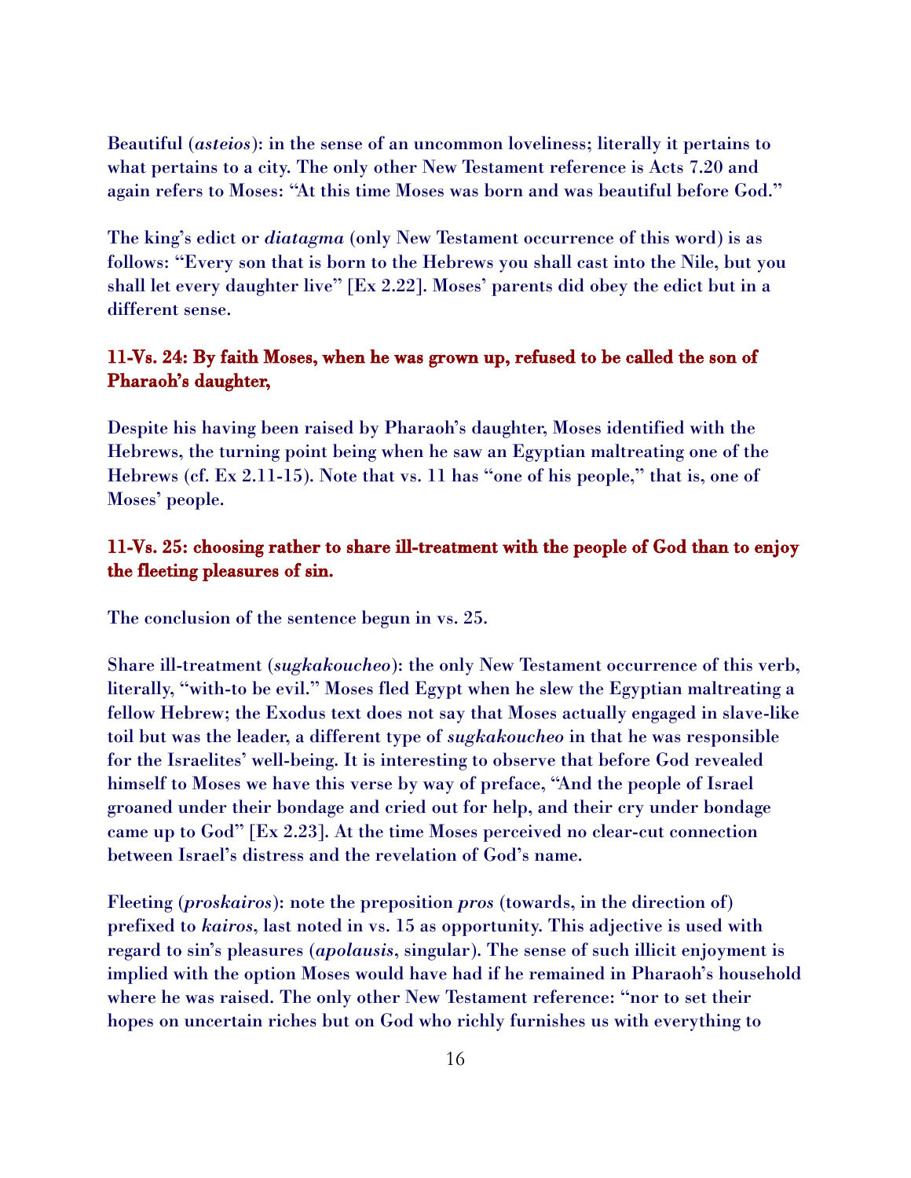Beautiful (*asteios*): in the sense of an uncommon loveliness; literally it pertains to what pertains to a city. The only other New Testament reference is Acts 7.20 and again refers to Moses: "At this time Moses was born and was beautiful before God."

The king's edict or *diatagma* (only New Testament occurrence of this word) is as follows: "Every son that is born to the Hebrews you shall cast into the Nile, but you shall let every daughter live" [Ex 2.22]. Moses' parents did obey the edict but in a different sense.

**11-Vs. 24: By faith Moses, when he was grown up, refused to be called the son of Pharaoh's daughter,**

Despite his having been raised by Pharaoh's daughter, Moses identified with the Hebrews, the turning point being when he saw an Egyptian maltreating one of the Hebrews (cf. Ex 2.11-15). Note that vs. 11 has "one of his people," that is, one of Moses' people.

**11-Vs. 25: choosing rather to share ill-treatment with the people of God than to enjoy the fleeting pleasures of sin.**

The conclusion of the sentence begun in vs. 25.

Share ill-treatment (*sugkakoucheo*): the only New Testament occurrence of this verb, literally, "with-to be evil." Moses fled Egypt when he slew the Egyptian maltreating a fellow Hebrew; the Exodus text does not say that Moses actually engaged in slave-like toil but was the leader, a different type of *sugkakoucheo* in that he was responsible for the Israelites' well-being. It is interesting to observe that before God revealed himself to Moses we have this verse by way of preface, "And the people of Israel groaned under their bondage and cried out for help, and their cry under bondage came up to God" [Ex 2.23]. At the time Moses perceived no clear-cut connection between Israel's distress and the revelation of God's name.

Fleeting (*proskairos*): note the preposition *pros* (towards, in the direction of) prefixed to *kairos*, last noted in vs. 15 as opportunity. This adjective is used with regard to sin's pleasures (*apolausis*, singular). The sense of such illicit enjoyment is implied with the option Moses would have had if he remained in Pharaoh's household where he was raised. The only other New Testament reference: "nor to set their hopes on uncertain riches but on God who richly furnishes us with everything to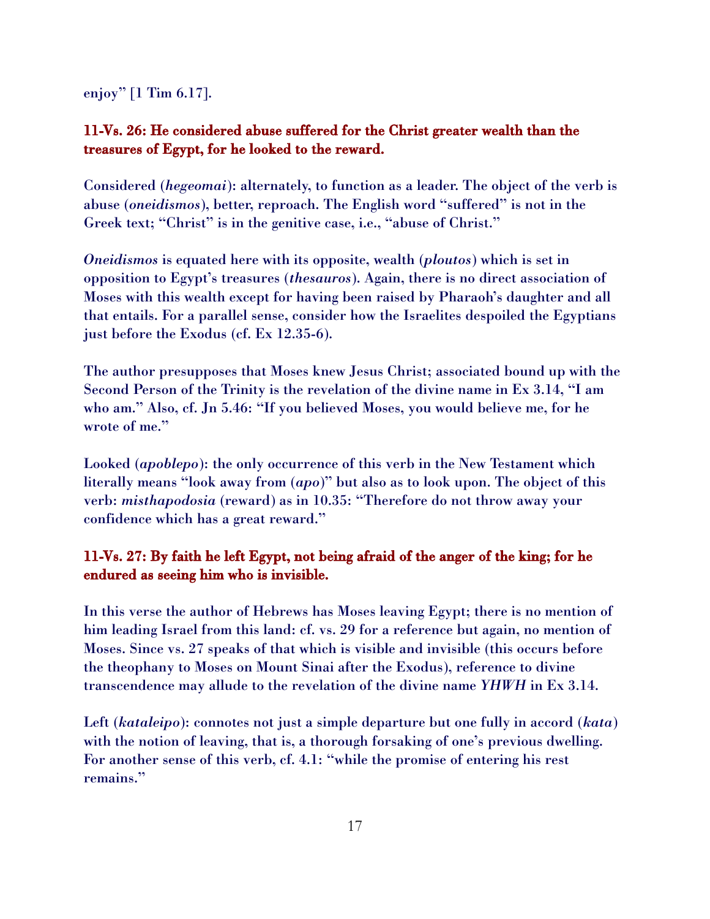enjoy" [1 Tim 6.17].

**11-Vs. 26: He considered abuse suffered for the Christ greater wealth than the treasures of Egypt, for he looked to the reward.**

Considered (*hegeomai*): alternately, to function as a leader. The object of the verb is abuse (*oneidismos*), better, reproach. The English word "suffered" is not in the Greek text; "Christ" is in the genitive case, i.e., "abuse of Christ."

*Oneidismos* is equated here with its opposite, wealth (*ploutos*) which is set in opposition to Egypt's treasures (*thesauros*). Again, there is no direct association of Moses with this wealth except for having been raised by Pharaoh's daughter and all that entails. For a parallel sense, consider how the Israelites despoiled the Egyptians just before the Exodus (cf. Ex 12.35-6).

The author presupposes that Moses knew Jesus Christ; associated bound up with the Second Person of the Trinity is the revelation of the divine name in Ex 3.14, "I am who am." Also, cf. Jn 5.46: "If you believed Moses, you would believe me, for he wrote of me."

Looked (*apoblepo*): the only occurrence of this verb in the New Testament which literally means "look away from (*apo*)" but also as to look upon. The object of this verb: *misthapodosia* (reward) as in 10.35: "Therefore do not throw away your confidence which has a great reward."

**11-Vs. 27: By faith he left Egypt, not being afraid of the anger of the king; for he endured as seeing him who is invisible.**

In this verse the author of Hebrews has Moses leaving Egypt; there is no mention of him leading Israel from this land: cf. vs. 29 for a reference but again, no mention of Moses. Since vs. 27 speaks of that which is visible and invisible (this occurs before the theophany to Moses on Mount Sinai after the Exodus), reference to divine transcendence may allude to the revelation of the divine name *YHWH* in Ex 3.14.

Left (*kataleipo*): connotes not just a simple departure but one fully in accord (*kata*) with the notion of leaving, that is, a thorough forsaking of one's previous dwelling. For another sense of this verb, cf. 4.1: "while the promise of entering his rest remains."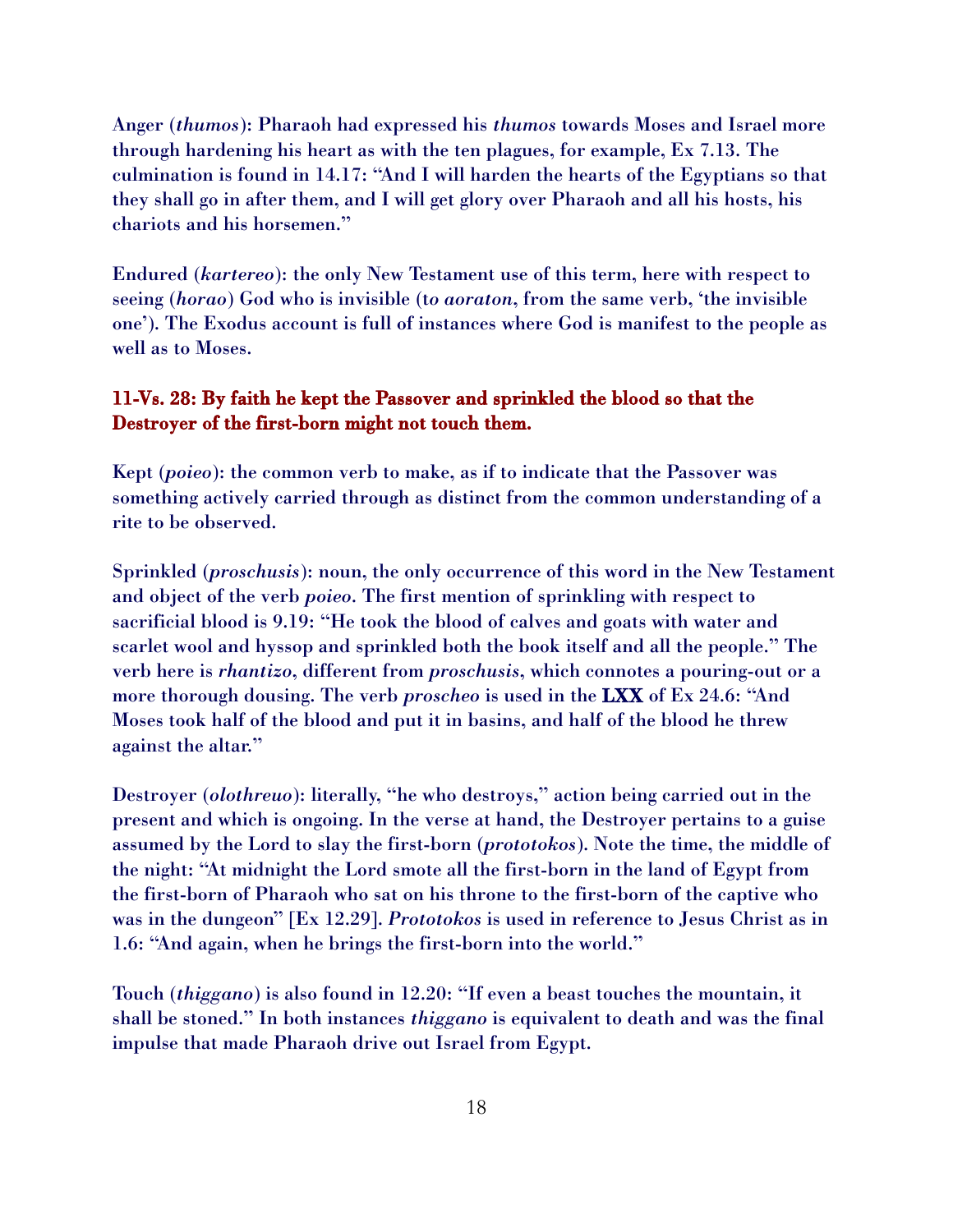Anger (*thumos*): Pharaoh had expressed his *thumos* towards Moses and Israel more through hardening his heart as with the ten plagues, for example, Ex 7.13. The culmination is found in 14.17: "And I will harden the hearts of the Egyptians so that they shall go in after them, and I will get glory over Pharaoh and all his hosts, his chariots and his horsemen."

Endured (*kartereo*): the only New Testament use of this term, here with respect to seeing (*horao*) God who is invisible (t*o aoraton*, from the same verb, 'the invisible one'). The Exodus account is full of instances where God is manifest to the people as well as to Moses.

**11-Vs. 28: By faith he kept the Passover and sprinkled the blood so that the Destroyer of the first-born might not touch them.**

Kept (*poieo*): the common verb to make, as if to indicate that the Passover was something actively carried through as distinct from the common understanding of a rite to be observed.

Sprinkled (*proschusis*): noun, the only occurrence of this word in the New Testament and object of the verb *poieo*. The first mention of sprinkling with respect to sacrificial blood is 9.19: "He took the blood of calves and goats with water and scarlet wool and hyssop and sprinkled both the book itself and all the people." The verb here is *rhantizo*, different from *proschusis*, which connotes a pouring-out or a more thorough dousing. The verb *proscheo* is used in the LXX of Ex 24.6: "And Moses took half of the blood and put it in basins, and half of the blood he threw against the altar."

Destroyer (*olothreuo*): literally, "he who destroys," action being carried out in the present and which is ongoing. In the verse at hand, the Destroyer pertains to a guise assumed by the Lord to slay the first-born (*prototokos*). Note the time, the middle of the night: "At midnight the Lord smote all the first-born in the land of Egypt from the first-born of Pharaoh who sat on his throne to the first-born of the captive who was in the dungeon" [Ex 12.29]. *Prototokos* is used in reference to Jesus Christ as in 1.6: "And again, when he brings the first-born into the world."

Touch (*thiggano*) is also found in 12.20: "If even a beast touches the mountain, it shall be stoned." In both instances *thiggano* is equivalent to death and was the final impulse that made Pharaoh drive out Israel from Egypt.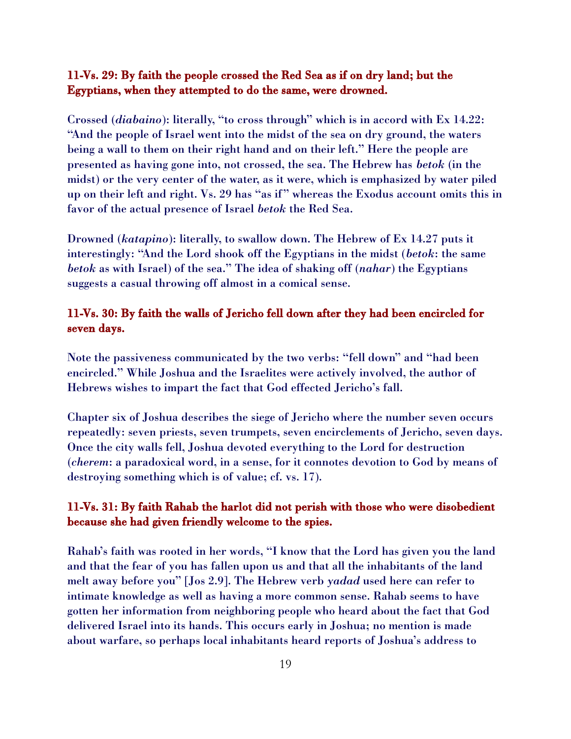**11-Vs. 29: By faith the people crossed the Red Sea as if on dry land; but the Egyptians, when they attempted to do the same, were drowned.**

Crossed (*diabaino*): literally, "to cross through" which is in accord with Ex 14.22: "And the people of Israel went into the midst of the sea on dry ground, the waters being a wall to them on their right hand and on their left." Here the people are presented as having gone into, not crossed, the sea. The Hebrew has *betok* (in the midst) or the very center of the water, as it were, which is emphasized by water piled up on their left and right. Vs. 29 has "as if" whereas the Exodus account omits this in favor of the actual presence of Israel *betok* the Red Sea.

Drowned (*katapino*): literally, to swallow down. The Hebrew of Ex 14.27 puts it interestingly: "And the Lord shook off the Egyptians in the midst (*betok*: the same *betok* as with Israel) of the sea." The idea of shaking off (*nahar*) the Egyptians suggests a casual throwing off almost in a comical sense.

**11-Vs. 30: By faith the walls of Jericho fell down after they had been encircled for seven days.**

Note the passiveness communicated by the two verbs: "fell down" and "had been encircled." While Joshua and the Israelites were actively involved, the author of Hebrews wishes to impart the fact that God effected Jericho's fall.

Chapter six of Joshua describes the siege of Jericho where the number seven occurs repeatedly: seven priests, seven trumpets, seven encirclements of Jericho, seven days. Once the city walls fell, Joshua devoted everything to the Lord for destruction (*cherem*: a paradoxical word, in a sense, for it connotes devotion to God by means of destroying something which is of value; cf. vs. 17).

**11-Vs. 31: By faith Rahab the harlot did not perish with those who were disobedient because she had given friendly welcome to the spies.**

Rahab's faith was rooted in her words, "I know that the Lord has given you the land and that the fear of you has fallen upon us and that all the inhabitants of the land melt away before you" [Jos 2.9]. The Hebrew verb *yadad* used here can refer to intimate knowledge as well as having a more common sense. Rahab seems to have gotten her information from neighboring people who heard about the fact that God delivered Israel into its hands. This occurs early in Joshua; no mention is made about warfare, so perhaps local inhabitants heard reports of Joshua's address to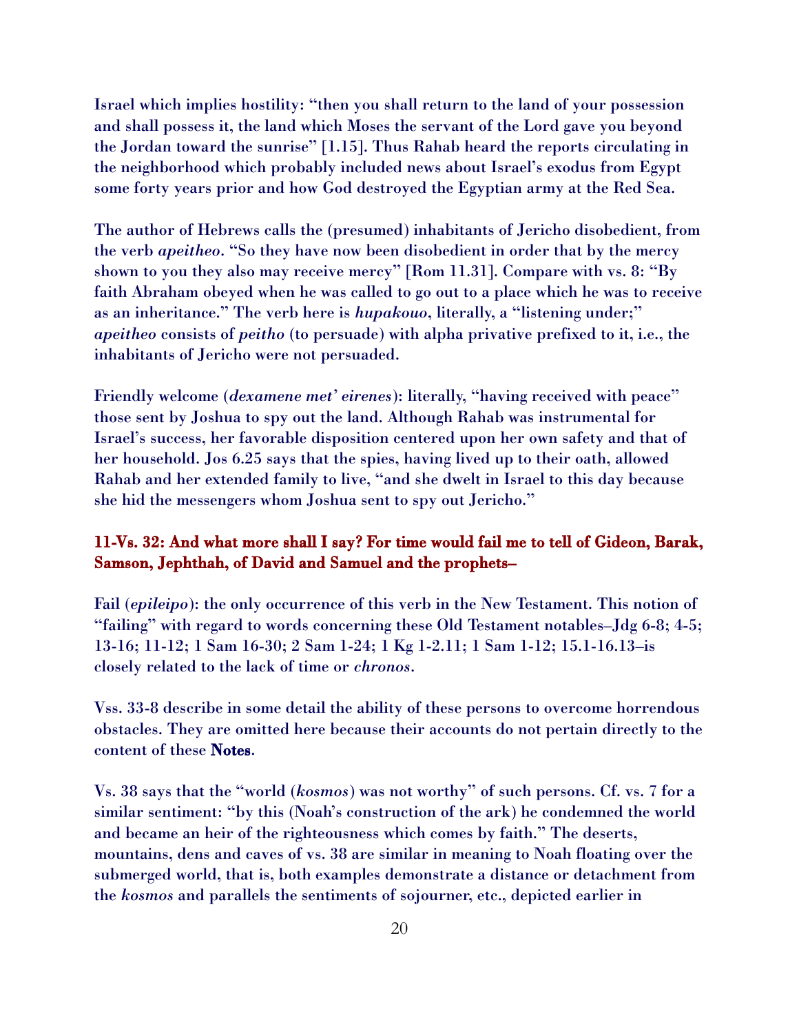Israel which implies hostility: "then you shall return to the land of your possession and shall possess it, the land which Moses the servant of the Lord gave you beyond the Jordan toward the sunrise" [1.15]. Thus Rahab heard the reports circulating in the neighborhood which probably included news about Israel's exodus from Egypt some forty years prior and how God destroyed the Egyptian army at the Red Sea.

The author of Hebrews calls the (presumed) inhabitants of Jericho disobedient, from the verb *apeitheo*. "So they have now been disobedient in order that by the mercy shown to you they also may receive mercy" [Rom 11.31]. Compare with vs. 8: "By faith Abraham obeyed when he was called to go out to a place which he was to receive as an inheritance." The verb here is *hupakouo*, literally, a "listening under;" *apeitheo* consists of *peitho* (to persuade) with alpha privative prefixed to it, i.e., the inhabitants of Jericho were not persuaded.

Friendly welcome (*dexamene met' eirenes*): literally, "having received with peace" those sent by Joshua to spy out the land. Although Rahab was instrumental for Israel's success, her favorable disposition centered upon her own safety and that of her household. Jos 6.25 says that the spies, having lived up to their oath, allowed Rahab and her extended family to live, "and she dwelt in Israel to this day because she hid the messengers whom Joshua sent to spy out Jericho."

**11-Vs. 32: And what more shall I say? For time would fail me to tell of Gideon, Barak, Samson, Jephthah, of David and Samuel and the prophets–**

Fail (*epileipo*): the only occurrence of this verb in the New Testament. This notion of "failing" with regard to words concerning these Old Testament notables–Jdg 6-8; 4-5; 13-16; 11-12; 1 Sam 16-30; 2 Sam 1-24; 1 Kg 1-2.11; 1 Sam 1-12; 15.1-16.13–is closely related to the lack of time or *chronos*.

Vss. 33-8 describe in some detail the ability of these persons to overcome horrendous obstacles. They are omitted here because their accounts do not pertain directly to the content of these **Notes**.

Vs. 38 says that the "world (*kosmos*) was not worthy" of such persons. Cf. vs. 7 for a similar sentiment: "by this (Noah's construction of the ark) he condemned the world and became an heir of the righteousness which comes by faith." The deserts, mountains, dens and caves of vs. 38 are similar in meaning to Noah floating over the submerged world, that is, both examples demonstrate a distance or detachment from the *kosmos* and parallels the sentiments of sojourner, etc., depicted earlier in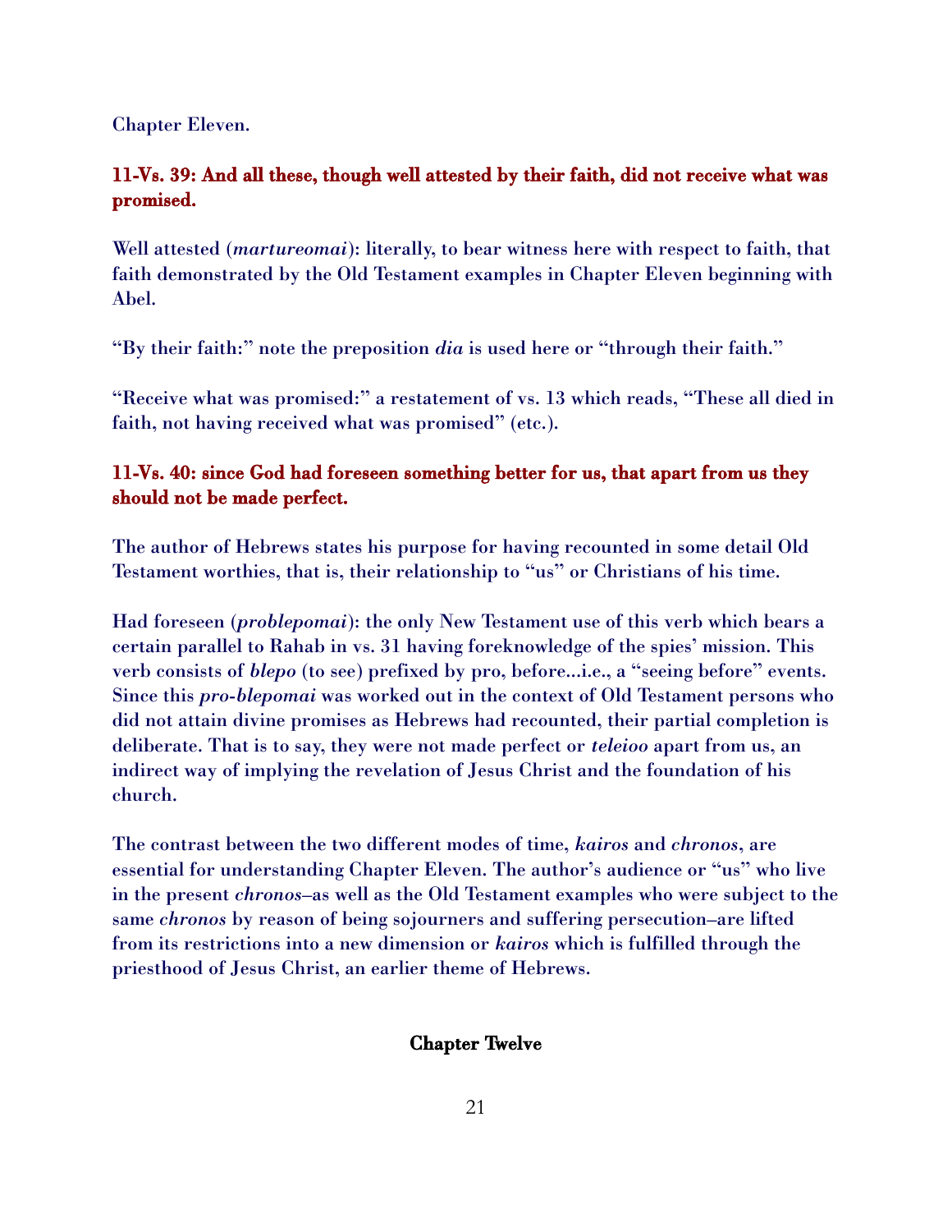Chapter Eleven.

**11-Vs. 39: And all these, though well attested by their faith, did not receive what was promised.**

Well attested (*martureomai*): literally, to bear witness here with respect to faith, that faith demonstrated by the Old Testament examples in Chapter Eleven beginning with Abel.

"By their faith:" note the preposition *dia* is used here or "through their faith."

"Receive what was promised:" a restatement of vs. 13 which reads, "These all died in faith, not having received what was promised" (etc.).

**11-Vs. 40: since God had foreseen something better for us, that apart from us they should not be made perfect.**

The author of Hebrews states his purpose for having recounted in some detail Old Testament worthies, that is, their relationship to "us" or Christians of his time.

Had foreseen (*problepomai*): the only New Testament use of this verb which bears a certain parallel to Rahab in vs. 31 having foreknowledge of the spies' mission. This verb consists of *blepo* (to see) prefixed by pro, before...i.e., a "seeing before" events. Since this *pro-blepomai* was worked out in the context of Old Testament persons who did not attain divine promises as Hebrews had recounted, their partial completion is deliberate. That is to say, they were not made perfect or *teleioo* apart from us, an indirect way of implying the revelation of Jesus Christ and the foundation of his church.

The contrast between the two different modes of time, *kairos* and *chronos*, are essential for understanding Chapter Eleven. The author's audience or "us" who live in the present *chronos*–as well as the Old Testament examples who were subject to the same *chronos* by reason of being sojourners and suffering persecution–are lifted from its restrictions into a new dimension or *kairos* which is fulfilled through the priesthood of Jesus Christ, an earlier theme of Hebrews.

## Chapter Twelve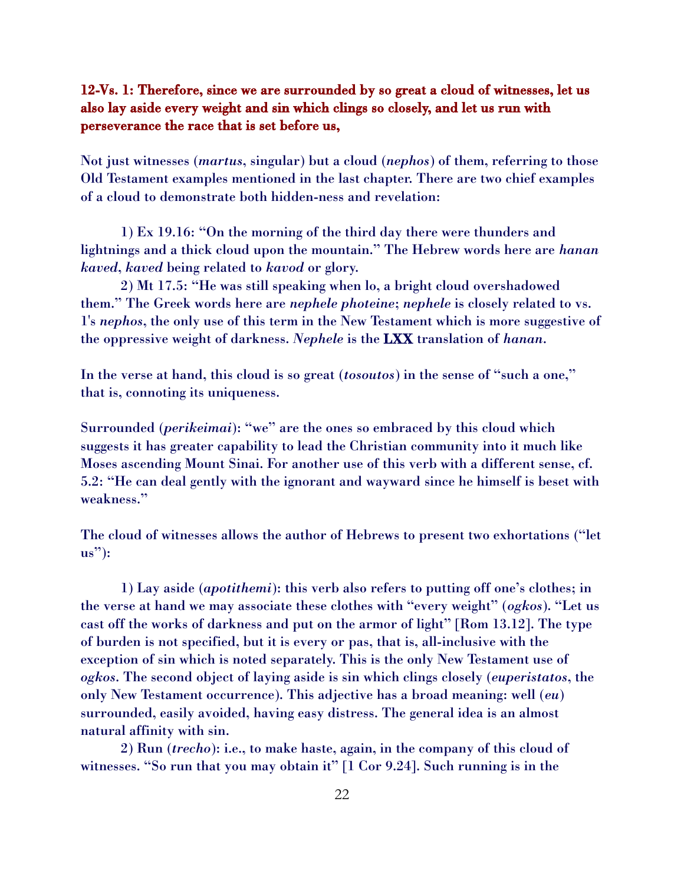**12-Vs. 1: Therefore, since we are surrounded by so great a cloud of witnesses, let us also lay aside every weight and sin which clings so closely, and let us run with perseverance the race that is set before us,**

Not just witnesses (*martus*, singular) but a cloud (*nephos*) of them, referring to those Old Testament examples mentioned in the last chapter. There are two chief examples of a cloud to demonstrate both hidden-ness and revelation:

1) Ex 19.16: "On the morning of the third day there were thunders and lightnings and a thick cloud upon the mountain." The Hebrew words here are *hanan kaved*, *kaved* being related to *kavod* or glory.

2) Mt 17.5: "He was still speaking when lo, a bright cloud overshadowed them." The Greek words here are *nephele photeine*; *nephele* is closely related to vs. 1's *nephos*, the only use of this term in the New Testament which is more suggestive of the oppressive weight of darkness. *Nephele* is the **LXX** translation of *hanan*.

In the verse at hand, this cloud is so great (*tosoutos*) in the sense of "such a one," that is, connoting its uniqueness.

Surrounded (*perikeimai*): "we" are the ones so embraced by this cloud which suggests it has greater capability to lead the Christian community into it much like Moses ascending Mount Sinai. For another use of this verb with a different sense, cf. 5.2: "He can deal gently with the ignorant and wayward since he himself is beset with weakness."

The cloud of witnesses allows the author of Hebrews to present two exhortations ("let us"):

1) Lay aside (*apotithemi*): this verb also refers to putting off one's clothes; in the verse at hand we may associate these clothes with "every weight" (*ogkos*). "Let us cast off the works of darkness and put on the armor of light" [Rom 13.12]. The type of burden is not specified, but it is every or pas, that is, all-inclusive with the exception of sin which is noted separately. This is the only New Testament use of *ogkos*. The second object of laying aside is sin which clings closely (*euperistatos*, the only New Testament occurrence). This adjective has a broad meaning: well (*eu*) surrounded, easily avoided, having easy distress. The general idea is an almost natural affinity with sin.

2) Run (*trecho*): i.e., to make haste, again, in the company of this cloud of witnesses. "So run that you may obtain it" [1 Cor 9.24]. Such running is in the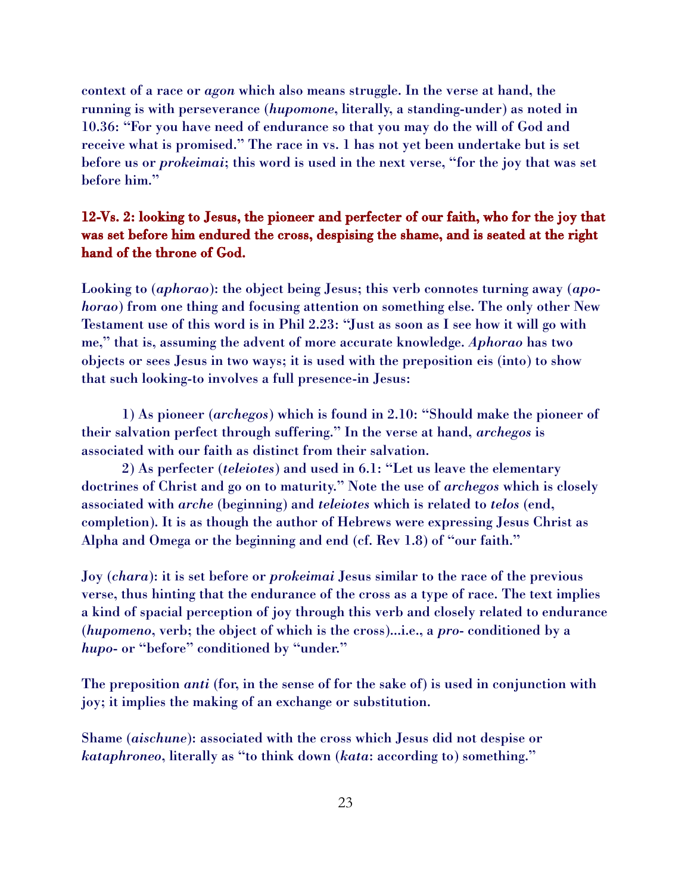context of a race or *agon* which also means struggle. In the verse at hand, the running is with perseverance (*hupomone*, literally, a standing-under) as noted in 10.36: "For you have need of endurance so that you may do the will of God and receive what is promised." The race in vs. 1 has not yet been undertake but is set before us or *prokeimai*; this word is used in the next verse, "for the joy that was set before him."

**12-Vs. 2: looking to Jesus, the pioneer and perfecter of our faith, who for the joy that was set before him endured the cross, despising the shame, and is seated at the right hand of the throne of God.**

Looking to (*aphorao*): the object being Jesus; this verb connotes turning away (*apo-horao*) from one thing and focusing attention on something else. The only other New Testament use of this word is in Phil 2.23: "Just as soon as I see how it will go with me," that is, assuming the advent of more accurate knowledge. *Aphorao* has two objects or sees Jesus in two ways; it is used with the preposition eis (into) to show that such looking-to involves a full presence-in Jesus:

1) As pioneer (*archegos*) which is found in 2.10: "Should make the pioneer of their salvation perfect through suffering." In the verse at hand, *archegos* is associated with our faith as distinct from their salvation.

2) As perfecter (*teleiotes*) and used in 6.1: "Let us leave the elementary doctrines of Christ and go on to maturity." Note the use of *archegos* which is closely associated with *arche* (beginning) and *teleiotes* which is related to *telos* (end, completion). It is as though the author of Hebrews were expressing Jesus Christ as Alpha and Omega or the beginning and end (cf. Rev 1.8) of "our faith."

Joy (*chara*): it is set before or *prokeimai* Jesus similar to the race of the previous verse, thus hinting that the endurance of the cross as a type of race. The text implies a kind of spacial perception of joy through this verb and closely related to endurance (*hupomeno*, verb; the object of which is the cross)...i.e., a *pro-* conditioned by a *hupo-* or "before" conditioned by "under."

The preposition *anti* (for, in the sense of for the sake of) is used in conjunction with joy; it implies the making of an exchange or substitution.

Shame (*aischune*): associated with the cross which Jesus did not despise or *kataphroneo*, literally as "to think down (*kata*: according to) something."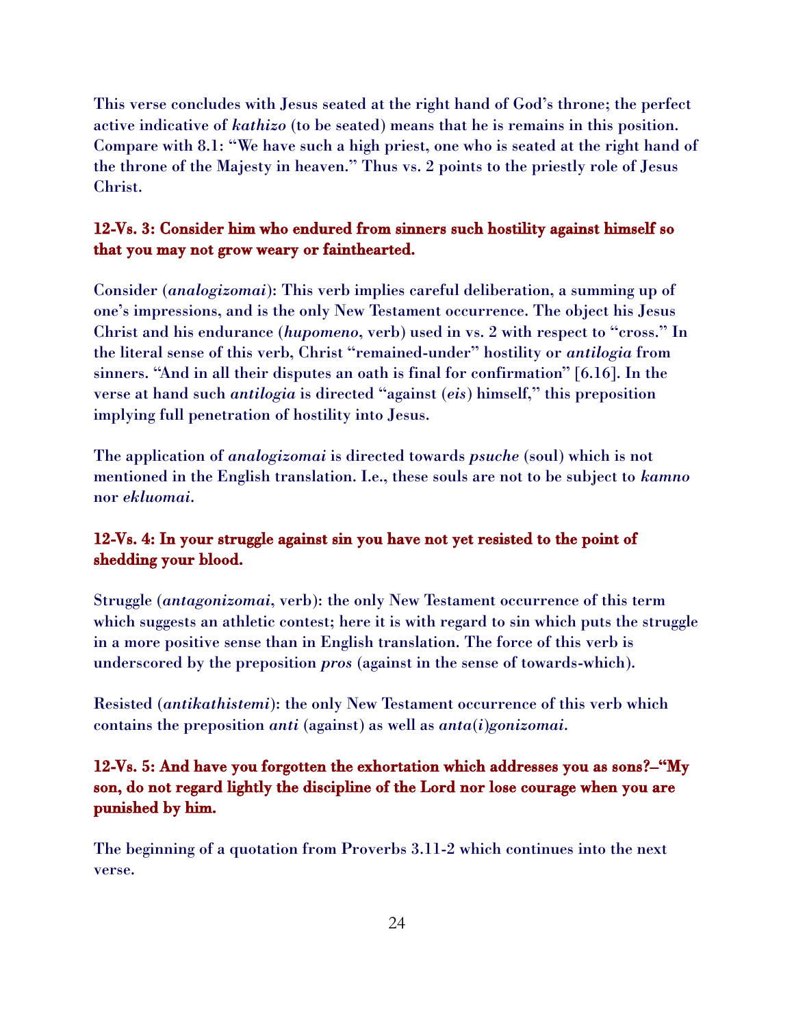This verse concludes with Jesus seated at the right hand of God's throne; the perfect active indicative of *kathizo* (to be seated) means that he is remains in this position. Compare with 8.1: "We have such a high priest, one who is seated at the right hand of the throne of the Majesty in heaven." Thus vs. 2 points to the priestly role of Jesus Christ.

**12-Vs. 3: Consider him who endured from sinners such hostility against himself so that you may not grow weary or fainthearted.**

Consider (*analogizomai*): This verb implies careful deliberation, a summing up of one's impressions, and is the only New Testament occurrence. The object his Jesus Christ and his endurance (*hupomeno*, verb) used in vs. 2 with respect to "cross." In the literal sense of this verb, Christ "remained-under" hostility or *antilogia* from sinners. "And in all their disputes an oath is final for confirmation" [6.16]. In the verse at hand such *antilogia* is directed "against (*eis*) himself," this preposition implying full penetration of hostility into Jesus.

The application of *analogizomai* is directed towards *psuche* (soul) which is not mentioned in the English translation. I.e., these souls are not to be subject to *kamno* nor *ekluomai*.

**12-Vs. 4: In your struggle against sin you have not yet resisted to the point of shedding your blood.**

Struggle (*antagonizomai*, verb): the only New Testament occurrence of this term which suggests an athletic contest; here it is with regard to sin which puts the struggle in a more positive sense than in English translation. The force of this verb is underscored by the preposition *pros* (against in the sense of towards-which).

Resisted (*antikathistemi*): the only New Testament occurrence of this verb which contains the preposition *anti* (against) as well as *anta(i)gonizomai*.

**12-Vs. 5: And have you forgotten the exhortation which addresses you as sons?–"My son, do not regard lightly the discipline of the Lord nor lose courage when you are punished by him.**

The beginning of a quotation from Proverbs 3.11-2 which continues into the next verse.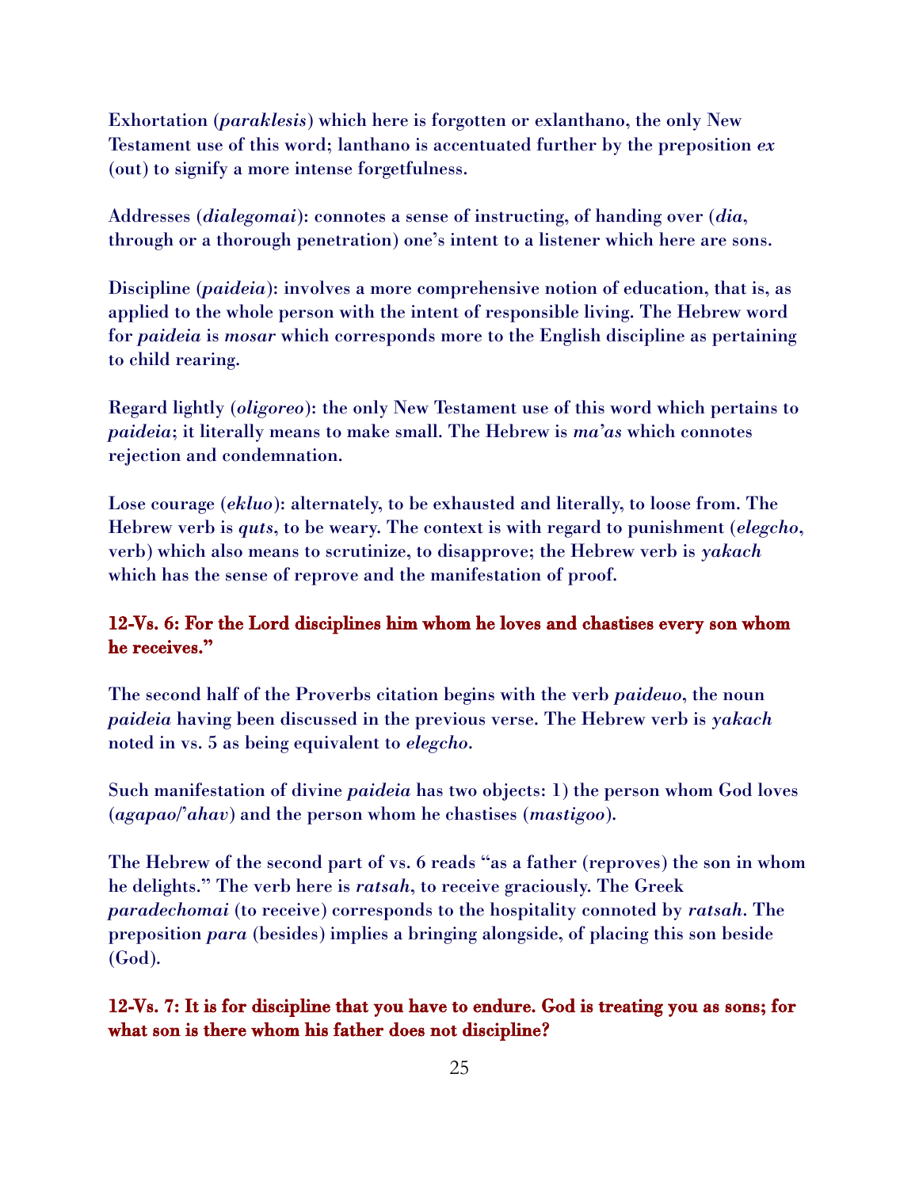Exhortation (*paraklesis*) which here is forgotten or exlanthano, the only New Testament use of this word; lanthano is accentuated further by the preposition *ex* (out) to signify a more intense forgetfulness.

Addresses (*dialegomai*): connotes a sense of instructing, of handing over (*dia*, through or a thorough penetration) one's intent to a listener which here are sons.

Discipline (*paideia*): involves a more comprehensive notion of education, that is, as applied to the whole person with the intent of responsible living. The Hebrew word for *paideia* is *mosar* which corresponds more to the English discipline as pertaining to child rearing.

Regard lightly (*oligoreo*): the only New Testament use of this word which pertains to *paideia*; it literally means to make small. The Hebrew is *ma'as* which connotes rejection and condemnation.

Lose courage (*ekluo*): alternately, to be exhausted and literally, to loose from. The Hebrew verb is *quts*, to be weary. The context is with regard to punishment (*elegcho*, verb) which also means to scrutinize, to disapprove; the Hebrew verb is *yakach* which has the sense of reprove and the manifestation of proof.

**12-Vs. 6: For the Lord disciplines him whom he loves and chastises every son whom he receives."**

The second half of the Proverbs citation begins with the verb *paideuo*, the noun *paideia* having been discussed in the previous verse. The Hebrew verb is *yakach* noted in vs. 5 as being equivalent to *elegcho*.

Such manifestation of divine *paideia* has two objects: 1) the person whom God loves (*agapao*/*'ahav*) and the person whom he chastises (*mastigoo*).

The Hebrew of the second part of vs. 6 reads "as a father (reproves) the son in whom he delights." The verb here is *ratsah*, to receive graciously. The Greek *paradechomai* (to receive) corresponds to the hospitality connoted by *ratsah*. The preposition *para* (besides) implies a bringing alongside, of placing this son beside (God).

**12-Vs. 7: It is for discipline that you have to endure. God is treating you as sons; for what son is there whom his father does not discipline?**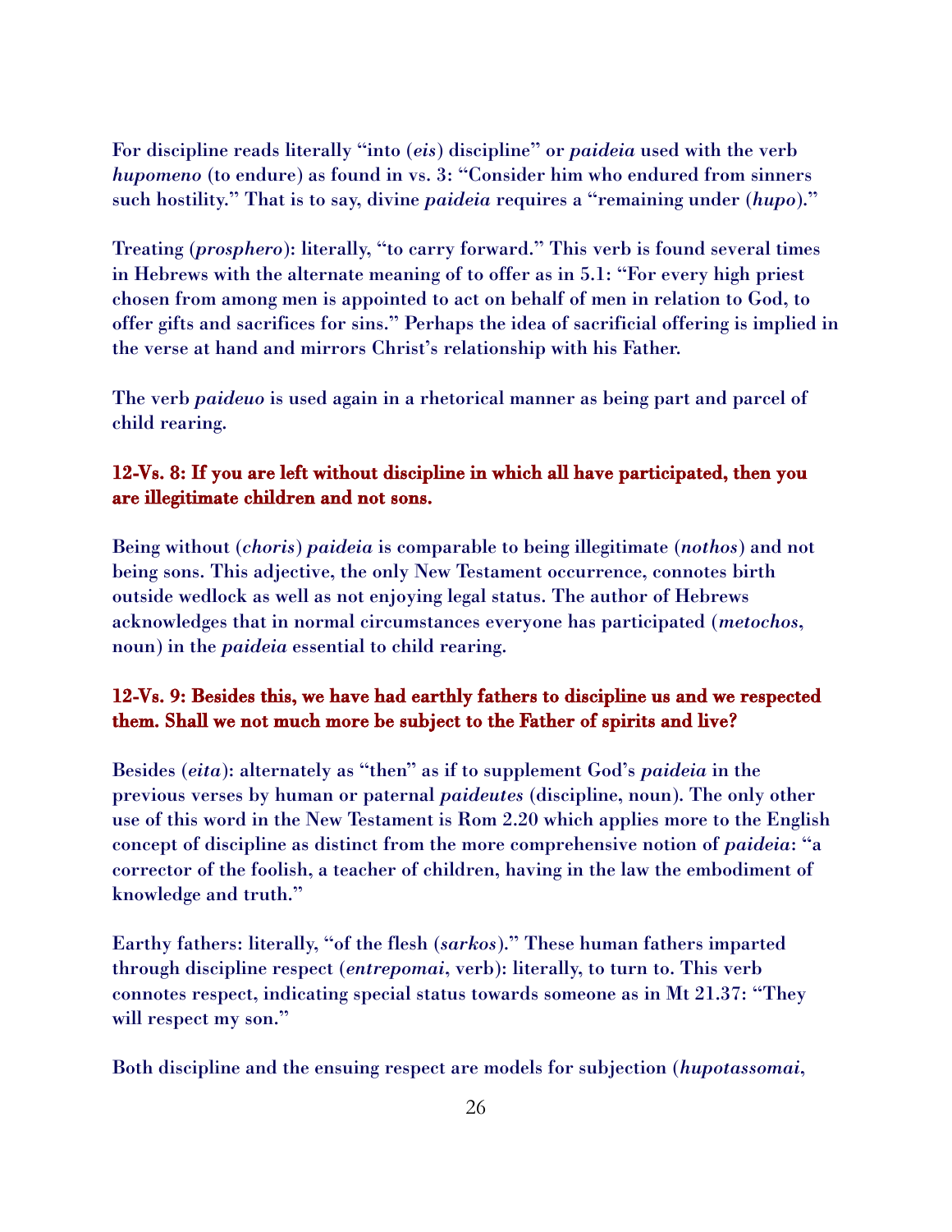For discipline reads literally "into (*eis*) discipline" or *paideia* used with the verb *hupomeno* (to endure) as found in vs. 3: "Consider him who endured from sinners such hostility." That is to say, divine *paideia* requires a "remaining under (*hupo*)."

Treating (*prosphero*): literally, "to carry forward." This verb is found several times in Hebrews with the alternate meaning of to offer as in 5.1: "For every high priest chosen from among men is appointed to act on behalf of men in relation to God, to offer gifts and sacrifices for sins." Perhaps the idea of sacrificial offering is implied in the verse at hand and mirrors Christ's relationship with his Father.

The verb *paideuo* is used again in a rhetorical manner as being part and parcel of child rearing.

**12-Vs. 8: If you are left without discipline in which all have participated, then you are illegitimate children and not sons.**

Being without (*choris*) *paideia* is comparable to being illegitimate (*nothos*) and not being sons. This adjective, the only New Testament occurrence, connotes birth outside wedlock as well as not enjoying legal status. The author of Hebrews acknowledges that in normal circumstances everyone has participated (*metochos*, noun) in the *paideia* essential to child rearing.

**12-Vs. 9: Besides this, we have had earthly fathers to discipline us and we respected them. Shall we not much more be subject to the Father of spirits and live?**

Besides (*eita*): alternately as "then" as if to supplement God's *paideia* in the previous verses by human or paternal *paideutes* (discipline, noun). The only other use of this word in the New Testament is Rom 2.20 which applies more to the English concept of discipline as distinct from the more comprehensive notion of *paideia*: "a corrector of the foolish, a teacher of children, having in the law the embodiment of knowledge and truth."

Earthy fathers: literally, "of the flesh (*sarkos*)." These human fathers imparted through discipline respect (*entrepomai*, verb): literally, to turn to. This verb connotes respect, indicating special status towards someone as in Mt 21.37: "They will respect my son."

Both discipline and the ensuing respect are models for subjection (*hupotassomai*,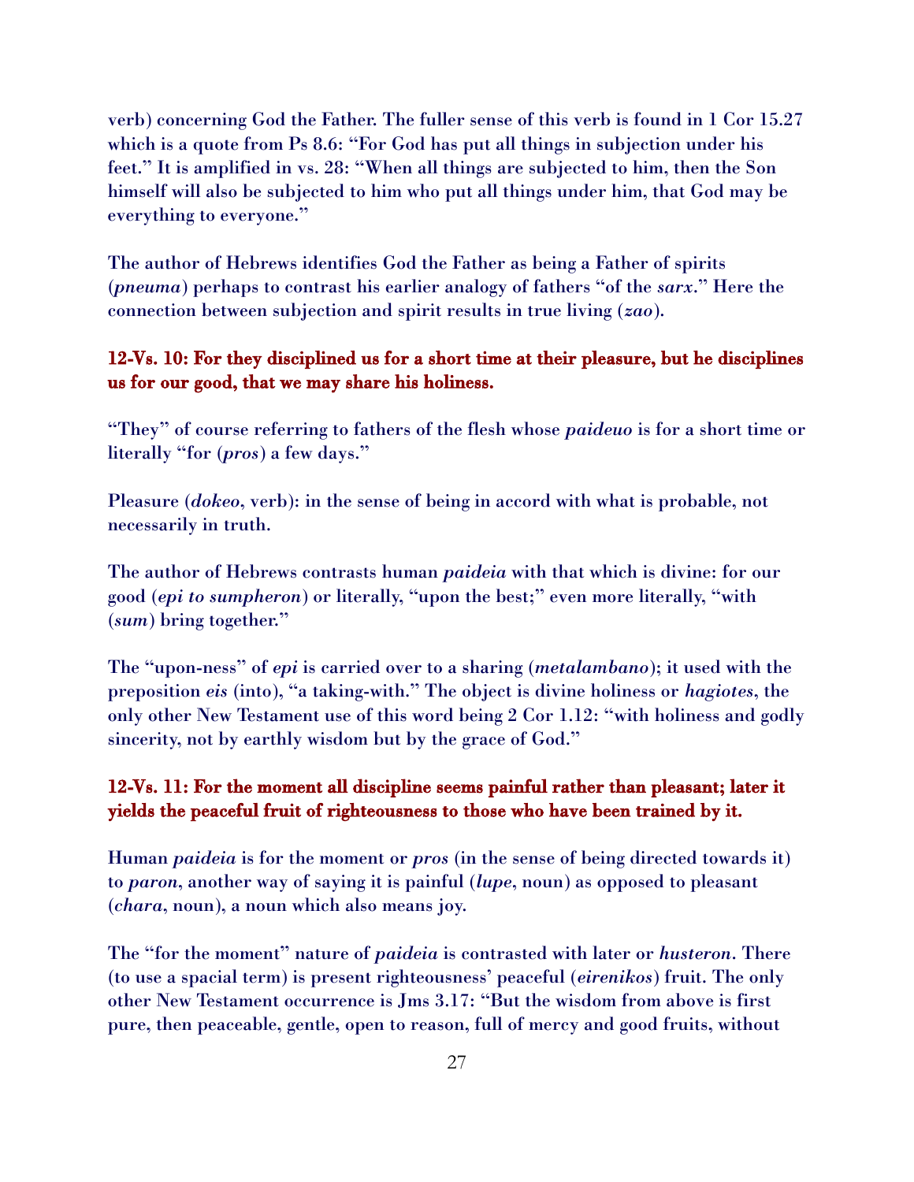verb) concerning God the Father. The fuller sense of this verb is found in 1 Cor 15.27 which is a quote from Ps 8.6: "For God has put all things in subjection under his feet." It is amplified in vs. 28: "When all things are subjected to him, then the Son himself will also be subjected to him who put all things under him, that God may be everything to everyone."

The author of Hebrews identifies God the Father as being a Father of spirits (*pneuma*) perhaps to contrast his earlier analogy of fathers "of the *sarx*." Here the connection between subjection and spirit results in true living (*zao*).

**12-Vs. 10: For they disciplined us for a short time at their pleasure, but he disciplines us for our good, that we may share his holiness.**

"They" of course referring to fathers of the flesh whose *paideuo* is for a short time or literally "for (*pros*) a few days."

Pleasure (*dokeo*, verb): in the sense of being in accord with what is probable, not necessarily in truth.

The author of Hebrews contrasts human *paideia* with that which is divine: for our good (*epi to sumpheron*) or literally, "upon the best;" even more literally, "with (*sum*) bring together."

The "upon-ness" of *epi* is carried over to a sharing (*metalambano*); it used with the preposition *eis* (into), "a taking-with." The object is divine holiness or *hagiotes*, the only other New Testament use of this word being 2 Cor 1.12: "with holiness and godly sincerity, not by earthly wisdom but by the grace of God."

**12-Vs. 11: For the moment all discipline seems painful rather than pleasant; later it yields the peaceful fruit of righteousness to those who have been trained by it.**

Human *paideia* is for the moment or *pros* (in the sense of being directed towards it) *to paron*, another way of saying it is painful (*lupe*, noun) as opposed to pleasant (*chara*, noun), a noun which also means joy.

The "for the moment" nature of *paideia* is contrasted with later or *husteron*. There (to use a spacial term) is present righteousness' peaceful (*eirenikos*) fruit. The only other New Testament occurrence is Jms 3.17: "But the wisdom from above is first pure, then peaceable, gentle, open to reason, full of mercy and good fruits, without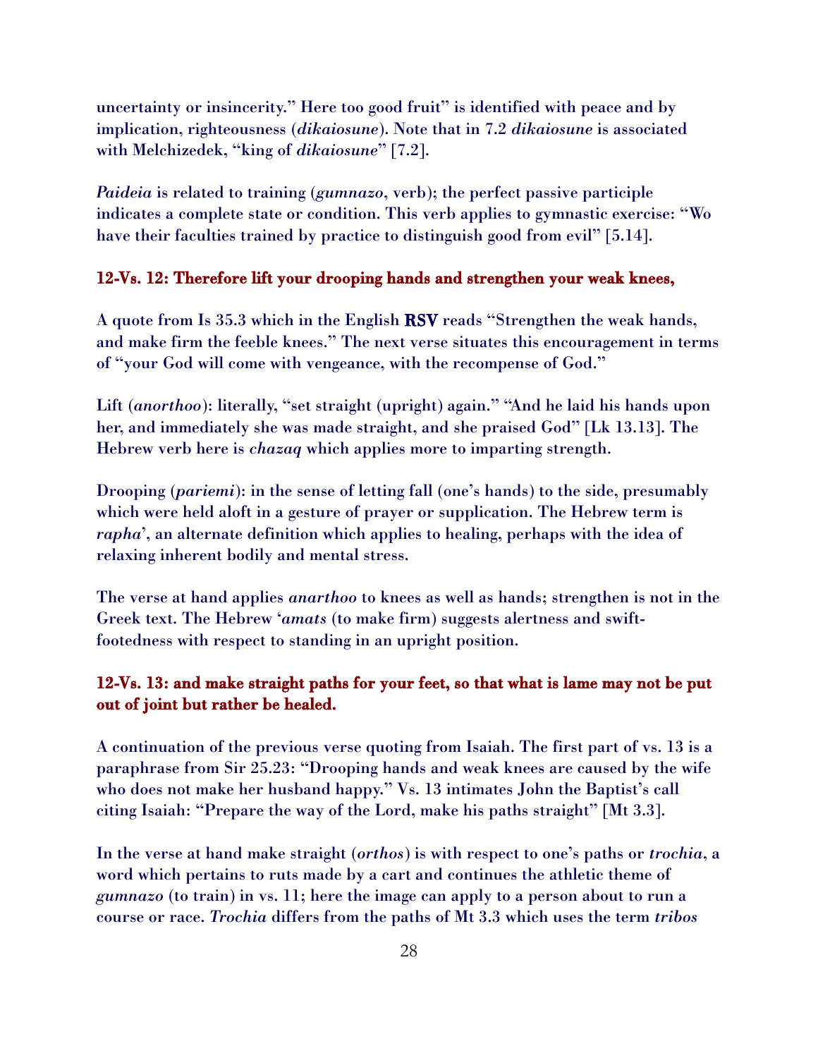uncertainty or insincerity." Here too good fruit" is identified with peace and by implication, righteousness (*dikaiosune*). Note that in 7.2 *dikaiosune* is associated with Melchizedek, "king of *dikaiosune*" [7.2].

*Paideia* is related to training (*gumnazo*, verb); the perfect passive participle indicates a complete state or condition. This verb applies to gymnastic exercise: "Wo have their faculties trained by practice to distinguish good from evil" [5.14].

**12-Vs. 12: Therefore lift your drooping hands and strengthen your weak knees,**

A quote from Is 35.3 which in the English RSV reads "Strengthen the weak hands, and make firm the feeble knees." The next verse situates this encouragement in terms of "your God will come with vengeance, with the recompense of God."

Lift (*anorthoo*): literally, "set straight (upright) again." "And he laid his hands upon her, and immediately she was made straight, and she praised God" [Lk 13.13]. The Hebrew verb here is *chazaq* which applies more to imparting strength.

Drooping (*pariemi*): in the sense of letting fall (one's hands) to the side, presumably which were held aloft in a gesture of prayer or supplication. The Hebrew term is *rapha*', an alternate definition which applies to healing, perhaps with the idea of relaxing inherent bodily and mental stress.

The verse at hand applies *anarthoo* to knees as well as hands; strengthen is not in the Greek text. The Hebrew '*amats* (to make firm) suggests alertness and swift-footedness with respect to standing in an upright position.

**12-Vs. 13: and make straight paths for your feet, so that what is lame may not be put out of joint but rather be healed.**

A continuation of the previous verse quoting from Isaiah. The first part of vs. 13 is a paraphrase from Sir 25.23: "Drooping hands and weak knees are caused by the wife who does not make her husband happy." Vs. 13 intimates John the Baptist's call citing Isaiah: "Prepare the way of the Lord, make his paths straight" [Mt 3.3].

In the verse at hand make straight (*orthos*) is with respect to one's paths or *trochia*, a word which pertains to ruts made by a cart and continues the athletic theme of *gumnazo* (to train) in vs. 11; here the image can apply to a person about to run a course or race. *Trochia* differs from the paths of Mt 3.3 which uses the term *tribos*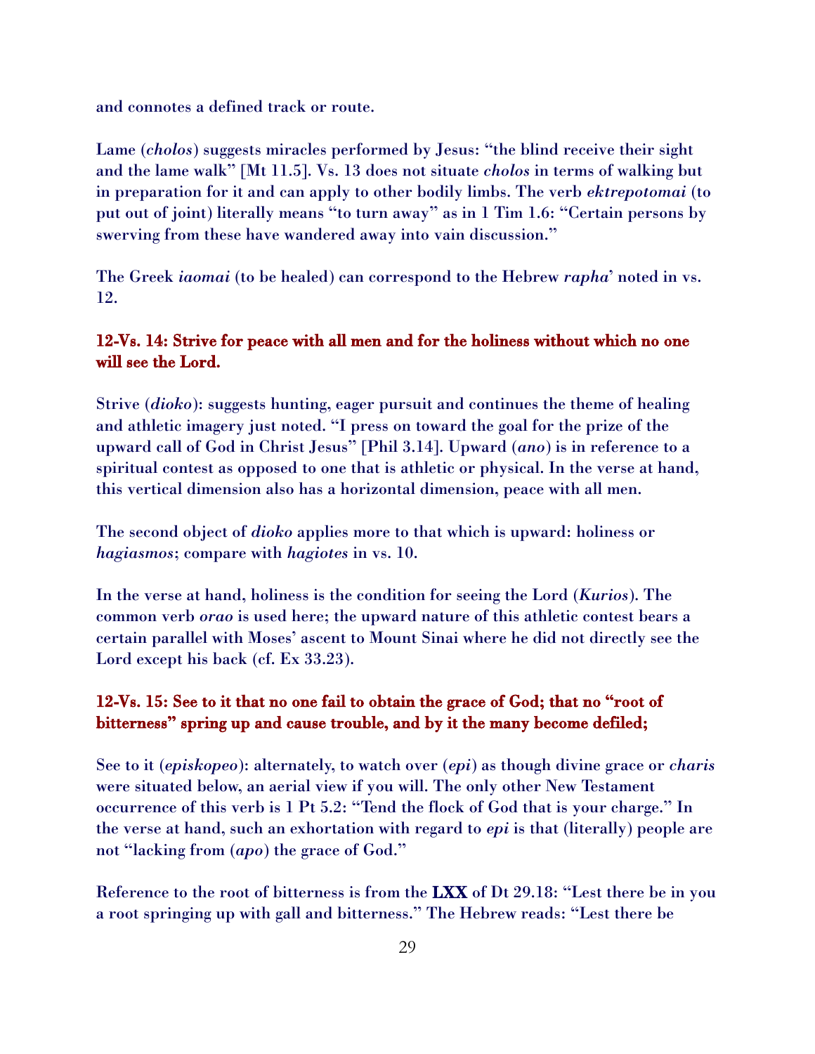and connotes a defined track or route.

Lame (*cholos*) suggests miracles performed by Jesus: "the blind receive their sight and the lame walk" [Mt 11.5]. Vs. 13 does not situate *cholos* in terms of walking but in preparation for it and can apply to other bodily limbs. The verb *ektrepotomai* (to put out of joint) literally means "to turn away" as in 1 Tim 1.6: "Certain persons by swerving from these have wandered away into vain discussion."

The Greek *iaomai* (to be healed) can correspond to the Hebrew *rapha'* noted in vs. 12.

## 12-Vs. 14: Strive for peace with all men and for the holiness without which no one will see the Lord.

Strive (*dioko*): suggests hunting, eager pursuit and continues the theme of healing and athletic imagery just noted. "I press on toward the goal for the prize of the upward call of God in Christ Jesus" [Phil 3.14]. Upward (*ano*) is in reference to a spiritual contest as opposed to one that is athletic or physical. In the verse at hand, this vertical dimension also has a horizontal dimension, peace with all men.

The second object of *dioko* applies more to that which is upward: holiness or *hagiasmos*; compare with *hagiotes* in vs. 10.

In the verse at hand, holiness is the condition for seeing the Lord (*Kurios*). The common verb *orao* is used here; the upward nature of this athletic contest bears a certain parallel with Moses' ascent to Mount Sinai where he did not directly see the Lord except his back (cf. Ex 33.23).

## 12-Vs. 15: See to it that no one fail to obtain the grace of God; that no "root of bitterness" spring up and cause trouble, and by it the many become defiled;

See to it (*episkopeo*): alternately, to watch over (*epi*) as though divine grace or *charis* were situated below, an aerial view if you will. The only other New Testament occurrence of this verb is 1 Pt 5.2: "Tend the flock of God that is your charge." In the verse at hand, such an exhortation with regard to *epi* is that (literally) people are not "lacking from (*apo*) the grace of God."

Reference to the root of bitterness is from the LXX of Dt 29.18: "Lest there be in you a root springing up with gall and bitterness." The Hebrew reads: "Lest there be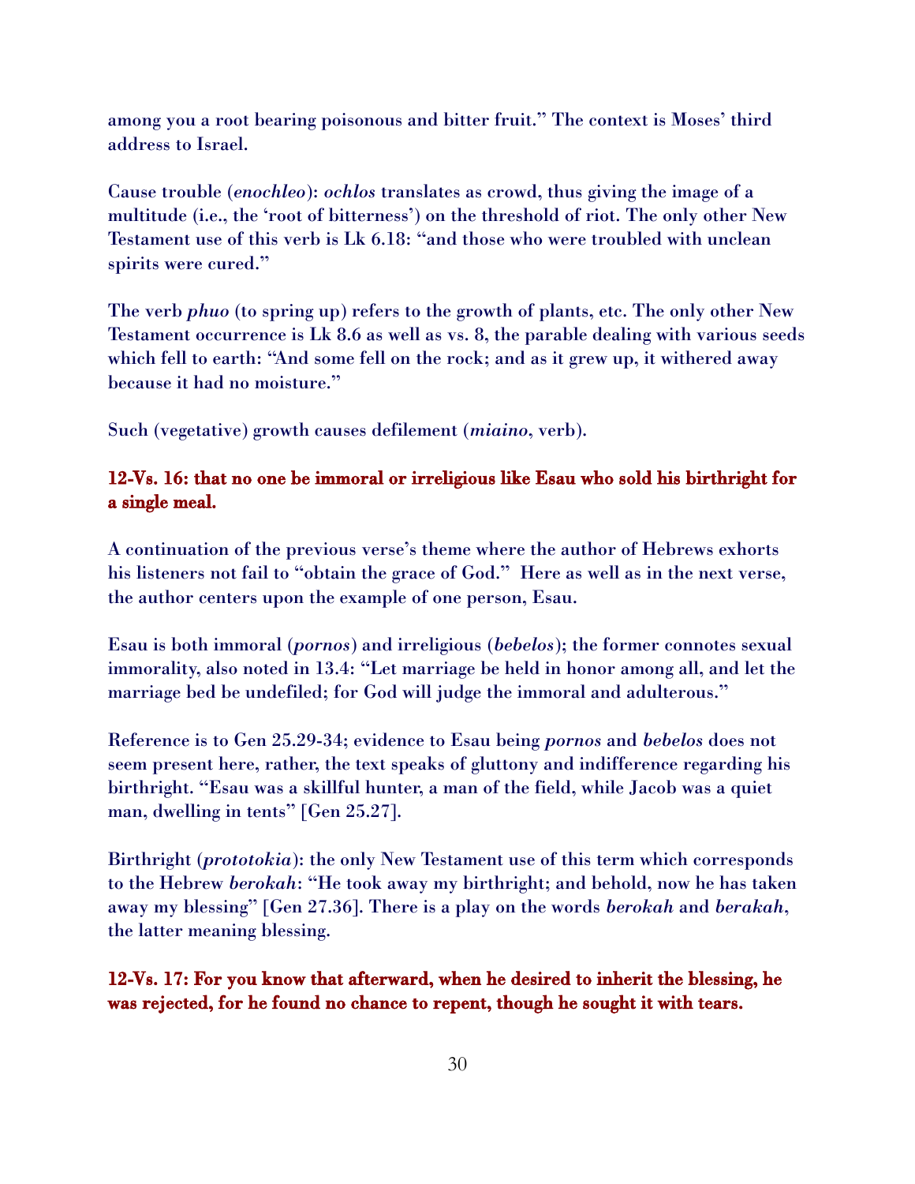among you a root bearing poisonous and bitter fruit." The context is Moses' third address to Israel.

Cause trouble (*enochleo*): *ochlos* translates as crowd, thus giving the image of a multitude (i.e., the 'root of bitterness') on the threshold of riot. The only other New Testament use of this verb is Lk 6.18: "and those who were troubled with unclean spirits were cured."

The verb *phuo* (to spring up) refers to the growth of plants, etc. The only other New Testament occurrence is Lk 8.6 as well as vs. 8, the parable dealing with various seeds which fell to earth: "And some fell on the rock; and as it grew up, it withered away because it had no moisture."

Such (vegetative) growth causes defilement (*miaino*, verb).

**12-Vs. 16: that no one be immoral or irreligious like Esau who sold his birthright for a single meal.**

A continuation of the previous verse's theme where the author of Hebrews exhorts his listeners not fail to "obtain the grace of God." Here as well as in the next verse, the author centers upon the example of one person, Esau.

Esau is both immoral (*pornos*) and irreligious (*bebelos*); the former connotes sexual immorality, also noted in 13.4: "Let marriage be held in honor among all, and let the marriage bed be undefiled; for God will judge the immoral and adulterous."

Reference is to Gen 25.29-34; evidence to Esau being *pornos* and *bebelos* does not seem present here, rather, the text speaks of gluttony and indifference regarding his birthright. "Esau was a skillful hunter, a man of the field, while Jacob was a quiet man, dwelling in tents" [Gen 25.27].

Birthright (*prototokia*): the only New Testament use of this term which corresponds to the Hebrew *berokah*: "He took away my birthright; and behold, now he has taken away my blessing" [Gen 27.36]. There is a play on the words *berokah* and *berakah*, the latter meaning blessing.

**12-Vs. 17: For you know that afterward, when he desired to inherit the blessing, he was rejected, for he found no chance to repent, though he sought it with tears.**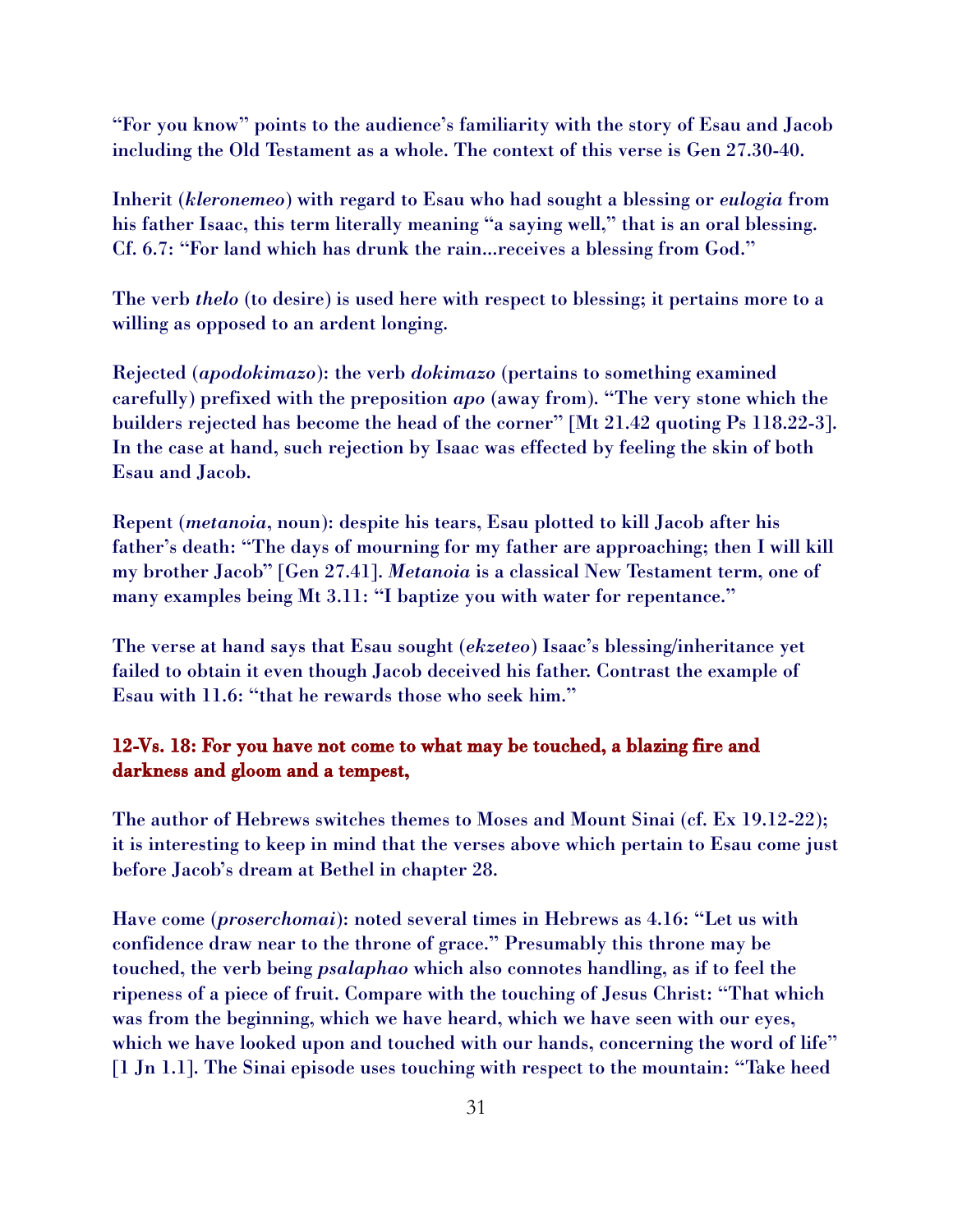"For you know" points to the audience's familiarity with the story of Esau and Jacob including the Old Testament as a whole. The context of this verse is Gen 27.30-40.

Inherit (*kleronemeo*) with regard to Esau who had sought a blessing or *eulogia* from his father Isaac, this term literally meaning "a saying well," that is an oral blessing. Cf. 6.7: "For land which has drunk the rain...receives a blessing from God."

The verb *thelo* (to desire) is used here with respect to blessing; it pertains more to a willing as opposed to an ardent longing.

Rejected (*apodokimazo*): the verb *dokimazo* (pertains to something examined carefully) prefixed with the preposition *apo* (away from). "The very stone which the builders rejected has become the head of the corner" [Mt 21.42 quoting Ps 118.22-3]. In the case at hand, such rejection by Isaac was effected by feeling the skin of both Esau and Jacob.

Repent (*metanoia*, noun): despite his tears, Esau plotted to kill Jacob after his father's death: "The days of mourning for my father are approaching; then I will kill my brother Jacob" [Gen 27.41]. *Metanoia* is a classical New Testament term, one of many examples being Mt 3.11: "I baptize you with water for repentance."

The verse at hand says that Esau sought (*ekzeteo*) Isaac's blessing/inheritance yet failed to obtain it even though Jacob deceived his father. Contrast the example of Esau with 11.6: "that he rewards those who seek him."

**12-Vs. 18: For you have not come to what may be touched, a blazing fire and darkness and gloom and a tempest,**

The author of Hebrews switches themes to Moses and Mount Sinai (cf. Ex 19.12-22); it is interesting to keep in mind that the verses above which pertain to Esau come just before Jacob's dream at Bethel in chapter 28.

Have come (*proserchomai*): noted several times in Hebrews as 4.16: "Let us with confidence draw near to the throne of grace." Presumably this throne may be touched, the verb being *psalaphao* which also connotes handling, as if to feel the ripeness of a piece of fruit. Compare with the touching of Jesus Christ: "That which was from the beginning, which we have heard, which we have seen with our eyes, which we have looked upon and touched with our hands, concerning the word of life" [1 Jn 1.1]. The Sinai episode uses touching with respect to the mountain: "Take heed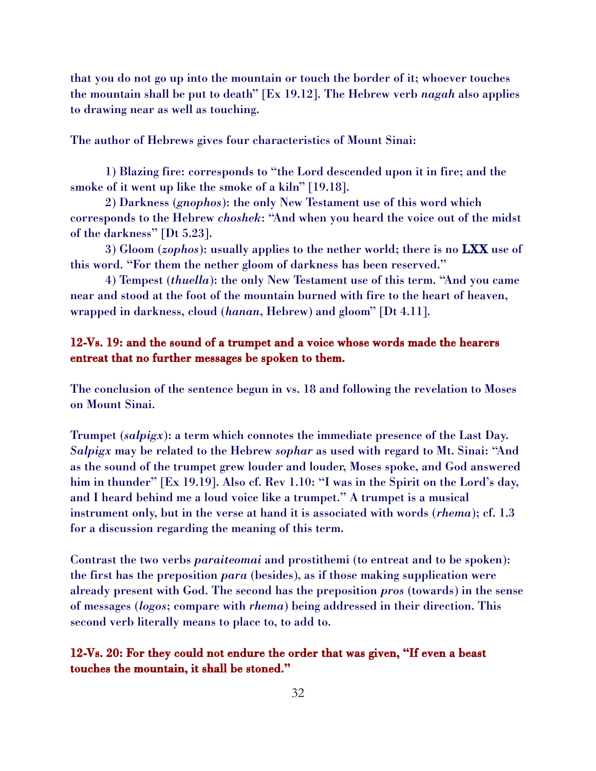that you do not go up into the mountain or touch the border of it; whoever touches the mountain shall be put to death" [Ex 19.12]. The Hebrew verb *nagah* also applies to drawing near as well as touching.

The author of Hebrews gives four characteristics of Mount Sinai:

1) Blazing fire: corresponds to "the Lord descended upon it in fire; and the smoke of it went up like the smoke of a kiln" [19.18].

2) Darkness (*gnophos*): the only New Testament use of this word which corresponds to the Hebrew *choshek*: "And when you heard the voice out of the midst of the darkness" [Dt 5.23].

3) Gloom (*zophos*): usually applies to the nether world; there is no **LXX** use of this word. "For them the nether gloom of darkness has been reserved."

4) Tempest (*thuella*): the only New Testament use of this term. "And you came near and stood at the foot of the mountain burned with fire to the heart of heaven, wrapped in darkness, cloud (*hanan*, Hebrew) and gloom" [Dt 4.11].

**12-Vs. 19: and the sound of a trumpet and a voice whose words made the hearers entreat that no further messages be spoken to them.**

The conclusion of the sentence begun in vs. 18 and following the revelation to Moses on Mount Sinai.

Trumpet (*salpigx*): a term which connotes the immediate presence of the Last Day. *Salpigx* may be related to the Hebrew *sophar* as used with regard to Mt. Sinai: "And as the sound of the trumpet grew louder and louder, Moses spoke, and God answered him in thunder" [Ex 19.19]. Also cf. Rev 1.10: "I was in the Spirit on the Lord's day, and I heard behind me a loud voice like a trumpet." A trumpet is a musical instrument only, but in the verse at hand it is associated with words (*rhema*); cf. 1.3 for a discussion regarding the meaning of this term.

Contrast the two verbs *paraiteomai* and prostithemi (to entreat and to be spoken): the first has the preposition *para* (besides), as if those making supplication were already present with God. The second has the preposition *pros* (towards) in the sense of messages (*logos*; compare with *rhema*) being addressed in their direction. This second verb literally means to place to, to add to.

**12-Vs. 20: For they could not endure the order that was given, "If even a beast touches the mountain, it shall be stoned."**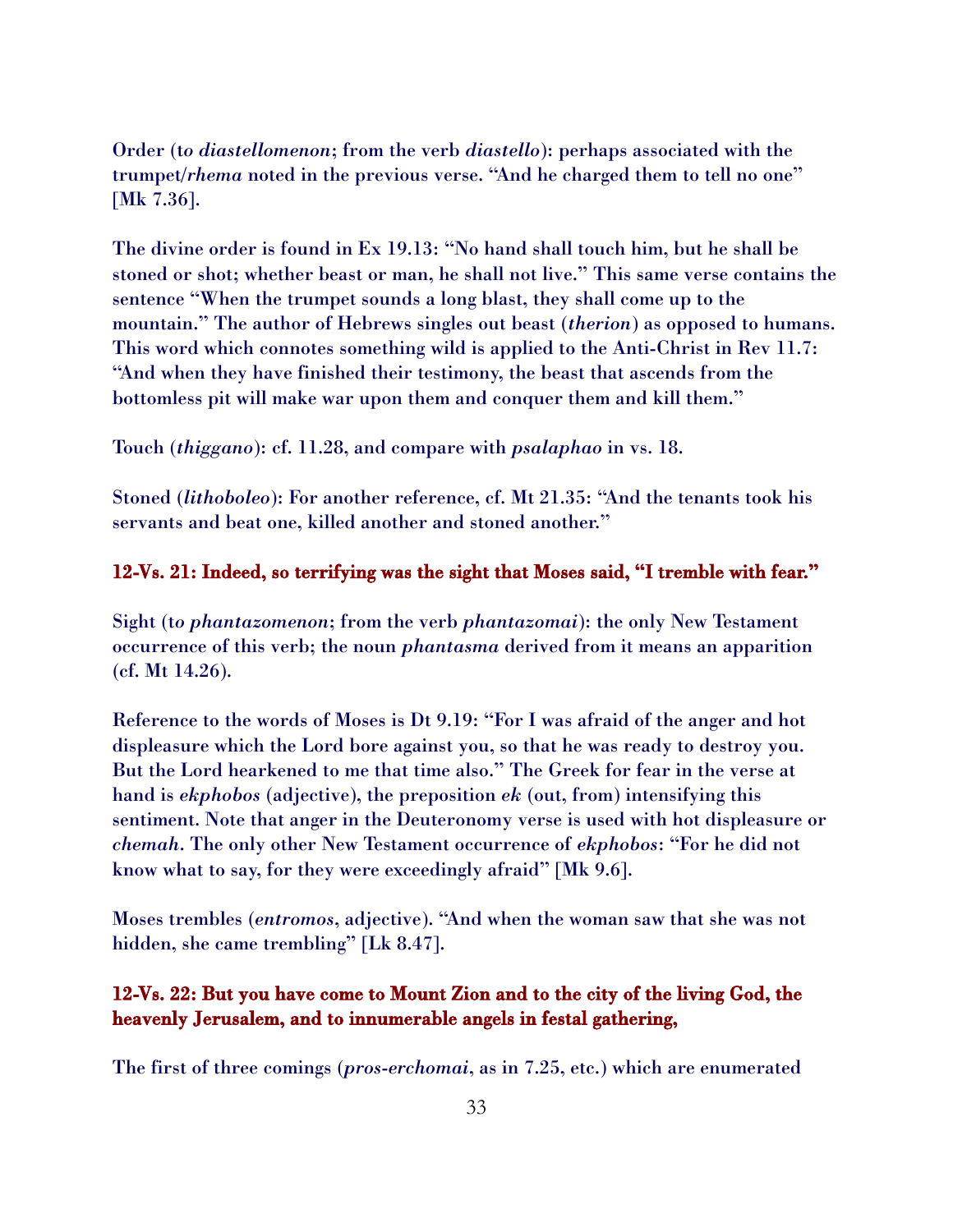Order (t*o diastellomenon*; from the verb *diastello*): perhaps associated with the trumpet/*rhema* noted in the previous verse. "And he charged them to tell no one" [Mk 7.36].

The divine order is found in Ex 19.13: "No hand shall touch him, but he shall be stoned or shot; whether beast or man, he shall not live." This same verse contains the sentence "When the trumpet sounds a long blast, they shall come up to the mountain." The author of Hebrews singles out beast (*therion*) as opposed to humans. This word which connotes something wild is applied to the Anti-Christ in Rev 11.7: "And when they have finished their testimony, the beast that ascends from the bottomless pit will make war upon them and conquer them and kill them."

Touch (*thiggano*): cf. 11.28, and compare with *psalaphao* in vs. 18.

Stoned (*lithoboleo*): For another reference, cf. Mt 21.35: "And the tenants took his servants and beat one, killed another and stoned another."

**12-Vs. 21: Indeed, so terrifying was the sight that Moses said, "I tremble with fear."**

Sight (t*o phantazomenon*; from the verb *phantazomai*): the only New Testament occurrence of this verb; the noun *phantasma* derived from it means an apparition (cf. Mt 14.26).

Reference to the words of Moses is Dt 9.19: "For I was afraid of the anger and hot displeasure which the Lord bore against you, so that he was ready to destroy you. But the Lord hearkened to me that time also." The Greek for fear in the verse at hand is *ekphobos* (adjective), the preposition *ek* (out, from) intensifying this sentiment. Note that anger in the Deuteronomy verse is used with hot displeasure or *chemah*. The only other New Testament occurrence of *ekphobos*: "For he did not know what to say, for they were exceedingly afraid" [Mk 9.6].

Moses trembles (*entromos*, adjective). "And when the woman saw that she was not hidden, she came trembling" [Lk 8.47].

**12-Vs. 22: But you have come to Mount Zion and to the city of the living God, the heavenly Jerusalem, and to innumerable angels in festal gathering,**

The first of three comings (*pros-erchomai*, as in 7.25, etc.) which are enumerated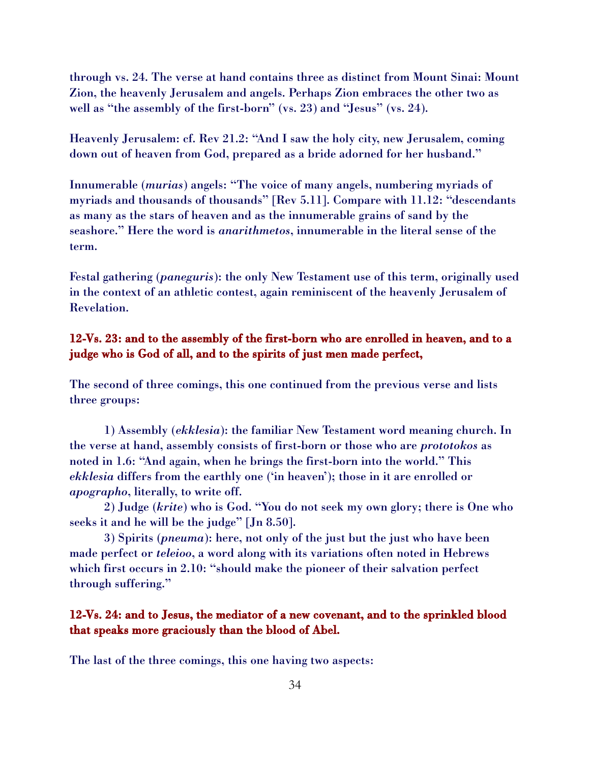through vs. 24. The verse at hand contains three as distinct from Mount Sinai: Mount Zion, the heavenly Jerusalem and angels. Perhaps Zion embraces the other two as well as "the assembly of the first-born" (vs. 23) and "Jesus" (vs. 24).

Heavenly Jerusalem: cf. Rev 21.2: "And I saw the holy city, new Jerusalem, coming down out of heaven from God, prepared as a bride adorned for her husband."

Innumerable (*murias*) angels: "The voice of many angels, numbering myriads of myriads and thousands of thousands" [Rev 5.11]. Compare with 11.12: "descendants as many as the stars of heaven and as the innumerable grains of sand by the seashore." Here the word is *anarithmetos*, innumerable in the literal sense of the term.

Festal gathering (*paneguris*): the only New Testament use of this term, originally used in the context of an athletic contest, again reminiscent of the heavenly Jerusalem of Revelation.

**12-Vs. 23: and to the assembly of the first-born who are enrolled in heaven, and to a judge who is God of all, and to the spirits of just men made perfect,**

The second of three comings, this one continued from the previous verse and lists three groups:

1) Assembly (*ekklesia*): the familiar New Testament word meaning church. In the verse at hand, assembly consists of first-born or those who are *prototokos* as noted in 1.6: "And again, when he brings the first-born into the world." This *ekklesia* differs from the earthly one ('in heaven'); those in it are enrolled or *apographo*, literally, to write off.

2) Judge (*krite*) who is God. "You do not seek my own glory; there is One who seeks it and he will be the judge" [Jn 8.50].

3) Spirits (*pneuma*): here, not only of the just but the just who have been made perfect or *teleioo*, a word along with its variations often noted in Hebrews which first occurs in 2.10: "should make the pioneer of their salvation perfect through suffering."

**12-Vs. 24: and to Jesus, the mediator of a new covenant, and to the sprinkled blood that speaks more graciously than the blood of Abel.**

The last of the three comings, this one having two aspects: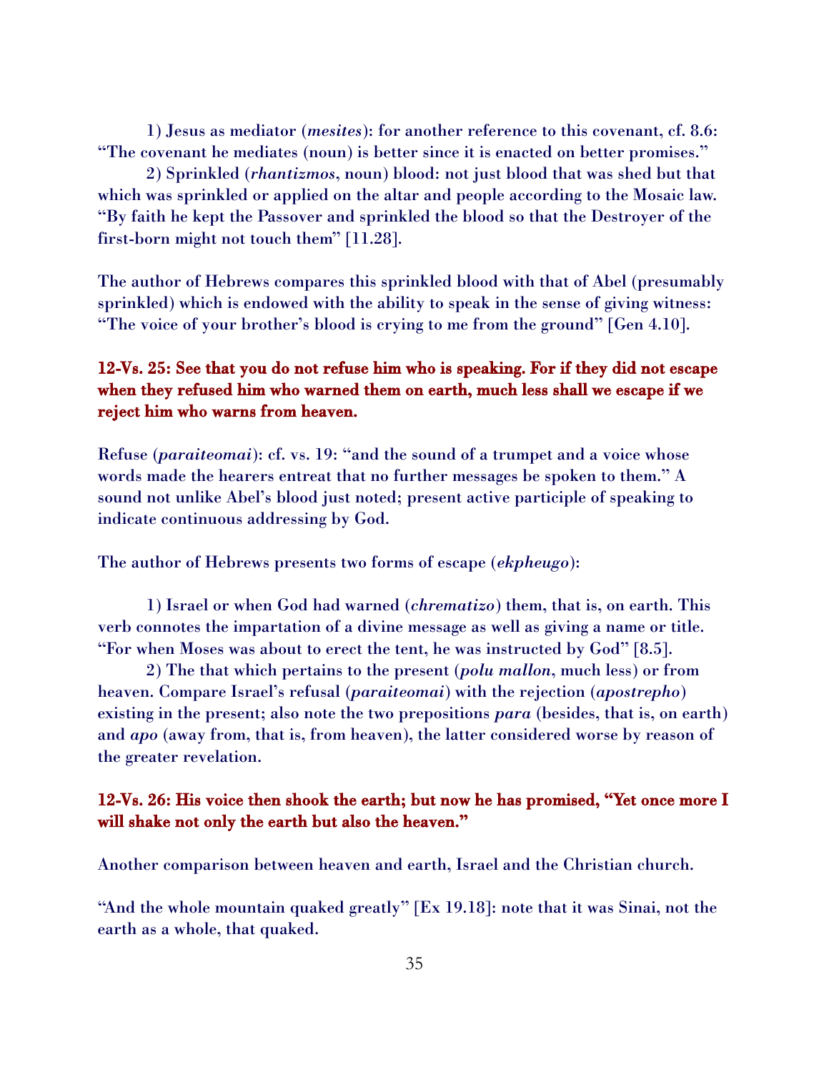1) Jesus as mediator (*mesites*): for another reference to this covenant, cf. 8.6: "The covenant he mediates (noun) is better since it is enacted on better promises."

2) Sprinkled (*rhantizmos*, noun) blood: not just blood that was shed but that which was sprinkled or applied on the altar and people according to the Mosaic law. "By faith he kept the Passover and sprinkled the blood so that the Destroyer of the first-born might not touch them" [11.28].

The author of Hebrews compares this sprinkled blood with that of Abel (presumably sprinkled) which is endowed with the ability to speak in the sense of giving witness: "The voice of your brother's blood is crying to me from the ground" [Gen 4.10].

**12-Vs. 25: See that you do not refuse him who is speaking. For if they did not escape when they refused him who warned them on earth, much less shall we escape if we reject him who warns from heaven.**

Refuse (*paraiteomai*): cf. vs. 19: "and the sound of a trumpet and a voice whose words made the hearers entreat that no further messages be spoken to them." A sound not unlike Abel's blood just noted; present active participle of speaking to indicate continuous addressing by God.

The author of Hebrews presents two forms of escape (*ekpheugo*):

1) Israel or when God had warned (*chrematizo*) them, that is, on earth. This verb connotes the impartation of a divine message as well as giving a name or title. "For when Moses was about to erect the tent, he was instructed by God" [8.5].

2) The that which pertains to the present (*polu mallon*, much less) or from heaven. Compare Israel's refusal (*paraiteomai*) with the rejection (*apostrepho*) existing in the present; also note the two prepositions *para* (besides, that is, on earth) and *apo* (away from, that is, from heaven), the latter considered worse by reason of the greater revelation.

**12-Vs. 26: His voice then shook the earth; but now he has promised, "Yet once more I will shake not only the earth but also the heaven."**

Another comparison between heaven and earth, Israel and the Christian church.

"And the whole mountain quaked greatly" [Ex 19.18]: note that it was Sinai, not the earth as a whole, that quaked.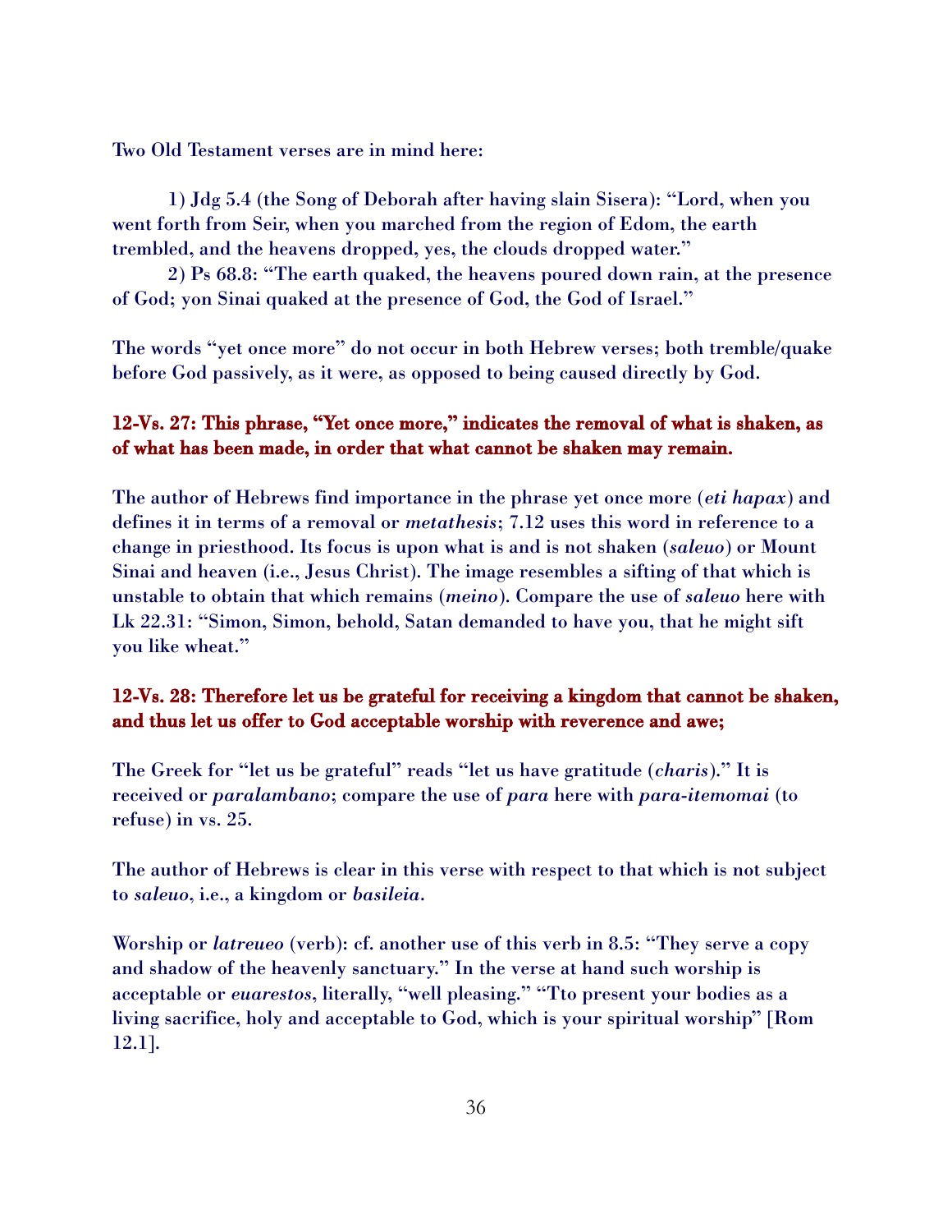Two Old Testament verses are in mind here:

1) Jdg 5.4 (the Song of Deborah after having slain Sisera): "Lord, when you went forth from Seir, when you marched from the region of Edom, the earth trembled, and the heavens dropped, yes, the clouds dropped water."

2) Ps 68.8: "The earth quaked, the heavens poured down rain, at the presence of God; yon Sinai quaked at the presence of God, the God of Israel."

The words "yet once more" do not occur in both Hebrew verses; both tremble/quake before God passively, as it were, as opposed to being caused directly by God.

**12-Vs. 27: This phrase, "Yet once more," indicates the removal of what is shaken, as of what has been made, in order that what cannot be shaken may remain.**

The author of Hebrews find importance in the phrase yet once more (*eti hapax*) and defines it in terms of a removal or *metathesis*; 7.12 uses this word in reference to a change in priesthood. Its focus is upon what is and is not shaken (*saleuo*) or Mount Sinai and heaven (i.e., Jesus Christ). The image resembles a sifting of that which is unstable to obtain that which remains (*meino*). Compare the use of *saleuo* here with Lk 22.31: "Simon, Simon, behold, Satan demanded to have you, that he might sift you like wheat."

**12-Vs. 28: Therefore let us be grateful for receiving a kingdom that cannot be shaken, and thus let us offer to God acceptable worship with reverence and awe;**

The Greek for "let us be grateful" reads "let us have gratitude (*charis*)." It is received or *paralambano*; compare the use of *para* here with *para-itemomai* (to refuse) in vs. 25.

The author of Hebrews is clear in this verse with respect to that which is not subject to *saleuo*, i.e., a kingdom or *basileia*.

Worship or *latreueo* (verb): cf. another use of this verb in 8.5: "They serve a copy and shadow of the heavenly sanctuary." In the verse at hand such worship is acceptable or *euarestos*, literally, "well pleasing." "Tto present your bodies as a living sacrifice, holy and acceptable to God, which is your spiritual worship" [Rom 12.1].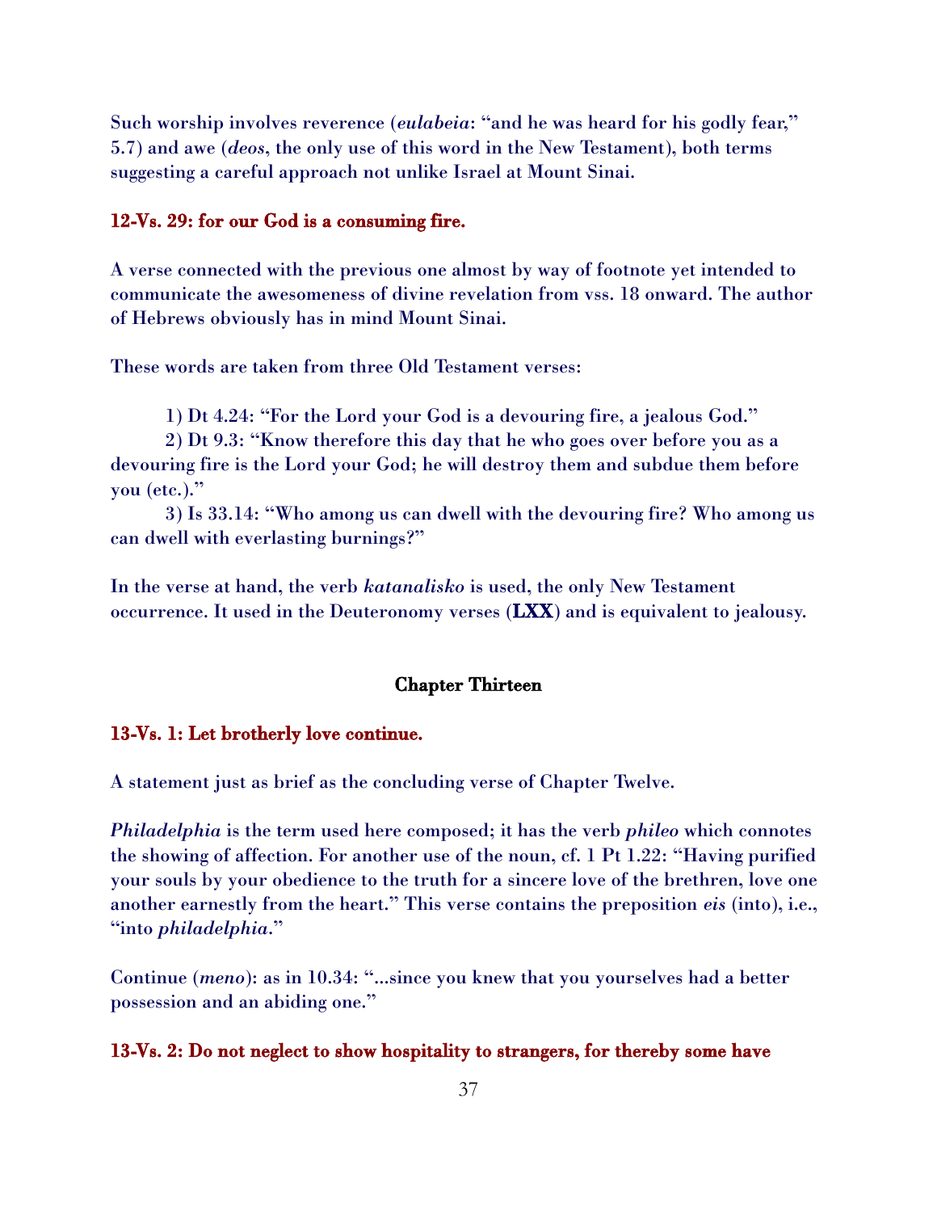Such worship involves reverence (*eulabeia*: "and he was heard for his godly fear," 5.7) and awe (*deos*, the only use of this word in the New Testament), both terms suggesting a careful approach not unlike Israel at Mount Sinai.

**12-Vs. 29: for our God is a consuming fire.**

A verse connected with the previous one almost by way of footnote yet intended to communicate the awesomeness of divine revelation from vss. 18 onward. The author of Hebrews obviously has in mind Mount Sinai.

These words are taken from three Old Testament verses:

1) Dt 4.24: "For the Lord your God is a devouring fire, a jealous God."
2) Dt 9.3: "Know therefore this day that he who goes over before you as a devouring fire is the Lord your God; he will destroy them and subdue them before you (etc.)."
3) Is 33.14: "Who among us can dwell with the devouring fire? Who among us can dwell with everlasting burnings?"

In the verse at hand, the verb *katanalisko* is used, the only New Testament occurrence. It used in the Deuteronomy verses (**LXX**) and is equivalent to jealousy.

## Chapter Thirteen

**13-Vs. 1: Let brotherly love continue.**

A statement just as brief as the concluding verse of Chapter Twelve.

*Philadelphia* is the term used here composed; it has the verb *phileo* which connotes the showing of affection. For another use of the noun, cf. 1 Pt 1.22: "Having purified your souls by your obedience to the truth for a sincere love of the brethren, love one another earnestly from the heart." This verse contains the preposition *eis* (into), i.e., "into *philadelphia*."

Continue (*meno*): as in 10.34: "...since you knew that you yourselves had a better possession and an abiding one."

**13-Vs. 2: Do not neglect to show hospitality to strangers, for thereby some have**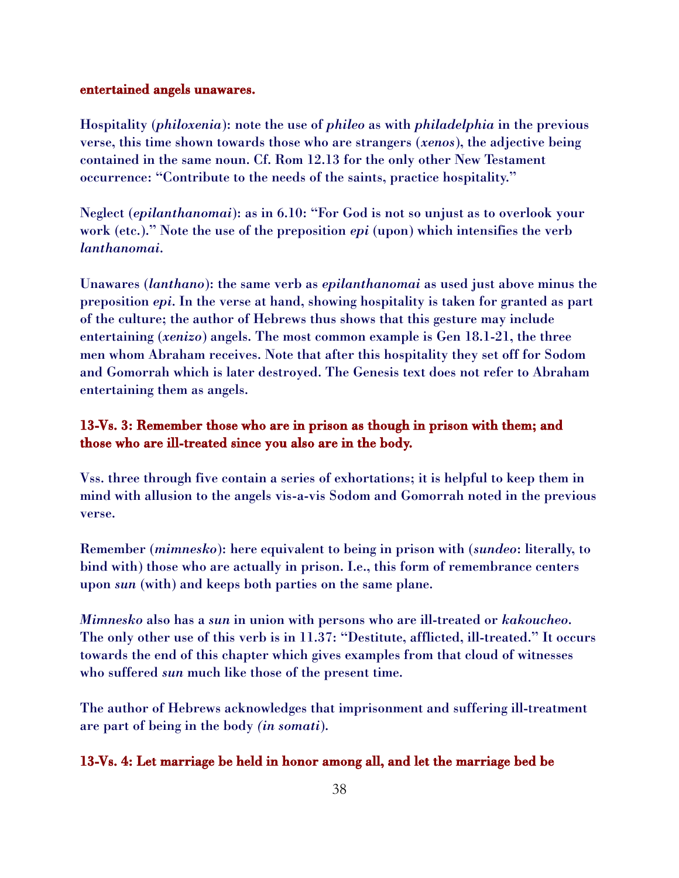**entertained angels unawares.**

Hospitality (*philoxenia*): note the use of *phileo* as with *philadelphia* in the previous verse, this time shown towards those who are strangers (*xenos*), the adjective being contained in the same noun. Cf. Rom 12.13 for the only other New Testament occurrence: "Contribute to the needs of the saints, practice hospitality."

Neglect (*epilanthanomai*): as in 6.10: "For God is not so unjust as to overlook your work (etc.)." Note the use of the preposition *epi* (upon) which intensifies the verb *lanthanomai*.

Unawares (*lanthano*): the same verb as *epilanthanomai* as used just above minus the preposition *epi*. In the verse at hand, showing hospitality is taken for granted as part of the culture; the author of Hebrews thus shows that this gesture may include entertaining (*xenizo*) angels. The most common example is Gen 18.1-21, the three men whom Abraham receives. Note that after this hospitality they set off for Sodom and Gomorrah which is later destroyed. The Genesis text does not refer to Abraham entertaining them as angels.

**13-Vs. 3: Remember those who are in prison as though in prison with them; and those who are ill-treated since you also are in the body.**

Vss. three through five contain a series of exhortations; it is helpful to keep them in mind with allusion to the angels vis-a-vis Sodom and Gomorrah noted in the previous verse.

Remember (*mimnesko*): here equivalent to being in prison with (*sundeo*: literally, to bind with) those who are actually in prison. I.e., this form of remembrance centers upon *sun* (with) and keeps both parties on the same plane.

*Mimnesko* also has a *sun* in union with persons who are ill-treated or *kakoucheo*. The only other use of this verb is in 11.37: "Destitute, afflicted, ill-treated." It occurs towards the end of this chapter which gives examples from that cloud of witnesses who suffered *sun* much like those of the present time.

The author of Hebrews acknowledges that imprisonment and suffering ill-treatment are part of being in the body *(in somati*).

**13-Vs. 4: Let marriage be held in honor among all, and let the marriage bed be**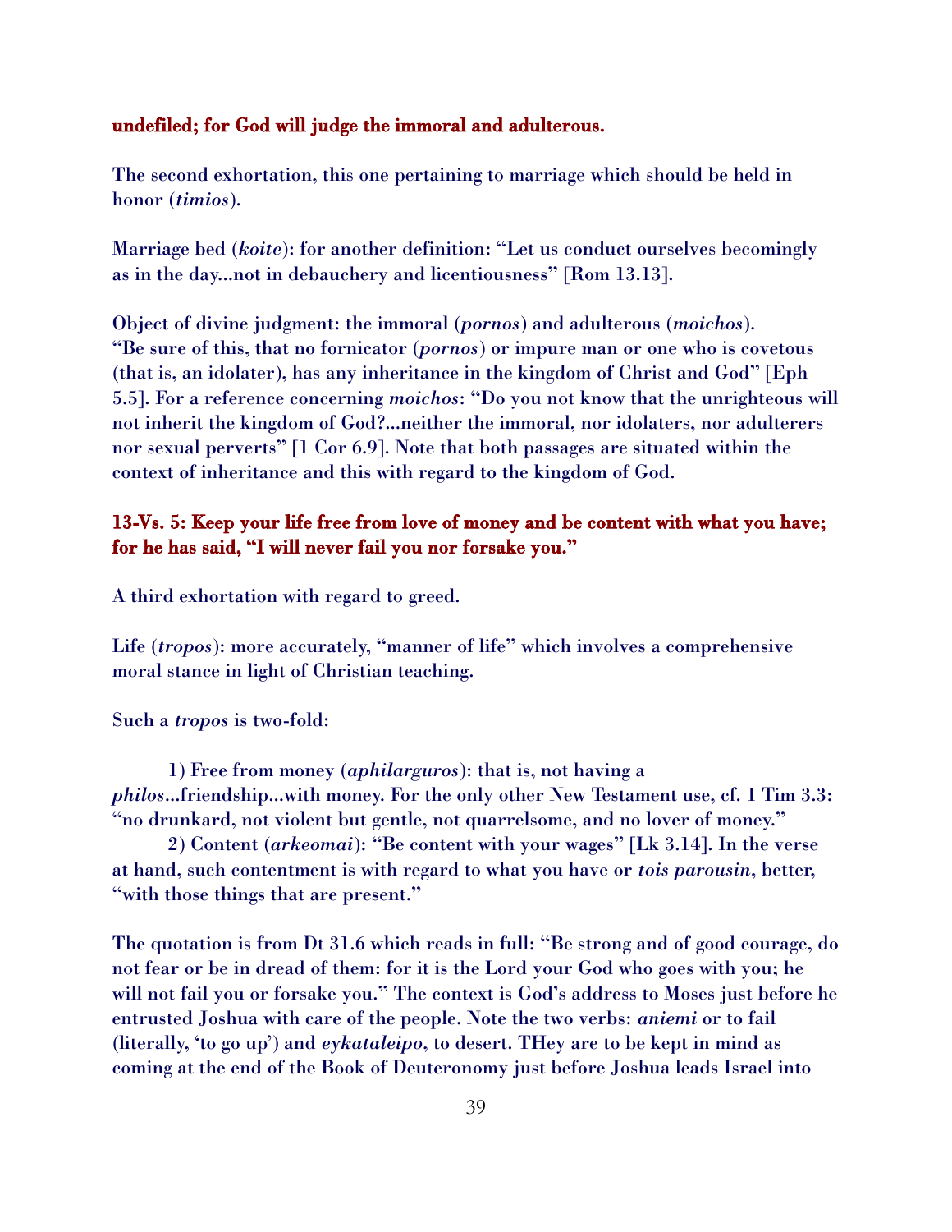**undefiled; for God will judge the immoral and adulterous.**

The second exhortation, this one pertaining to marriage which should be held in honor (*timios*).

Marriage bed (*koite*): for another definition: "Let us conduct ourselves becomingly as in the day...not in debauchery and licentiousness" [Rom 13.13].

Object of divine judgment: the immoral (*pornos*) and adulterous (*moichos*). "Be sure of this, that no fornicator (*pornos*) or impure man or one who is covetous (that is, an idolater), has any inheritance in the kingdom of Christ and God" [Eph 5.5]. For a reference concerning *moichos*: "Do you not know that the unrighteous will not inherit the kingdom of God?...neither the immoral, nor idolaters, nor adulterers nor sexual perverts" [1 Cor 6.9]. Note that both passages are situated within the context of inheritance and this with regard to the kingdom of God.

**13-Vs. 5: Keep your life free from love of money and be content with what you have; for he has said, "I will never fail you nor forsake you."**

A third exhortation with regard to greed.

Life (*tropos*): more accurately, "manner of life" which involves a comprehensive moral stance in light of Christian teaching.

Such a *tropos* is two-fold:

1) Free from money (*aphilarguros*): that is, not having a *philos*...friendship...with money. For the only other New Testament use, cf. 1 Tim 3.3: "no drunkard, not violent but gentle, not quarrelsome, and no lover of money."

2) Content (*arkeomai*): "Be content with your wages" [Lk 3.14]. In the verse at hand, such contentment is with regard to what you have or *tois parousin*, better, "with those things that are present."

The quotation is from Dt 31.6 which reads in full: "Be strong and of good courage, do not fear or be in dread of them: for it is the Lord your God who goes with you; he will not fail you or forsake you." The context is God's address to Moses just before he entrusted Joshua with care of the people. Note the two verbs: *aniemi* or to fail (literally, 'to go up') and *eykataleipo*, to desert. THey are to be kept in mind as coming at the end of the Book of Deuteronomy just before Joshua leads Israel into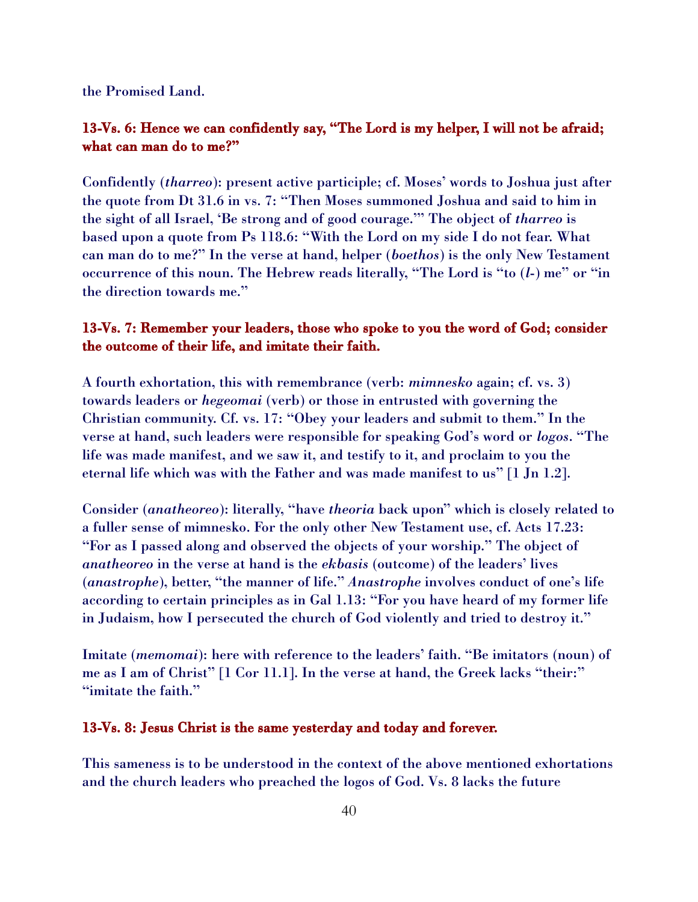the Promised Land.

**13-Vs. 6: Hence we can confidently say, "The Lord is my helper, I will not be afraid; what can man do to me?"**

Confidently (*tharreo*): present active participle; cf. Moses' words to Joshua just after the quote from Dt 31.6 in vs. 7: "Then Moses summoned Joshua and said to him in the sight of all Israel, 'Be strong and of good courage.'" The object of *tharreo* is based upon a quote from Ps 118.6: "With the Lord on my side I do not fear. What can man do to me?" In the verse at hand, helper (*boethos*) is the only New Testament occurrence of this noun. The Hebrew reads literally, "The Lord is "to (*l*-) me" or "in the direction towards me."

**13-Vs. 7: Remember your leaders, those who spoke to you the word of God; consider the outcome of their life, and imitate their faith.**

A fourth exhortation, this with remembrance (verb: *mimnesko* again; cf. vs. 3) towards leaders or *hegeomai* (verb) or those in entrusted with governing the Christian community. Cf. vs. 17: "Obey your leaders and submit to them." In the verse at hand, such leaders were responsible for speaking God's word or *logos*. "The life was made manifest, and we saw it, and testify to it, and proclaim to you the eternal life which was with the Father and was made manifest to us" [1 Jn 1.2].

Consider (*anatheoreo*): literally, "have *theoria* back upon" which is closely related to a fuller sense of mimnesko. For the only other New Testament use, cf. Acts 17.23: "For as I passed along and observed the objects of your worship." The object of *anatheoreo* in the verse at hand is the *ekbasis* (outcome) of the leaders' lives (*anastrophe*), better, "the manner of life." *Anastrophe* involves conduct of one's life according to certain principles as in Gal 1.13: "For you have heard of my former life in Judaism, how I persecuted the church of God violently and tried to destroy it."

Imitate (*memomai*): here with reference to the leaders' faith. "Be imitators (noun) of me as I am of Christ" [1 Cor 11.1]. In the verse at hand, the Greek lacks "their:" "imitate the faith."

**13-Vs. 8: Jesus Christ is the same yesterday and today and forever.**

This sameness is to be understood in the context of the above mentioned exhortations and the church leaders who preached the logos of God. Vs. 8 lacks the future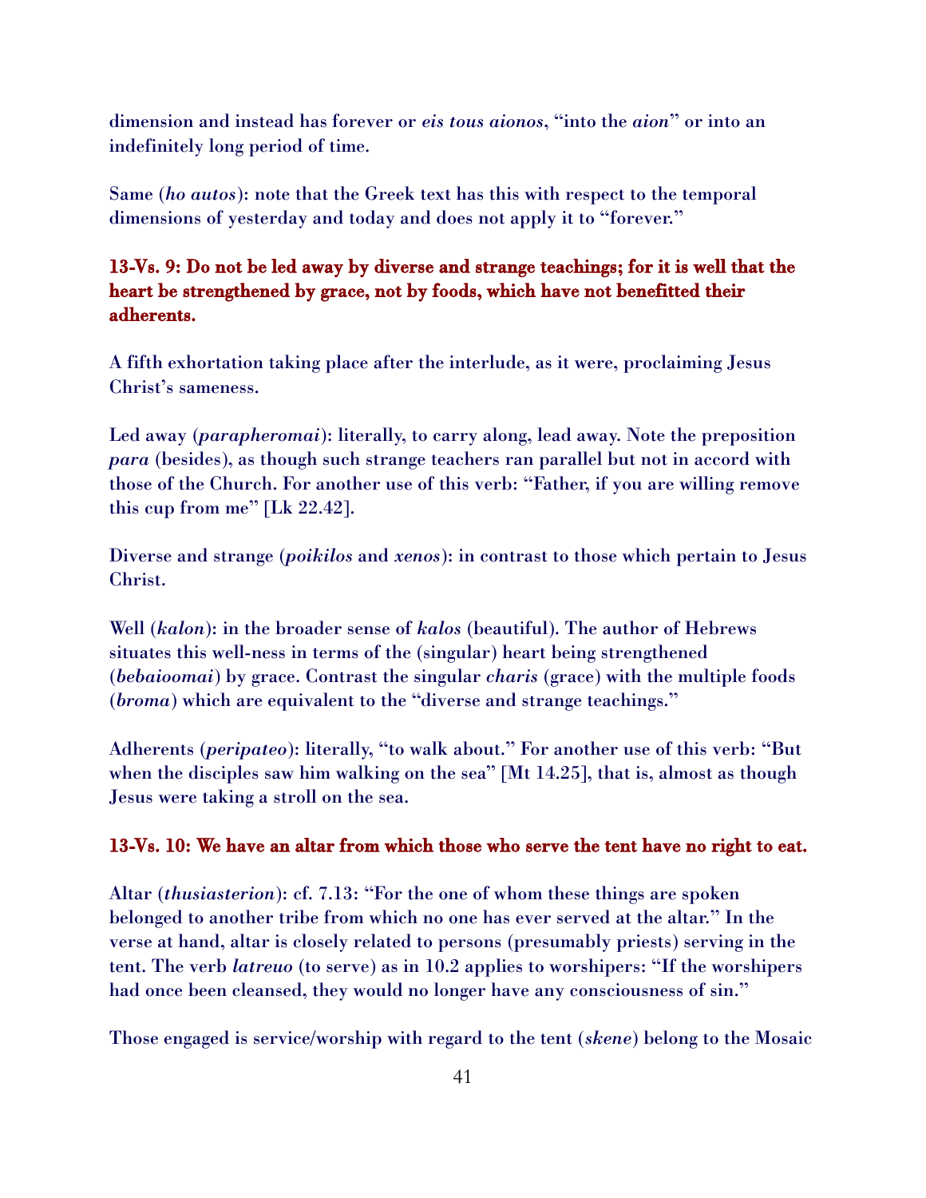dimension and instead has forever or *eis tous aionos*, "into the *aion*" or into an indefinitely long period of time.

Same (*ho autos*): note that the Greek text has this with respect to the temporal dimensions of yesterday and today and does not apply it to "forever."

**13-Vs. 9: Do not be led away by diverse and strange teachings; for it is well that the heart be strengthened by grace, not by foods, which have not benefitted their adherents.**

A fifth exhortation taking place after the interlude, as it were, proclaiming Jesus Christ's sameness.

Led away (*parapheromai*): literally, to carry along, lead away. Note the preposition *para* (besides), as though such strange teachers ran parallel but not in accord with those of the Church. For another use of this verb: "Father, if you are willing remove this cup from me" [Lk 22.42].

Diverse and strange (*poikilos* and *xenos*): in contrast to those which pertain to Jesus Christ.

Well (*kalon*): in the broader sense of *kalos* (beautiful). The author of Hebrews situates this well-ness in terms of the (singular) heart being strengthened (*bebaioomai*) by grace. Contrast the singular *charis* (grace) with the multiple foods (*broma*) which are equivalent to the "diverse and strange teachings."

Adherents (*peripateo*): literally, "to walk about." For another use of this verb: "But when the disciples saw him walking on the sea" [Mt 14.25], that is, almost as though Jesus were taking a stroll on the sea.

**13-Vs. 10: We have an altar from which those who serve the tent have no right to eat.**

Altar (*thusiasterion*): cf. 7.13: "For the one of whom these things are spoken belonged to another tribe from which no one has ever served at the altar." In the verse at hand, altar is closely related to persons (presumably priests) serving in the tent. The verb *latreuo* (to serve) as in 10.2 applies to worshipers: "If the worshipers had once been cleansed, they would no longer have any consciousness of sin."

Those engaged is service/worship with regard to the tent (*skene*) belong to the Mosaic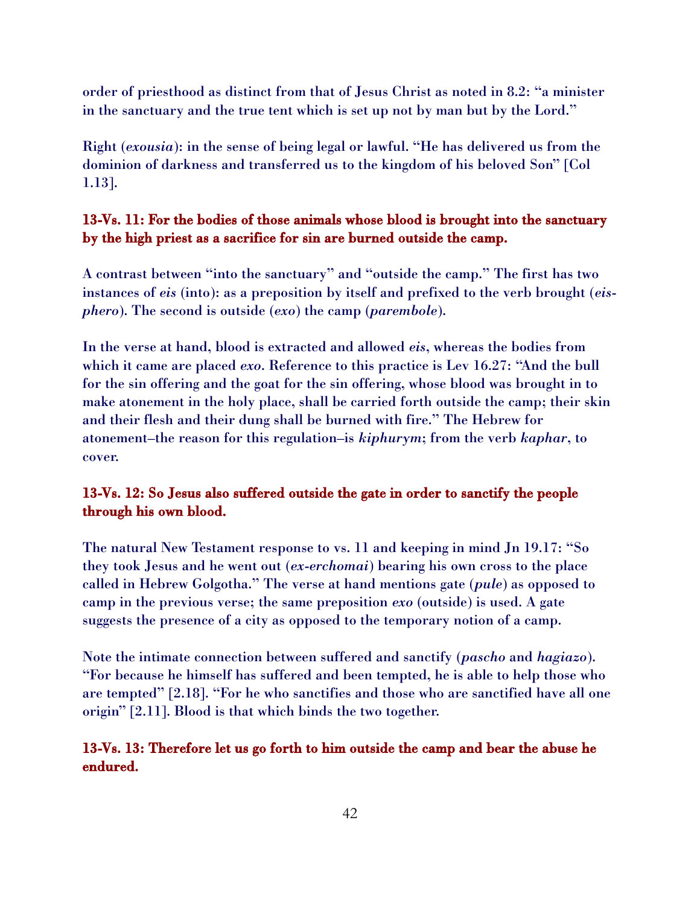order of priesthood as distinct from that of Jesus Christ as noted in 8.2: "a minister in the sanctuary and the true tent which is set up not by man but by the Lord."

Right (*exousia*): in the sense of being legal or lawful. "He has delivered us from the dominion of darkness and transferred us to the kingdom of his beloved Son" [Col 1.13].

**13-Vs. 11: For the bodies of those animals whose blood is brought into the sanctuary by the high priest as a sacrifice for sin are burned outside the camp.**

A contrast between "into the sanctuary" and "outside the camp." The first has two instances of *eis* (into): as a preposition by itself and prefixed to the verb brought (*eis-phero*). The second is outside (*exo*) the camp (*parembole*).

In the verse at hand, blood is extracted and allowed *eis*, whereas the bodies from which it came are placed *exo*. Reference to this practice is Lev 16.27: "And the bull for the sin offering and the goat for the sin offering, whose blood was brought in to make atonement in the holy place, shall be carried forth outside the camp; their skin and their flesh and their dung shall be burned with fire." The Hebrew for atonement–the reason for this regulation–is *kiphurym*; from the verb *kaphar*, to cover.

**13-Vs. 12: So Jesus also suffered outside the gate in order to sanctify the people through his own blood.**

The natural New Testament response to vs. 11 and keeping in mind Jn 19.17: "So they took Jesus and he went out (*ex-erchomai*) bearing his own cross to the place called in Hebrew Golgotha." The verse at hand mentions gate (*pule*) as opposed to camp in the previous verse; the same preposition *exo* (outside) is used. A gate suggests the presence of a city as opposed to the temporary notion of a camp.

Note the intimate connection between suffered and sanctify (*pascho* and *hagiazo*). "For because he himself has suffered and been tempted, he is able to help those who are tempted" [2.18]. "For he who sanctifies and those who are sanctified have all one origin" [2.11]. Blood is that which binds the two together.

**13-Vs. 13: Therefore let us go forth to him outside the camp and bear the abuse he endured.**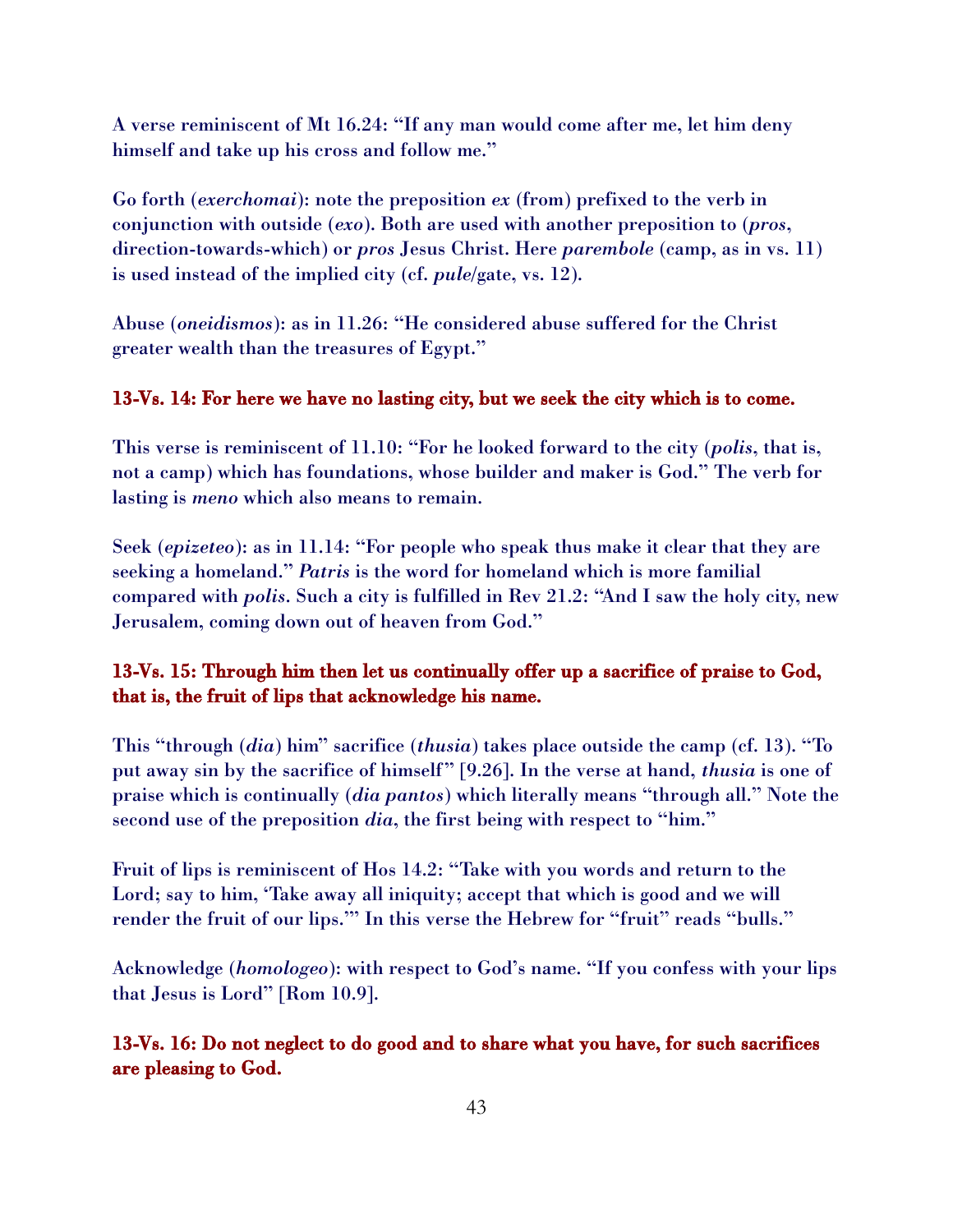A verse reminiscent of Mt 16.24: "If any man would come after me, let him deny himself and take up his cross and follow me."

Go forth (*exerchomai*): note the preposition *ex* (from) prefixed to the verb in conjunction with outside (*exo*). Both are used with another preposition to (*pros*, direction-towards-which) or *pros* Jesus Christ. Here *parembole* (camp, as in vs. 11) is used instead of the implied city (cf. *pule*/gate, vs. 12).

Abuse (*oneidismos*): as in 11.26: "He considered abuse suffered for the Christ greater wealth than the treasures of Egypt."

**13-Vs. 14: For here we have no lasting city, but we seek the city which is to come.**

This verse is reminiscent of 11.10: "For he looked forward to the city (*polis*, that is, not a camp) which has foundations, whose builder and maker is God." The verb for lasting is *meno* which also means to remain.

Seek (*epizeteo*): as in 11.14: "For people who speak thus make it clear that they are seeking a homeland." *Patris* is the word for homeland which is more familial compared with *polis*. Such a city is fulfilled in Rev 21.2: "And I saw the holy city, new Jerusalem, coming down out of heaven from God."

**13-Vs. 15: Through him then let us continually offer up a sacrifice of praise to God, that is, the fruit of lips that acknowledge his name.**

This "through (*dia*) him" sacrifice (*thusia*) takes place outside the camp (cf. 13). "To put away sin by the sacrifice of himself" [9.26]. In the verse at hand, *thusia* is one of praise which is continually (*dia pantos*) which literally means "through all." Note the second use of the preposition *dia*, the first being with respect to "him."

Fruit of lips is reminiscent of Hos 14.2: "Take with you words and return to the Lord; say to him, 'Take away all iniquity; accept that which is good and we will render the fruit of our lips.'" In this verse the Hebrew for "fruit" reads "bulls."

Acknowledge (*homologeo*): with respect to God's name. "If you confess with your lips that Jesus is Lord" [Rom 10.9].

**13-Vs. 16: Do not neglect to do good and to share what you have, for such sacrifices are pleasing to God.**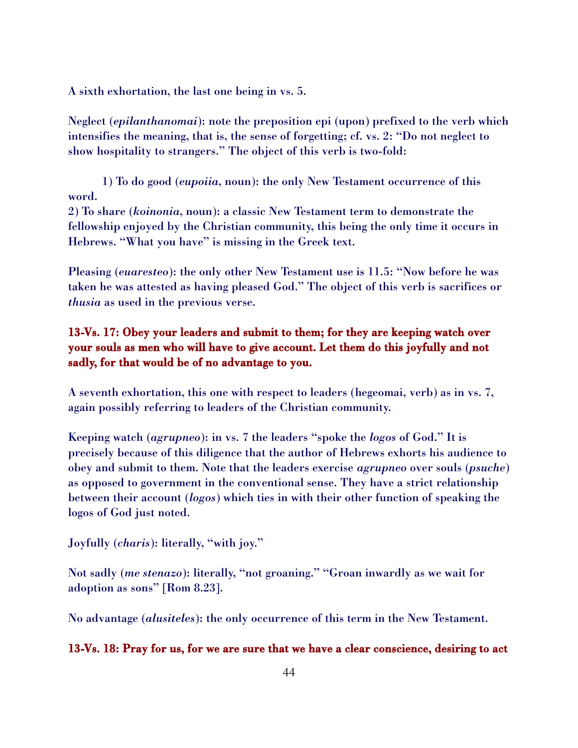A sixth exhortation, the last one being in vs. 5.

Neglect (*epilanthanomai*): note the preposition epi (upon) prefixed to the verb which intensifies the meaning, that is, the sense of forgetting; cf. vs. 2: "Do not neglect to show hospitality to strangers." The object of this verb is two-fold:

1) To do good (*eupoiia*, noun): the only New Testament occurrence of this word.
2) To share (*koinonia*, noun): a classic New Testament term to demonstrate the fellowship enjoyed by the Christian community, this being the only time it occurs in Hebrews. "What you have" is missing in the Greek text.

Pleasing (*euaresteo*): the only other New Testament use is 11.5: "Now before he was taken he was attested as having pleased God." The object of this verb is sacrifices or *thusia* as used in the previous verse.

**13-Vs. 17: Obey your leaders and submit to them; for they are keeping watch over your souls as men who will have to give account. Let them do this joyfully and not sadly, for that would be of no advantage to you.**

A seventh exhortation, this one with respect to leaders (hegeomai, verb) as in vs. 7, again possibly referring to leaders of the Christian community.

Keeping watch (*agrupneo*): in vs. 7 the leaders "spoke the *logos* of God." It is precisely because of this diligence that the author of Hebrews exhorts his audience to obey and submit to them. Note that the leaders exercise *agrupneo* over souls (*psuche*) as opposed to government in the conventional sense. They have a strict relationship between their account (*logos*) which ties in with their other function of speaking the logos of God just noted.

Joyfully (*charis*): literally, "with joy."

Not sadly (*me stenazo*): literally, "not groaning." "Groan inwardly as we wait for adoption as sons" [Rom 8.23].

No advantage (*alusiteles*): the only occurrence of this term in the New Testament.

**13-Vs. 18: Pray for us, for we are sure that we have a clear conscience, desiring to act**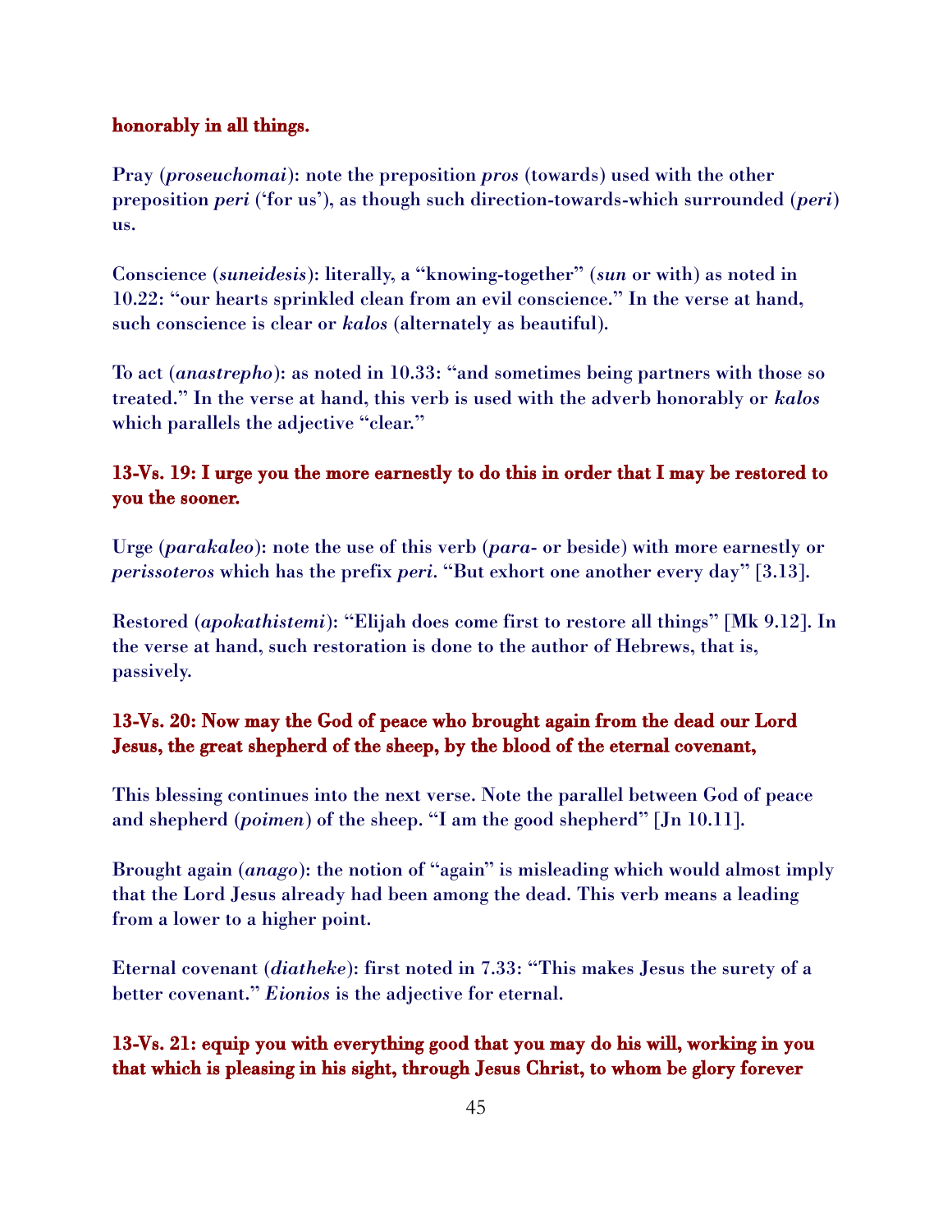**honorably in all things.**

Pray (*proseuchomai*): note the preposition *pros* (towards) used with the other preposition *peri* ('for us'), as though such direction-towards-which surrounded (*peri*) us.

Conscience (*suneidesis*): literally, a "knowing-together" (*sun* or with) as noted in 10.22: "our hearts sprinkled clean from an evil conscience." In the verse at hand, such conscience is clear or *kalos* (alternately as beautiful).

To act (*anastrepho*): as noted in 10.33: "and sometimes being partners with those so treated." In the verse at hand, this verb is used with the adverb honorably or *kalos* which parallels the adjective "clear."

**13-Vs. 19: I urge you the more earnestly to do this in order that I may be restored to you the sooner.**

Urge (*parakaleo*): note the use of this verb (*para*- or beside) with more earnestly or *perissoteros* which has the prefix *peri*. "But exhort one another every day" [3.13].

Restored (*apokathistemi*): "Elijah does come first to restore all things" [Mk 9.12]. In the verse at hand, such restoration is done to the author of Hebrews, that is, passively.

**13-Vs. 20: Now may the God of peace who brought again from the dead our Lord Jesus, the great shepherd of the sheep, by the blood of the eternal covenant,**

This blessing continues into the next verse. Note the parallel between God of peace and shepherd (*poimen*) of the sheep. "I am the good shepherd" [Jn 10.11].

Brought again (*anago*): the notion of "again" is misleading which would almost imply that the Lord Jesus already had been among the dead. This verb means a leading from a lower to a higher point.

Eternal covenant (*diatheke*): first noted in 7.33: "This makes Jesus the surety of a better covenant." *Eionios* is the adjective for eternal.

**13-Vs. 21: equip you with everything good that you may do his will, working in you that which is pleasing in his sight, through Jesus Christ, to whom be glory forever**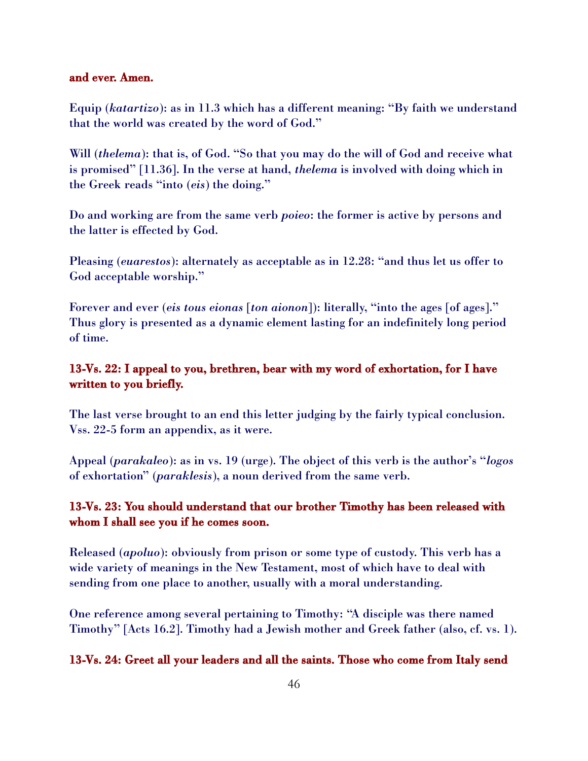**and ever. Amen.**

Equip (*katartizo*): as in 11.3 which has a different meaning: "By faith we understand that the world was created by the word of God."

Will (*thelema*): that is, of God. "So that you may do the will of God and receive what is promised" [11.36]. In the verse at hand, *thelema* is involved with doing which in the Greek reads "into (*eis*) the doing."

Do and working are from the same verb *poieo*: the former is active by persons and the latter is effected by God.

Pleasing (*euarestos*): alternately as acceptable as in 12.28: "and thus let us offer to God acceptable worship."

Forever and ever (*eis tous eionas* [*ton aionon*]): literally, "into the ages [of ages]." Thus glory is presented as a dynamic element lasting for an indefinitely long period of time.

**13-Vs. 22: I appeal to you, brethren, bear with my word of exhortation, for I have written to you briefly.**

The last verse brought to an end this letter judging by the fairly typical conclusion. Vss. 22-5 form an appendix, as it were.

Appeal (*parakaleo*): as in vs. 19 (urge). The object of this verb is the author's "*logos* of exhortation" (*paraklesis*), a noun derived from the same verb.

**13-Vs. 23: You should understand that our brother Timothy has been released with whom I shall see you if he comes soon.**

Released (*apoluo*): obviously from prison or some type of custody. This verb has a wide variety of meanings in the New Testament, most of which have to deal with sending from one place to another, usually with a moral understanding.

One reference among several pertaining to Timothy: "A disciple was there named Timothy" [Acts 16.2]. Timothy had a Jewish mother and Greek father (also, cf. vs. 1).

**13-Vs. 24: Greet all your leaders and all the saints. Those who come from Italy send**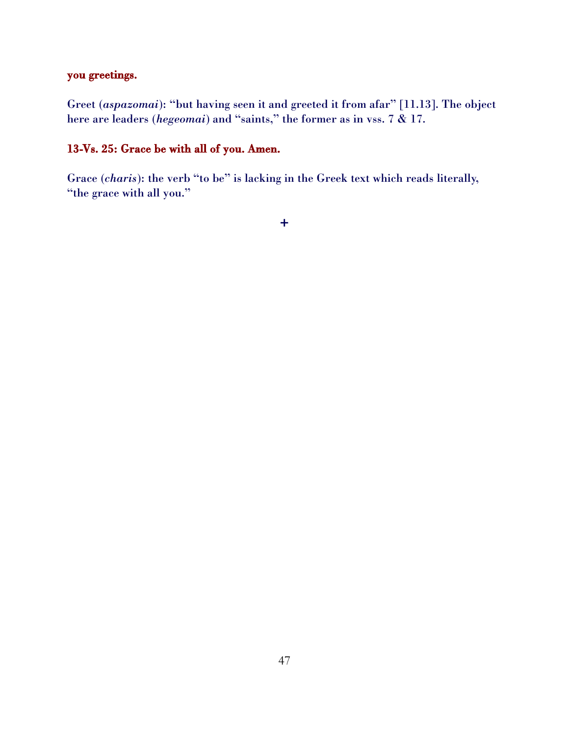**you greetings.**

Greet (*aspazomai*): "but having seen it and greeted it from afar" [11.13]. The object here are leaders (*hegeomai*) and "saints," the former as in vss. 7 & 17.

**13-Vs. 25: Grace be with all of you. Amen.**

Grace (*charis*): the verb "to be" is lacking in the Greek text which reads literally, "the grace with all you."

+